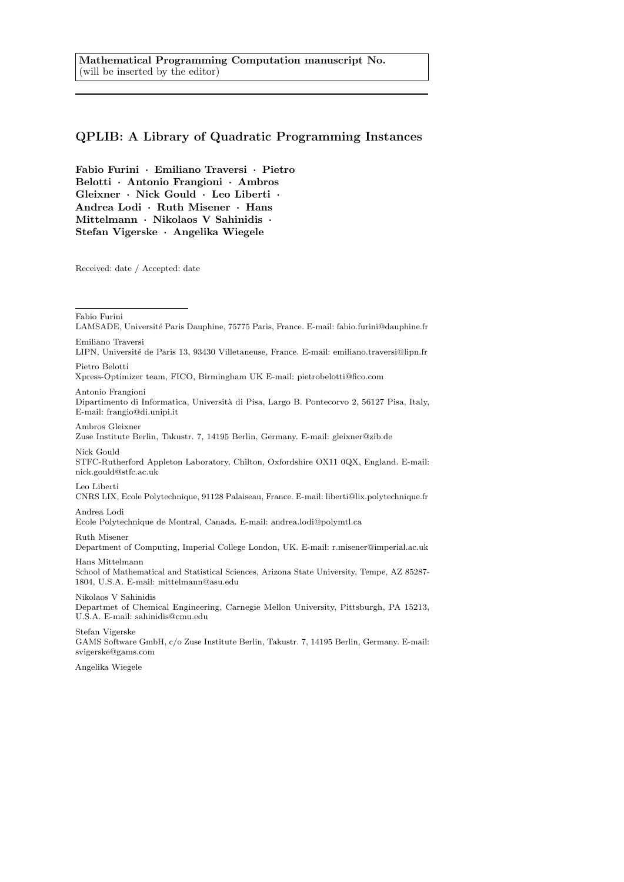**Mathematical Programming Computation manuscript No.**
(will be inserted by the editor)

# QPLIB: A Library of Quadratic Programming Instances

**Fabio Furini · Emiliano Traversi · Pietro Belotti · Antonio Frangioni · Ambros Gleixner · Nick Gould · Leo Liberti · Andrea Lodi · Ruth Misener · Hans Mittelmann · Nikolaos V Sahinidis · Stefan Vigerske · Angelika Wiegele**

Received: date / Accepted: date

---

Fabio Furini
LAMSADE, Université Paris Dauphine, 75775 Paris, France. E-mail: fabio.furini@dauphine.fr

Emiliano Traversi
LIPN, Université de Paris 13, 93430 Villetaneuse, France. E-mail: emiliano.traversi@lipn.fr

Pietro Belotti
Xpress-Optimizer team, FICO, Birmingham UK E-mail: pietrobelotti@fico.com

Antonio Frangioni
Dipartimento di Informatica, Università di Pisa, Largo B. Pontecorvo 2, 56127 Pisa, Italy, E-mail: frangio@di.unipi.it

Ambros Gleixner
Zuse Institute Berlin, Takustr. 7, 14195 Berlin, Germany. E-mail: gleixner@zib.de

Nick Gould
STFC-Rutherford Appleton Laboratory, Chilton, Oxfordshire OX11 0QX, England. E-mail: nick.gould@stfc.ac.uk

Leo Liberti
CNRS LIX, Ecole Polytechnique, 91128 Palaiseau, France. E-mail: liberti@lix.polytechnique.fr

Andrea Lodi
Ecole Polytechnique de Montral, Canada. E-mail: andrea.lodi@polymtl.ca

Ruth Misener
Department of Computing, Imperial College London, UK. E-mail: r.misener@imperial.ac.uk

Hans Mittelmann
School of Mathematical and Statistical Sciences, Arizona State University, Tempe, AZ 85287-1804, U.S.A. E-mail: mittelmann@asu.edu

Nikolaos V Sahinidis
Departmet of Chemical Engineering, Carnegie Mellon University, Pittsburgh, PA 15213, U.S.A. E-mail: sahinidis@cmu.edu

Stefan Vigerske
GAMS Software GmbH, c/o Zuse Institute Berlin, Takustr. 7, 14195 Berlin, Germany. E-mail: svigerske@gams.com

Angelika Wiegele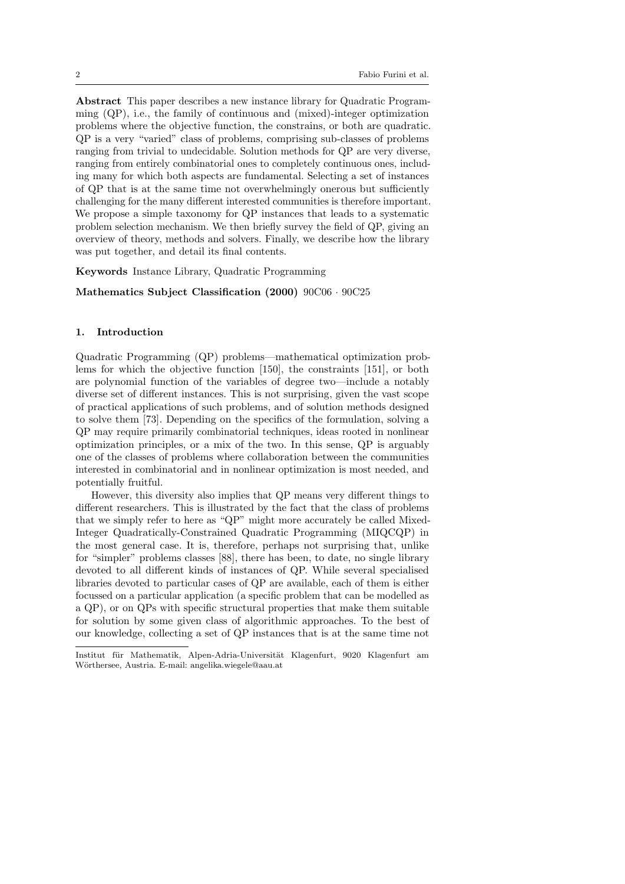**Abstract** This paper describes a new instance library for Quadratic Programming (QP), i.e., the family of continuous and (mixed)-integer optimization problems where the objective function, the constrains, or both are quadratic. QP is a very "varied" class of problems, comprising sub-classes of problems ranging from trivial to undecidable. Solution methods for QP are very diverse, ranging from entirely combinatorial ones to completely continuous ones, including many for which both aspects are fundamental. Selecting a set of instances of QP that is at the same time not overwhelmingly onerous but sufficiently challenging for the many different interested communities is therefore important. We propose a simple taxonomy for QP instances that leads to a systematic problem selection mechanism. We then briefly survey the field of QP, giving an overview of theory, methods and solvers. Finally, we describe how the library was put together, and detail its final contents.

**Keywords** Instance Library, Quadratic Programming

**Mathematics Subject Classification (2000)** 90C06 · 90C25

## 1. Introduction

Quadratic Programming (QP) problems—mathematical optimization problems for which the objective function [150], the constraints [151], or both are polynomial function of the variables of degree two—include a notably diverse set of different instances. This is not surprising, given the vast scope of practical applications of such problems, and of solution methods designed to solve them [73]. Depending on the specifics of the formulation, solving a QP may require primarily combinatorial techniques, ideas rooted in nonlinear optimization principles, or a mix of the two. In this sense, QP is arguably one of the classes of problems where collaboration between the communities interested in combinatorial and in nonlinear optimization is most needed, and potentially fruitful.

However, this diversity also implies that QP means very different things to different researchers. This is illustrated by the fact that the class of problems that we simply refer to here as "QP" might more accurately be called Mixed-Integer Quadratically-Constrained Quadratic Programming (MIQCQP) in the most general case. It is, therefore, perhaps not surprising that, unlike for "simpler" problems classes [88], there has been, to date, no single library devoted to all different kinds of instances of QP. While several specialised libraries devoted to particular cases of QP are available, each of them is either focussed on a particular application (a specific problem that can be modelled as a QP), or on QPs with specific structural properties that make them suitable for solution by some given class of algorithmic approaches. To the best of our knowledge, collecting a set of QP instances that is at the same time not

Institut für Mathematik, Alpen-Adria-Universität Klagenfurt, 9020 Klagenfurt am Wörthersee, Austria. E-mail: angelika.wiegele@aau.at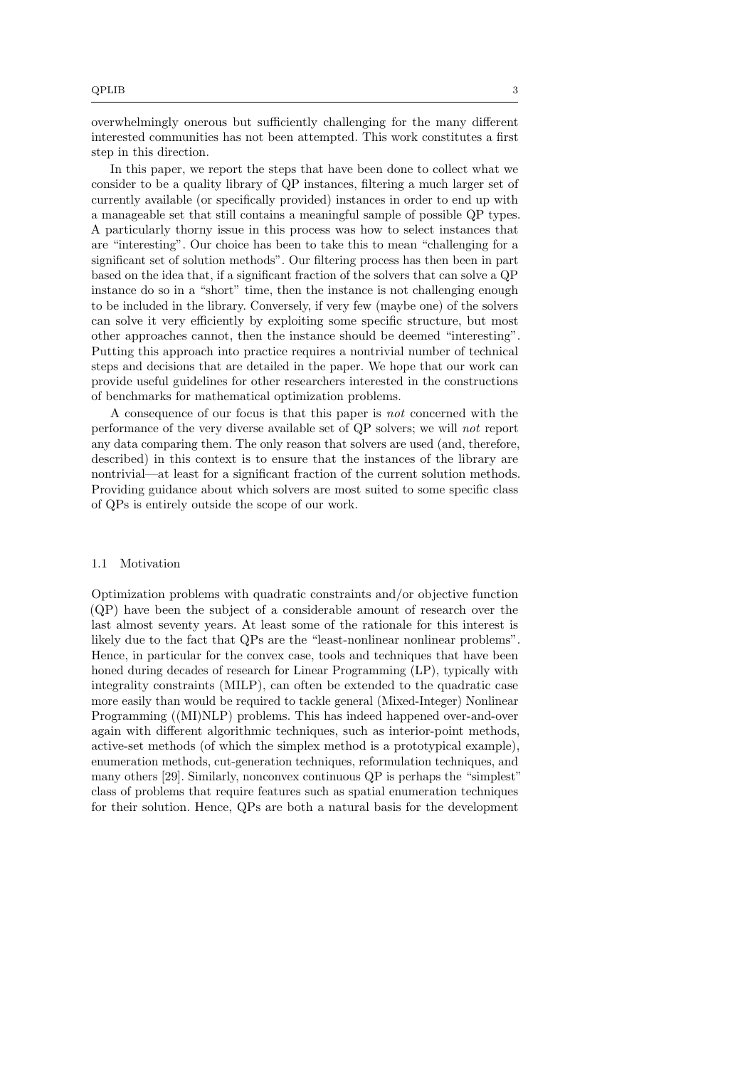overwhelmingly onerous but sufficiently challenging for the many different interested communities has not been attempted. This work constitutes a first step in this direction.

In this paper, we report the steps that have been done to collect what we consider to be a quality library of QP instances, filtering a much larger set of currently available (or specifically provided) instances in order to end up with a manageable set that still contains a meaningful sample of possible QP types. A particularly thorny issue in this process was how to select instances that are "interesting". Our choice has been to take this to mean "challenging for a significant set of solution methods". Our filtering process has then been in part based on the idea that, if a significant fraction of the solvers that can solve a QP instance do so in a "short" time, then the instance is not challenging enough to be included in the library. Conversely, if very few (maybe one) of the solvers can solve it very efficiently by exploiting some specific structure, but most other approaches cannot, then the instance should be deemed "interesting". Putting this approach into practice requires a nontrivial number of technical steps and decisions that are detailed in the paper. We hope that our work can provide useful guidelines for other researchers interested in the constructions of benchmarks for mathematical optimization problems.

A consequence of our focus is that this paper is *not* concerned with the performance of the very diverse available set of QP solvers; we will *not* report any data comparing them. The only reason that solvers are used (and, therefore, described) in this context is to ensure that the instances of the library are nontrivial—at least for a significant fraction of the current solution methods. Providing guidance about which solvers are most suited to some specific class of QPs is entirely outside the scope of our work.

### 1.1 Motivation

Optimization problems with quadratic constraints and/or objective function (QP) have been the subject of a considerable amount of research over the last almost seventy years. At least some of the rationale for this interest is likely due to the fact that QPs are the "least-nonlinear nonlinear problems". Hence, in particular for the convex case, tools and techniques that have been honed during decades of research for Linear Programming (LP), typically with integrality constraints (MILP), can often be extended to the quadratic case more easily than would be required to tackle general (Mixed-Integer) Nonlinear Programming ((MI)NLP) problems. This has indeed happened over-and-over again with different algorithmic techniques, such as interior-point methods, active-set methods (of which the simplex method is a prototypical example), enumeration methods, cut-generation techniques, reformulation techniques, and many others [29]. Similarly, nonconvex continuous QP is perhaps the "simplest" class of problems that require features such as spatial enumeration techniques for their solution. Hence, QPs are both a natural basis for the development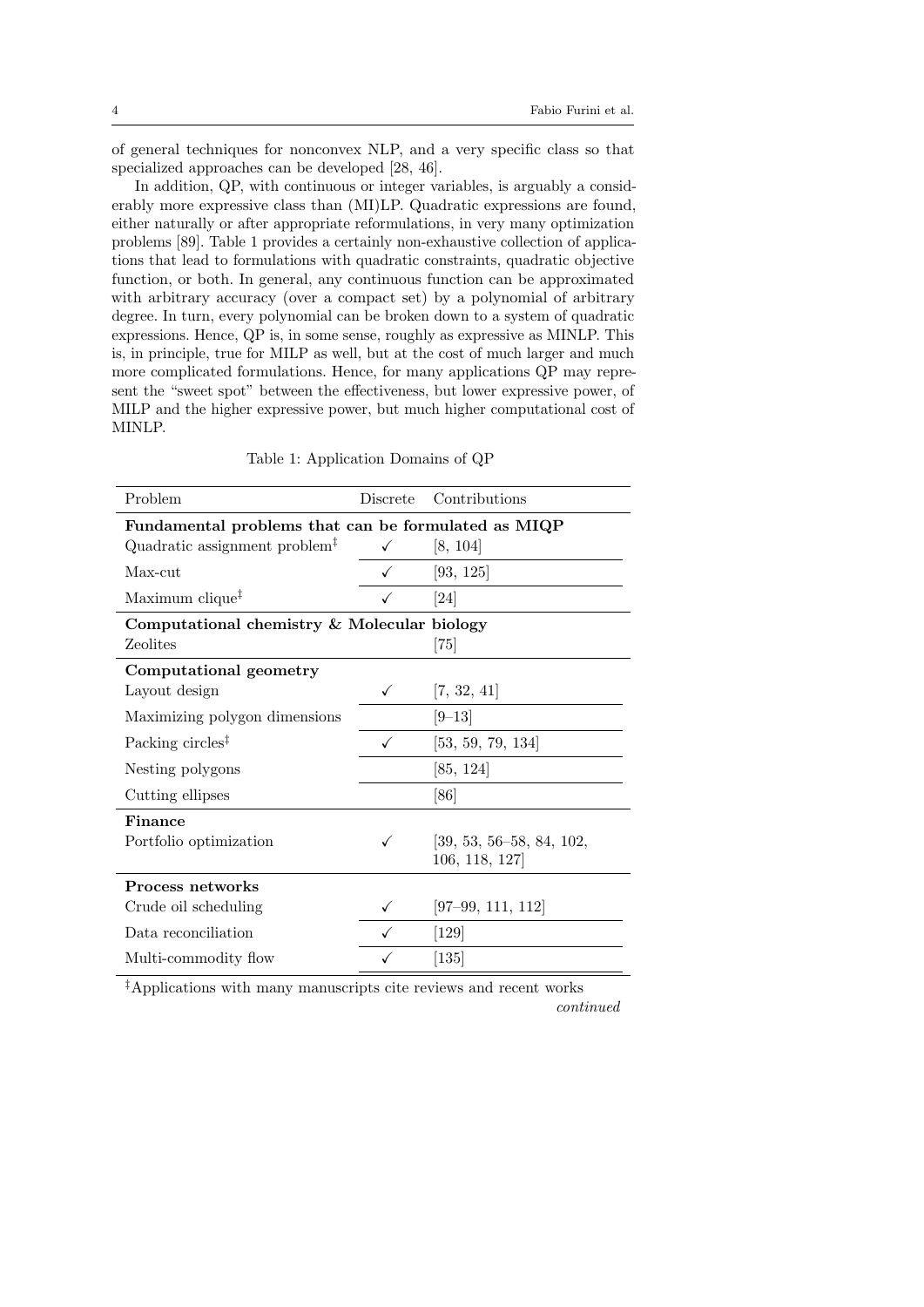of general techniques for nonconvex NLP, and a very specific class so that specialized approaches can be developed [28, 46].

In addition, QP, with continuous or integer variables, is arguably a considerably more expressive class than (MI)LP. Quadratic expressions are found, either naturally or after appropriate reformulations, in very many optimization problems [89]. Table 1 provides a certainly non-exhaustive collection of applications that lead to formulations with quadratic constraints, quadratic objective function, or both. In general, any continuous function can be approximated with arbitrary accuracy (over a compact set) by a polynomial of arbitrary degree. In turn, every polynomial can be broken down to a system of quadratic expressions. Hence, QP is, in some sense, roughly as expressive as MINLP. This is, in principle, true for MILP as well, but at the cost of much larger and much more complicated formulations. Hence, for many applications QP may represent the "sweet spot" between the effectiveness, but lower expressive power, of MILP and the higher expressive power, but much higher computational cost of MINLP.

Table 1: Application Domains of QP

| Problem | Discrete | Contributions |
|---|---|---|
| **Fundamental problems that can be formulated as MIQP** | | |
| Quadratic assignment problem‡ | ✓ | [8, 104] |
| Max-cut | ✓ | [93, 125] |
| Maximum clique‡ | ✓ | [24] |
| **Computational chemistry & Molecular biology** | | |
| Zeolites | | [75] |
| **Computational geometry** | | |
| Layout design | ✓ | [7, 32, 41] |
| Maximizing polygon dimensions | | [9–13] |
| Packing circles‡ | ✓ | [53, 59, 79, 134] |
| Nesting polygons | | [85, 124] |
| Cutting ellipses | | [86] |
| **Finance** | | |
| Portfolio optimization | ✓ | [39, 53, 56–58, 84, 102, 106, 118, 127] |
| **Process networks** | | |
| Crude oil scheduling | ✓ | [97–99, 111, 112] |
| Data reconciliation | ✓ | [129] |
| Multi-commodity flow | ✓ | [135] |

‡Applications with many manuscripts cite reviews and recent works

*continued*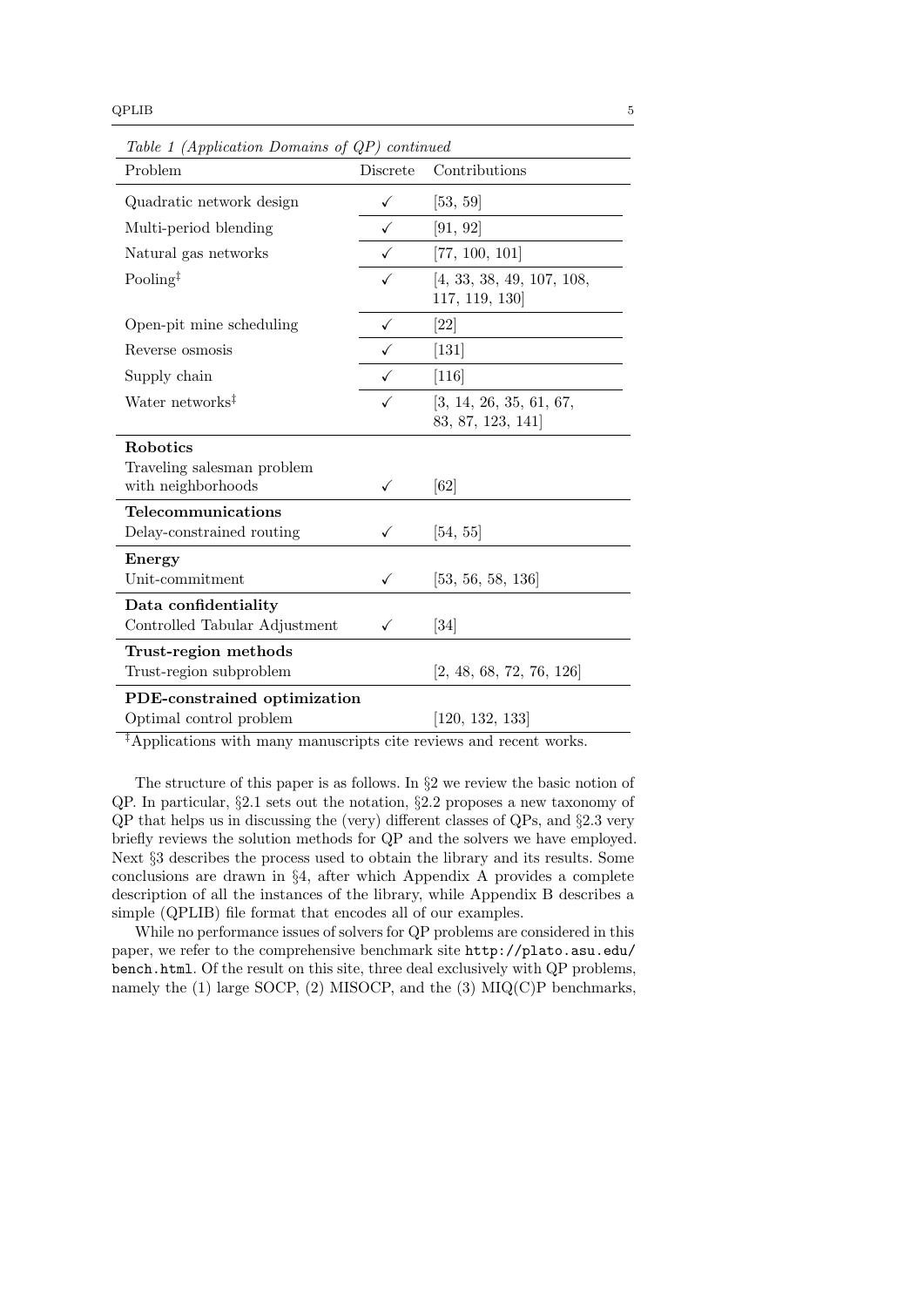*Table 1 (Application Domains of QP) continued*

| Problem | Discrete | Contributions |
|---|---|---|
| Quadratic network design | ✓ | [53, 59] |
| Multi-period blending | ✓ | [91, 92] |
| Natural gas networks | ✓ | [77, 100, 101] |
| Pooling‡ | ✓ | [4, 33, 38, 49, 107, 108, 117, 119, 130] |
| Open-pit mine scheduling | ✓ | [22] |
| Reverse osmosis | ✓ | [131] |
| Supply chain | ✓ | [116] |
| Water networks‡ | ✓ | [3, 14, 26, 35, 61, 67, 83, 87, 123, 141] |
| **Robotics** | | |
| Traveling salesman problem with neighborhoods | ✓ | [62] |
| **Telecommunications** | | |
| Delay-constrained routing | ✓ | [54, 55] |
| **Energy** | | |
| Unit-commitment | ✓ | [53, 56, 58, 136] |
| **Data confidentiality** | | |
| Controlled Tabular Adjustment | ✓ | [34] |
| **Trust-region methods** | | |
| Trust-region subproblem | | [2, 48, 68, 72, 76, 126] |
| **PDE-constrained optimization** | | |
| Optimal control problem | | [120, 132, 133] |

‡Applications with many manuscripts cite reviews and recent works.

The structure of this paper is as follows. In §2 we review the basic notion of QP. In particular, §2.1 sets out the notation, §2.2 proposes a new taxonomy of QP that helps us in discussing the (very) different classes of QPs, and §2.3 very briefly reviews the solution methods for QP and the solvers we have employed. Next §3 describes the process used to obtain the library and its results. Some conclusions are drawn in §4, after which Appendix A provides a complete description of all the instances of the library, while Appendix B describes a simple (QPLIB) file format that encodes all of our examples.

While no performance issues of solvers for QP problems are considered in this paper, we refer to the comprehensive benchmark site `http://plato.asu.edu/bench.html`. Of the result on this site, three deal exclusively with QP problems, namely the (1) large SOCP, (2) MISOCP, and the (3) MIQ(C)P benchmarks,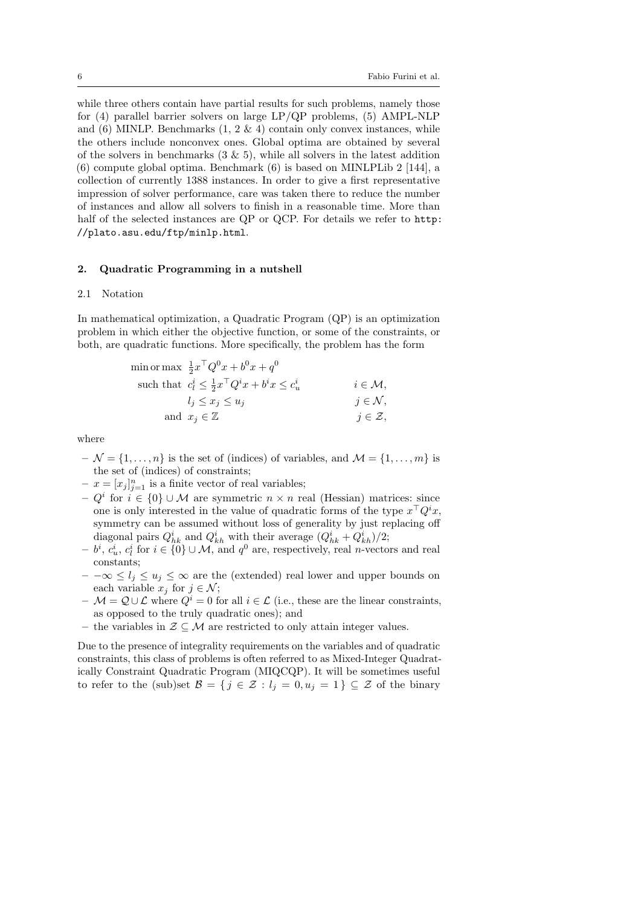while three others contain have partial results for such problems, namely those for (4) parallel barrier solvers on large LP/QP problems, (5) AMPL-NLP and (6) MINLP. Benchmarks (1, 2 & 4) contain only convex instances, while the others include nonconvex ones. Global optima are obtained by several of the solvers in benchmarks (3 & 5), while all solvers in the latest addition (6) compute global optima. Benchmark (6) is based on MINLPLib 2 [144], a collection of currently 1388 instances. In order to give a first representative impression of solver performance, care was taken there to reduce the number of instances and allow all solvers to finish in a reasonable time. More than half of the selected instances are QP or QCP. For details we refer to `http://plato.asu.edu/ftp/minlp.html`.

## 2. Quadratic Programming in a nutshell

### 2.1 Notation

In mathematical optimization, a Quadratic Program (QP) is an optimization problem in which either the objective function, or some of the constraints, or both, are quadratic functions. More specifically, the problem has the form

$$
\begin{aligned}
\min \text{or} \max \;\; & \tfrac{1}{2}x^\top Q^0 x + b^0 x + q^0 & \\
\text{such that} \;\; & c_l^i \leq \tfrac{1}{2}x^\top Q^i x + b^i x \leq c_u^i & i \in \mathcal{M}, \\
& l_j \leq x_j \leq u_j & j \in \mathcal{N}, \\
\text{and} \;\; & x_j \in \mathbb{Z} & j \in \mathcal{Z},
\end{aligned}
$$

where

- $\mathcal{N} = \{1, \ldots, n\}$ is the set of (indices) of variables, and $\mathcal{M} = \{1, \ldots, m\}$ is the set of (indices) of constraints;
- $x = [x_j]_{j=1}^n$ is a finite vector of real variables;
- $Q^i$ for $i \in \{0\} \cup \mathcal{M}$ are symmetric $n \times n$ real (Hessian) matrices: since one is only interested in the value of quadratic forms of the type $x^\top Q^i x$, symmetry can be assumed without loss of generality by just replacing off diagonal pairs $Q^i_{hk}$ and $Q^i_{kh}$ with their average $(Q^i_{hk} + Q^i_{kh})/2$;
- $b^i$, $c_u^i$, $c_l^i$ for $i \in \{0\} \cup \mathcal{M}$, and $q^0$ are, respectively, real $n$-vectors and real constants;
- $-\infty \leq l_j \leq u_j \leq \infty$ are the (extended) real lower and upper bounds on each variable $x_j$ for $j \in \mathcal{N}$;
- $\mathcal{M} = \mathcal{Q} \cup \mathcal{L}$ where $Q^i = 0$ for all $i \in \mathcal{L}$ (i.e., these are the linear constraints, as opposed to the truly quadratic ones); and
- the variables in $\mathcal{Z} \subseteq \mathcal{M}$ are restricted to only attain integer values.

Due to the presence of integrality requirements on the variables and of quadratic constraints, this class of problems is often referred to as Mixed-Integer Quadratically Constraint Quadratic Program (MIQCQP). It will be sometimes useful to refer to the (sub)set $\mathcal{B} = \{\, j \in \mathcal{Z} : l_j = 0, u_j = 1 \,\} \subseteq \mathcal{Z}$ of the binary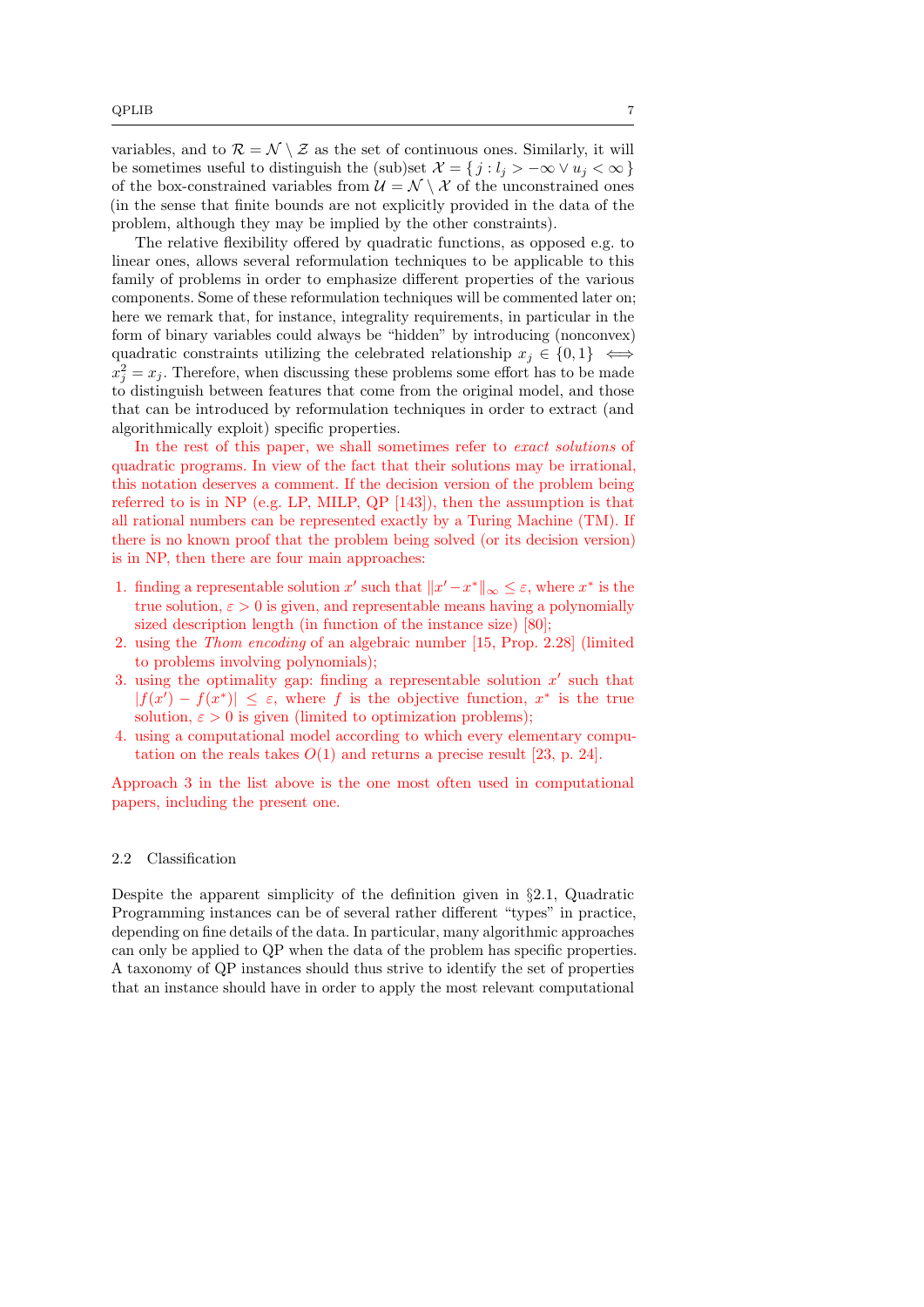variables, and to $\mathcal{R} = \mathcal{N} \setminus \mathcal{Z}$ as the set of continuous ones. Similarly, it will be sometimes useful to distinguish the (sub)set $\mathcal{X} = \{ j : l_j > -\infty \vee u_j < \infty \}$ of the box-constrained variables from $\mathcal{U} = \mathcal{N} \setminus \mathcal{X}$ of the unconstrained ones (in the sense that finite bounds are not explicitly provided in the data of the problem, although they may be implied by the other constraints).

The relative flexibility offered by quadratic functions, as opposed e.g. to linear ones, allows several reformulation techniques to be applicable to this family of problems in order to emphasize different properties of the various components. Some of these reformulation techniques will be commented later on; here we remark that, for instance, integrality requirements, in particular in the form of binary variables could always be "hidden" by introducing (nonconvex) quadratic constraints utilizing the celebrated relationship $x_j \in \{0, 1\} \iff x_j^2 = x_j$. Therefore, when discussing these problems some effort has to be made to distinguish between features that come from the original model, and those that can be introduced by reformulation techniques in order to extract (and algorithmically exploit) specific properties.

In the rest of this paper, we shall sometimes refer to *exact solutions* of quadratic programs. In view of the fact that their solutions may be irrational, this notation deserves a comment. If the decision version of the problem being referred to is in NP (e.g. LP, MILP, QP [143]), then the assumption is that all rational numbers can be represented exactly by a Turing Machine (TM). If there is no known proof that the problem being solved (or its decision version) is in NP, then there are four main approaches:

1. finding a representable solution $x'$ such that $\|x' - x^*\|_\infty \leq \varepsilon$, where $x^*$ is the true solution, $\varepsilon > 0$ is given, and representable means having a polynomially sized description length (in function of the instance size) [80];
2. using the *Thom encoding* of an algebraic number [15, Prop. 2.28] (limited to problems involving polynomials);
3. using the optimality gap: finding a representable solution $x'$ such that $|f(x') - f(x^*)| \leq \varepsilon$, where $f$ is the objective function, $x^*$ is the true solution, $\varepsilon > 0$ is given (limited to optimization problems);
4. using a computational model according to which every elementary computation on the reals takes $O(1)$ and returns a precise result [23, p. 24].

Approach 3 in the list above is the one most often used in computational papers, including the present one.

### 2.2 Classification

Despite the apparent simplicity of the definition given in §2.1, Quadratic Programming instances can be of several rather different "types" in practice, depending on fine details of the data. In particular, many algorithmic approaches can only be applied to QP when the data of the problem has specific properties. A taxonomy of QP instances should thus strive to identify the set of properties that an instance should have in order to apply the most relevant computational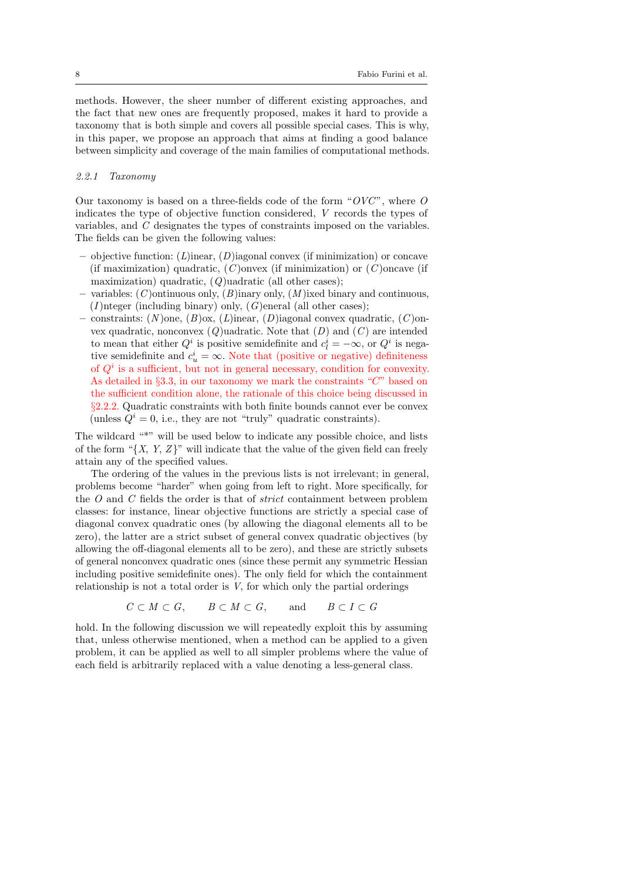methods. However, the sheer number of different existing approaches, and the fact that new ones are frequently proposed, makes it hard to provide a taxonomy that is both simple and covers all possible special cases. This is why, in this paper, we propose an approach that aims at finding a good balance between simplicity and coverage of the main families of computational methods.

#### *2.2.1 Taxonomy*

Our taxonomy is based on a three-fields code of the form "$OVC$", where $O$ indicates the type of objective function considered, $V$ records the types of variables, and $C$ designates the types of constraints imposed on the variables. The fields can be given the following values:

- objective function: ($L$)inear, ($D$)iagonal convex (if minimization) or concave (if maximization) quadratic, ($C$)onvex (if minimization) or ($C$)oncave (if maximization) quadratic, ($Q$)uadratic (all other cases);
- variables: ($C$)ontinuous only, ($B$)inary only, ($M$)ixed binary and continuous, ($I$)nteger (including binary) only, ($G$)eneral (all other cases);
- constraints: ($N$)one, ($B$)ox, ($L$)inear, ($D$)iagonal convex quadratic, ($C$)onvex quadratic, nonconvex ($Q$)uadratic. Note that ($D$) and ($C$) are intended to mean that either $Q^i$ is positive semidefinite and $c_l^i = -\infty$, or $Q^i$ is negative semidefinite and $c_u^i = \infty$. Note that (positive or negative) definiteness of $Q^i$ is a sufficient, but not in general necessary, condition for convexity. As detailed in §3.3, in our taxonomy we mark the constraints "$C$" based on the sufficient condition alone, the rationale of this choice being discussed in §2.2.2. Quadratic constraints with both finite bounds cannot ever be convex (unless $Q^i = 0$, i.e., they are not "truly" quadratic constraints).

The wildcard "*" will be used below to indicate any possible choice, and lists of the form "$\{X,\ Y,\ Z\}$" will indicate that the value of the given field can freely attain any of the specified values.

The ordering of the values in the previous lists is not irrelevant; in general, problems become "harder" when going from left to right. More specifically, for the $O$ and $C$ fields the order is that of *strict* containment between problem classes: for instance, linear objective functions are strictly a special case of diagonal convex quadratic ones (by allowing the diagonal elements all to be zero), the latter are a strict subset of general convex quadratic objectives (by allowing the off-diagonal elements all to be zero), and these are strictly subsets of general nonconvex quadratic ones (since these permit any symmetric Hessian including positive semidefinite ones). The only field for which the containment relationship is not a total order is $V$, for which only the partial orderings

$$C \subset M \subset G, \qquad B \subset M \subset G, \qquad \text{and} \qquad B \subset I \subset G$$

hold. In the following discussion we will repeatedly exploit this by assuming that, unless otherwise mentioned, when a method can be applied to a given problem, it can be applied as well to all simpler problems where the value of each field is arbitrarily replaced with a value denoting a less-general class.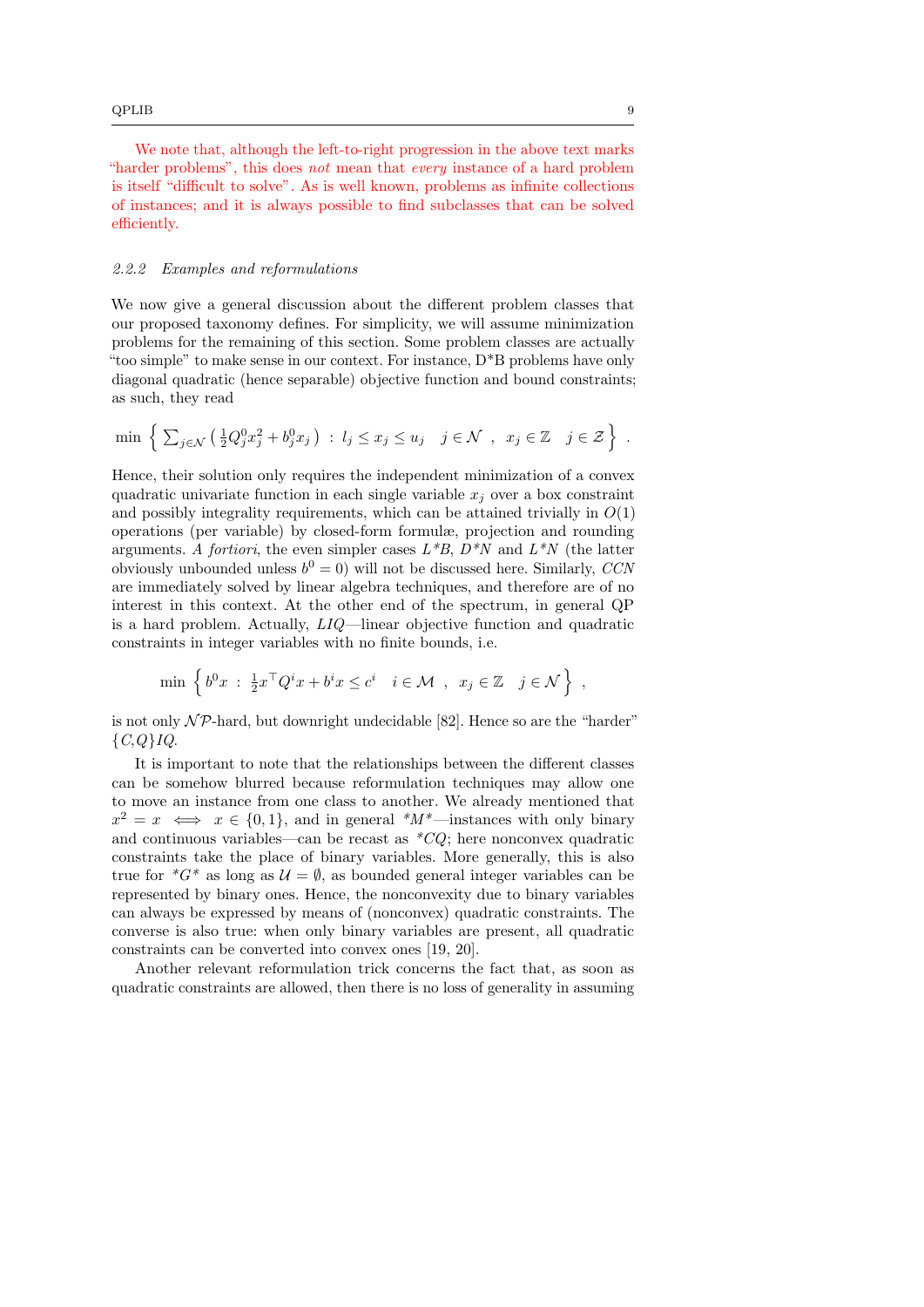We note that, although the left-to-right progression in the above text marks "harder problems", this does *not* mean that *every* instance of a hard problem is itself "difficult to solve". As is well known, problems as infinite collections of instances; and it is always possible to find subclasses that can be solved efficiently.

### 2.2.2 Examples and reformulations

We now give a general discussion about the different problem classes that our proposed taxonomy defines. For simplicity, we will assume minimization problems for the remaining of this section. Some problem classes are actually "too simple" to make sense in our context. For instance, D*B problems have only diagonal quadratic (hence separable) objective function and bound constraints; as such, they read

$$\min \left\{ \sum_{j\in\mathcal{N}} \left( \tfrac{1}{2}Q^0_j x_j^2 + b^0_j x_j \right) \;:\; l_j \le x_j \le u_j \quad j \in \mathcal{N} \;\;,\;\; x_j \in \mathbb{Z} \quad j \in \mathcal{Z} \right\} \;.$$

Hence, their solution only requires the independent minimization of a convex quadratic univariate function in each single variable $x_j$ over a box constraint and possibly integrality requirements, which can be attained trivially in $O(1)$ operations (per variable) by closed-form formulæ, projection and rounding arguments. *A fortiori*, the even simpler cases *L\*B*, *D\*N* and *L\*N* (the latter obviously unbounded unless $b^0 = 0$) will not be discussed here. Similarly, *CCN* are immediately solved by linear algebra techniques, and therefore are of no interest in this context. At the other end of the spectrum, in general QP is a hard problem. Actually, *LIQ*—linear objective function and quadratic constraints in integer variables with no finite bounds, i.e.

$$\min \left\{ b^0 x \;:\; \tfrac{1}{2}x^\top Q^i x + b^i x \le c^i \quad i \in \mathcal{M} \;\;,\;\; x_j \in \mathbb{Z} \quad j \in \mathcal{N} \right\} \;,$$

is not only $\mathcal{NP}$-hard, but downright undecidable [82]. Hence so are the "harder" *{C,Q}IQ*.

It is important to note that the relationships between the different classes can be somehow blurred because reformulation techniques may allow one to move an instance from one class to another. We already mentioned that $x^2 = x \iff x \in \{0,1\}$, and in general *\*M\**—instances with only binary and continuous variables—can be recast as *\*CQ*; here nonconvex quadratic constraints take the place of binary variables. More generally, this is also true for *\*G\** as long as $\mathcal{U} = \emptyset$, as bounded general integer variables can be represented by binary ones. Hence, the nonconvexity due to binary variables can always be expressed by means of (nonconvex) quadratic constraints. The converse is also true: when only binary variables are present, all quadratic constraints can be converted into convex ones [19, 20].

Another relevant reformulation trick concerns the fact that, as soon as quadratic constraints are allowed, then there is no loss of generality in assuming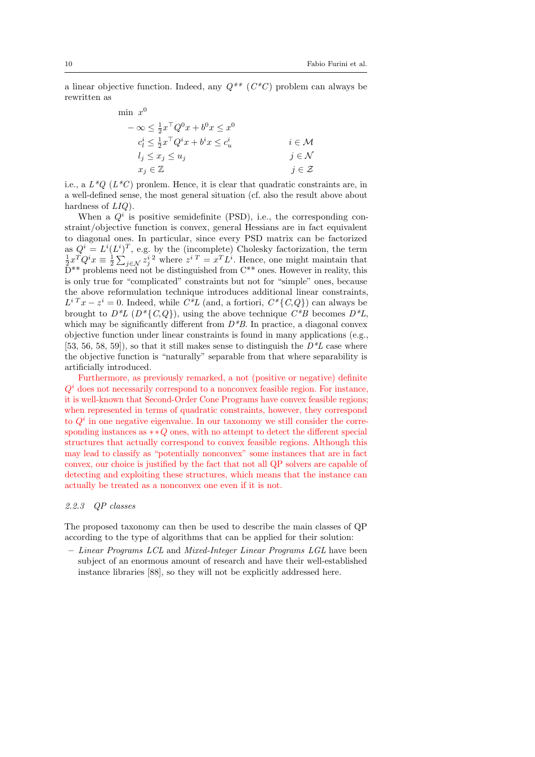a linear objective function. Indeed, any $Q^{**}$ ($C^{*}C$) problem can always be rewritten as

$$
\begin{aligned}
\min\ & x^0 \\
& -\infty \leq \tfrac{1}{2}x^\top Q^0 x + b^0 x \leq x^0 \\
& c_l^i \leq \tfrac{1}{2}x^\top Q^i x + b^i x \leq c_u^i && i \in \mathcal{M} \\
& l_j \leq x_j \leq u_j && j \in \mathcal{N} \\
& x_j \in \mathbb{Z} && j \in \mathcal{Z}
\end{aligned}
$$

i.e., a $L^{*}Q$ ($L^{*}C$) pronlem. Hence, it is clear that quadratic constraints are, in a well-defined sense, the most general situation (cf. also the result above about hardness of $LIQ$).

When a $Q^i$ is positive semidefinite (PSD), i.e., the corresponding constraint/objective function is convex, general Hessians are in fact equivalent to diagonal ones. In particular, since every PSD matrix can be factorized as $Q^i = L^i(L^i)^T$, e.g. by the (incomplete) Cholesky factorization, the term $\frac{1}{2}x^T Q^i x \equiv \frac{1}{2}\sum_{j\in\mathcal{N}} {z_j^i}^2$ where ${z^i}^T = x^T L^i$. Hence, one might maintain that D** problems need not be distinguished from C** ones. However in reality, this is only true for "complicated" constraints but not for "simple" ones, because the above reformulation technique introduces additional linear constraints, ${L^i}^T x - z^i = 0$. Indeed, while $C^{*}L$ (and, a fortiori, $C^{*}\{C,Q\}$) can always be brought to $D^{*}L$ ($D^{*}\{C,Q\}$), using the above technique $C^{*}B$ becomes $D^{*}L$, which may be significantly different from $D^{*}B$. In practice, a diagonal convex objective function under linear constraints is found in many applications (e.g., [53, 56, 58, 59]), so that it still makes sense to distinguish the $D^{*}L$ case where the objective function is "naturally" separable from that where separability is artificially introduced.

Furthermore, as previously remarked, a not (positive or negative) definite $Q^i$ does not necessarily correspond to a nonconvex feasible region. For instance, it is well-known that Second-Order Cone Programs have convex feasible regions; when represented in terms of quadratic constraints, however, they correspond to $Q^i$ in one negative eigenvalue. In our taxonomy we still consider the corresponding instances as $**Q$ ones, with no attempt to detect the different special structures that actually correspond to convex feasible regions. Although this may lead to classify as "potentially nonconvex" some instances that are in fact convex, our choice is justified by the fact that not all QP solvers are capable of detecting and exploiting these structures, which means that the instance can actually be treated as a nonconvex one even if it is not.

### 2.2.3 QP classes

The proposed taxonomy can then be used to describe the main classes of QP according to the type of algorithms that can be applied for their solution:

– *Linear Programs LCL* and *Mixed-Integer Linear Programs LGL* have been subject of an enormous amount of research and have their well-established instance libraries [88], so they will not be explicitly addressed here.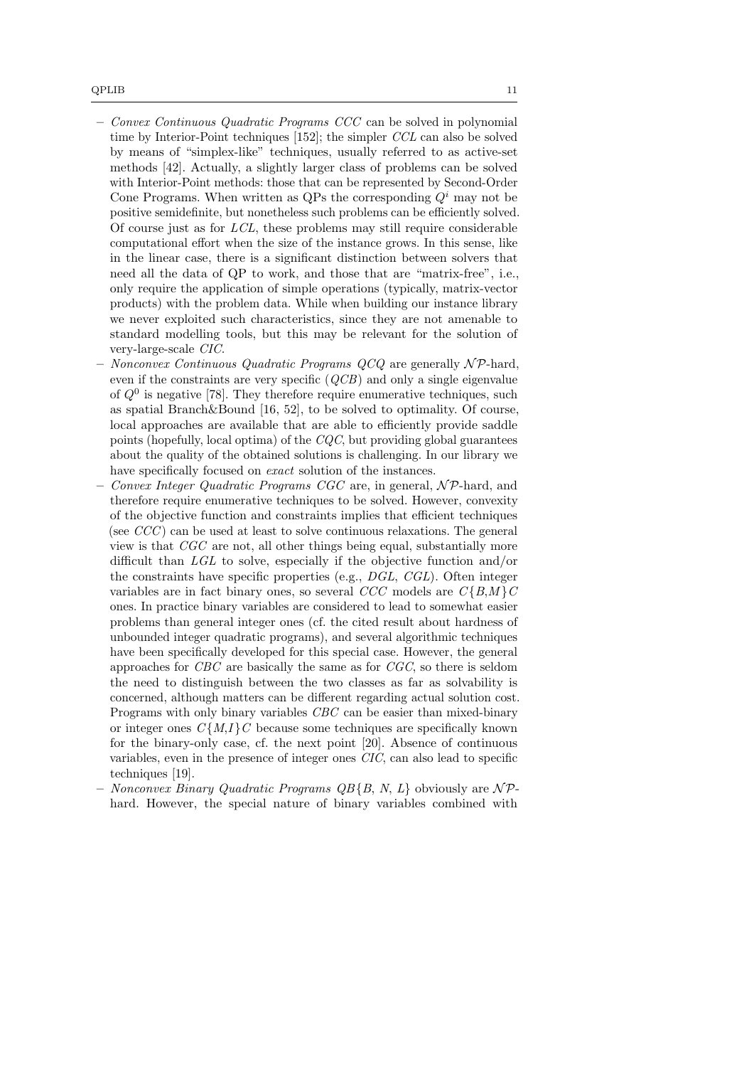- *Convex Continuous Quadratic Programs CCC* can be solved in polynomial time by Interior-Point techniques [152]; the simpler *CCL* can also be solved by means of "simplex-like" techniques, usually referred to as active-set methods [42]. Actually, a slightly larger class of problems can be solved with Interior-Point methods: those that can be represented by Second-Order Cone Programs. When written as QPs the corresponding $Q^i$ may not be positive semidefinite, but nonetheless such problems can be efficiently solved. Of course just as for *LCL*, these problems may still require considerable computational effort when the size of the instance grows. In this sense, like in the linear case, there is a significant distinction between solvers that need all the data of QP to work, and those that are "matrix-free", i.e., only require the application of simple operations (typically, matrix-vector products) with the problem data. While when building our instance library we never exploited such characteristics, since they are not amenable to standard modelling tools, but this may be relevant for the solution of very-large-scale *CIC*.
- *Nonconvex Continuous Quadratic Programs QCQ* are generally $\mathcal{NP}$-hard, even if the constraints are very specific (*QCB*) and only a single eigenvalue of $Q^0$ is negative [78]. They therefore require enumerative techniques, such as spatial Branch&Bound [16, 52], to be solved to optimality. Of course, local approaches are available that are able to efficiently provide saddle points (hopefully, local optima) of the *CQC*, but providing global guarantees about the quality of the obtained solutions is challenging. In our library we have specifically focused on *exact* solution of the instances.
- *Convex Integer Quadratic Programs CGC* are, in general, $\mathcal{NP}$-hard, and therefore require enumerative techniques to be solved. However, convexity of the objective function and constraints implies that efficient techniques (see *CCC*) can be used at least to solve continuous relaxations. The general view is that *CGC* are not, all other things being equal, substantially more difficult than *LGL* to solve, especially if the objective function and/or the constraints have specific properties (e.g., *DGL*, *CGL*). Often integer variables are in fact binary ones, so several *CCC* models are *C{B,M}C* ones. In practice binary variables are considered to lead to somewhat easier problems than general integer ones (cf. the cited result about hardness of unbounded integer quadratic programs), and several algorithmic techniques have been specifically developed for this special case. However, the general approaches for *CBC* are basically the same as for *CGC*, so there is seldom the need to distinguish between the two classes as far as solvability is concerned, although matters can be different regarding actual solution cost. Programs with only binary variables *CBC* can be easier than mixed-binary or integer ones *C{M,I}C* because some techniques are specifically known for the binary-only case, cf. the next point [20]. Absence of continuous variables, even in the presence of integer ones *CIC*, can also lead to specific techniques [19].
- *Nonconvex Binary Quadratic Programs QB{B, N, L}* obviously are $\mathcal{NP}$-hard. However, the special nature of binary variables combined with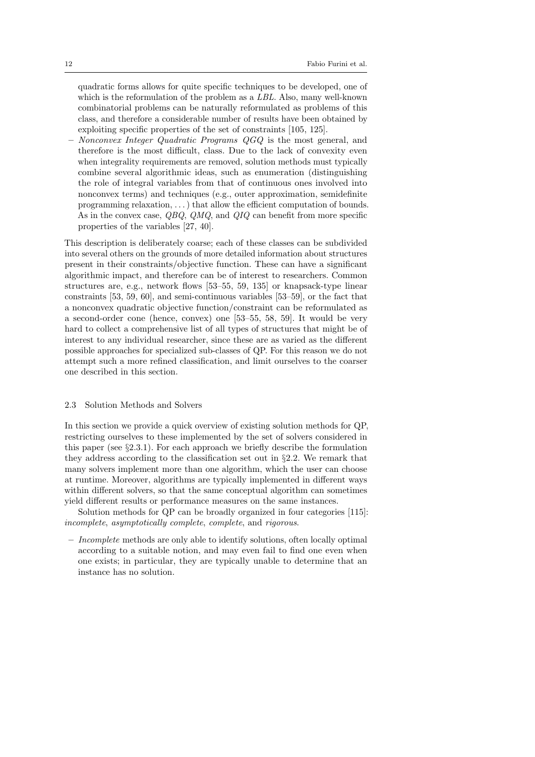quadratic forms allows for quite specific techniques to be developed, one of which is the reformulation of the problem as a *LBL*. Also, many well-known combinatorial problems can be naturally reformulated as problems of this class, and therefore a considerable number of results have been obtained by exploiting specific properties of the set of constraints [105, 125].

– *Nonconvex Integer Quadratic Programs QGQ* is the most general, and therefore is the most difficult, class. Due to the lack of convexity even when integrality requirements are removed, solution methods must typically combine several algorithmic ideas, such as enumeration (distinguishing the role of integral variables from that of continuous ones involved into nonconvex terms) and techniques (e.g., outer approximation, semidefinite programming relaxation, ...) that allow the efficient computation of bounds. As in the convex case, *QBQ*, *QMQ*, and *QIQ* can benefit from more specific properties of the variables [27, 40].

This description is deliberately coarse; each of these classes can be subdivided into several others on the grounds of more detailed information about structures present in their constraints/objective function. These can have a significant algorithmic impact, and therefore can be of interest to researchers. Common structures are, e.g., network flows [53–55, 59, 135] or knapsack-type linear constraints [53, 59, 60], and semi-continuous variables [53–59], or the fact that a nonconvex quadratic objective function/constraint can be reformulated as a second-order cone (hence, convex) one [53–55, 58, 59]. It would be very hard to collect a comprehensive list of all types of structures that might be of interest to any individual researcher, since these are as varied as the different possible approaches for specialized sub-classes of QP. For this reason we do not attempt such a more refined classification, and limit ourselves to the coarser one described in this section.

### 2.3 Solution Methods and Solvers

In this section we provide a quick overview of existing solution methods for QP, restricting ourselves to these implemented by the set of solvers considered in this paper (see §2.3.1). For each approach we briefly describe the formulation they address according to the classification set out in §2.2. We remark that many solvers implement more than one algorithm, which the user can choose at runtime. Moreover, algorithms are typically implemented in different ways within different solvers, so that the same conceptual algorithm can sometimes yield different results or performance measures on the same instances.

Solution methods for QP can be broadly organized in four categories [115]: *incomplete*, *asymptotically complete*, *complete*, and *rigorous*.

– *Incomplete* methods are only able to identify solutions, often locally optimal according to a suitable notion, and may even fail to find one even when one exists; in particular, they are typically unable to determine that an instance has no solution.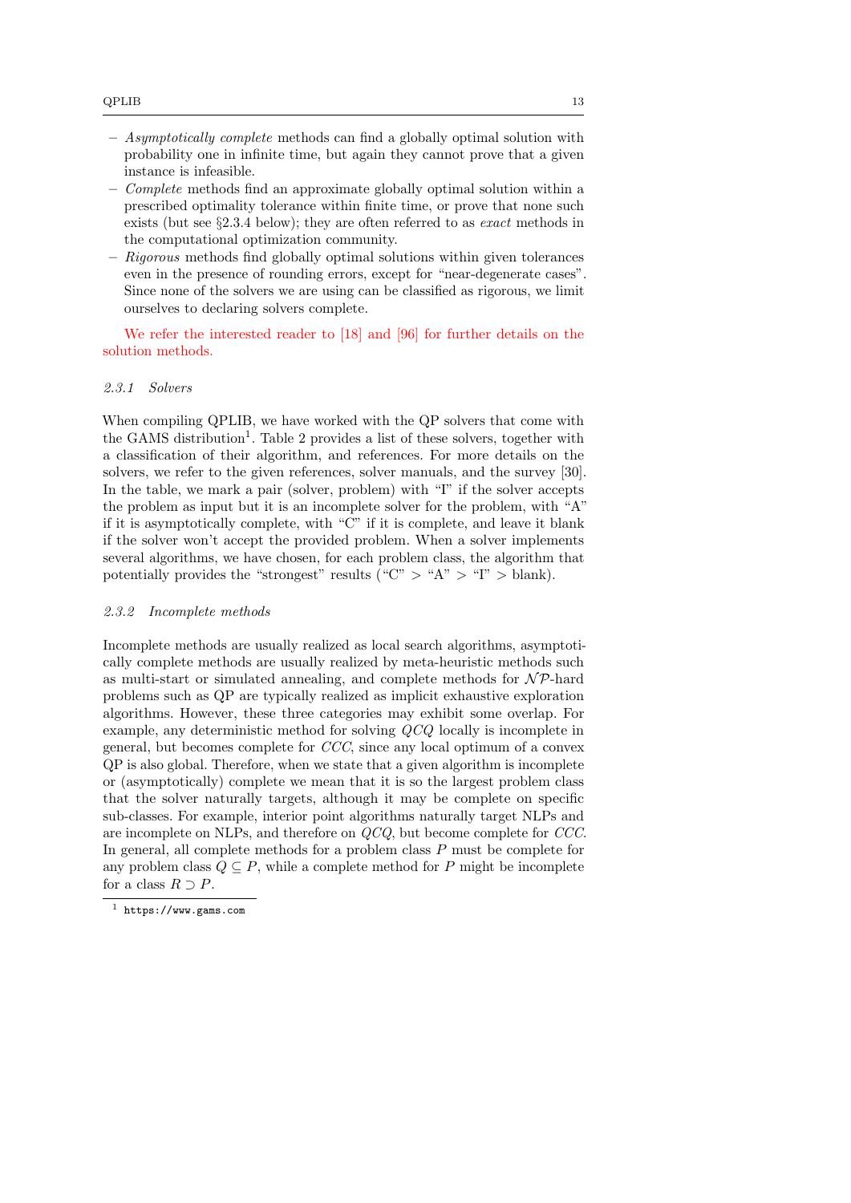- *Asymptotically complete* methods can find a globally optimal solution with probability one in infinite time, but again they cannot prove that a given instance is infeasible.
- *Complete* methods find an approximate globally optimal solution within a prescribed optimality tolerance within finite time, or prove that none such exists (but see §2.3.4 below); they are often referred to as *exact* methods in the computational optimization community.
- *Rigorous* methods find globally optimal solutions within given tolerances even in the presence of rounding errors, except for "near-degenerate cases". Since none of the solvers we are using can be classified as rigorous, we limit ourselves to declaring solvers complete.

We refer the interested reader to [18] and [96] for further details on the solution methods.

### 2.3.1 Solvers

When compiling QPLIB, we have worked with the QP solvers that come with the GAMS distribution[1]. Table 2 provides a list of these solvers, together with a classification of their algorithm, and references. For more details on the solvers, we refer to the given references, solver manuals, and the survey [30]. In the table, we mark a pair (solver, problem) with "I" if the solver accepts the problem as input but it is an incomplete solver for the problem, with "A" if it is asymptotically complete, with "C" if it is complete, and leave it blank if the solver won't accept the provided problem. When a solver implements several algorithms, we have chosen, for each problem class, the algorithm that potentially provides the "strongest" results ("C" > "A" > "I" > blank).

### 2.3.2 Incomplete methods

Incomplete methods are usually realized as local search algorithms, asymptotically complete methods are usually realized by meta-heuristic methods such as multi-start or simulated annealing, and complete methods for $\mathcal{NP}$-hard problems such as QP are typically realized as implicit exhaustive exploration algorithms. However, these three categories may exhibit some overlap. For example, any deterministic method for solving $QCQ$ locally is incomplete in general, but becomes complete for $CCC$, since any local optimum of a convex QP is also global. Therefore, when we state that a given algorithm is incomplete or (asymptotically) complete we mean that it is so the largest problem class that the solver naturally targets, although it may be complete on specific sub-classes. For example, interior point algorithms naturally target NLPs and are incomplete on NLPs, and therefore on $QCQ$, but become complete for $CCC$. In general, all complete methods for a problem class $P$ must be complete for any problem class $Q \subseteq P$, while a complete method for $P$ might be incomplete for a class $R \supset P$.

[1] https://www.gams.com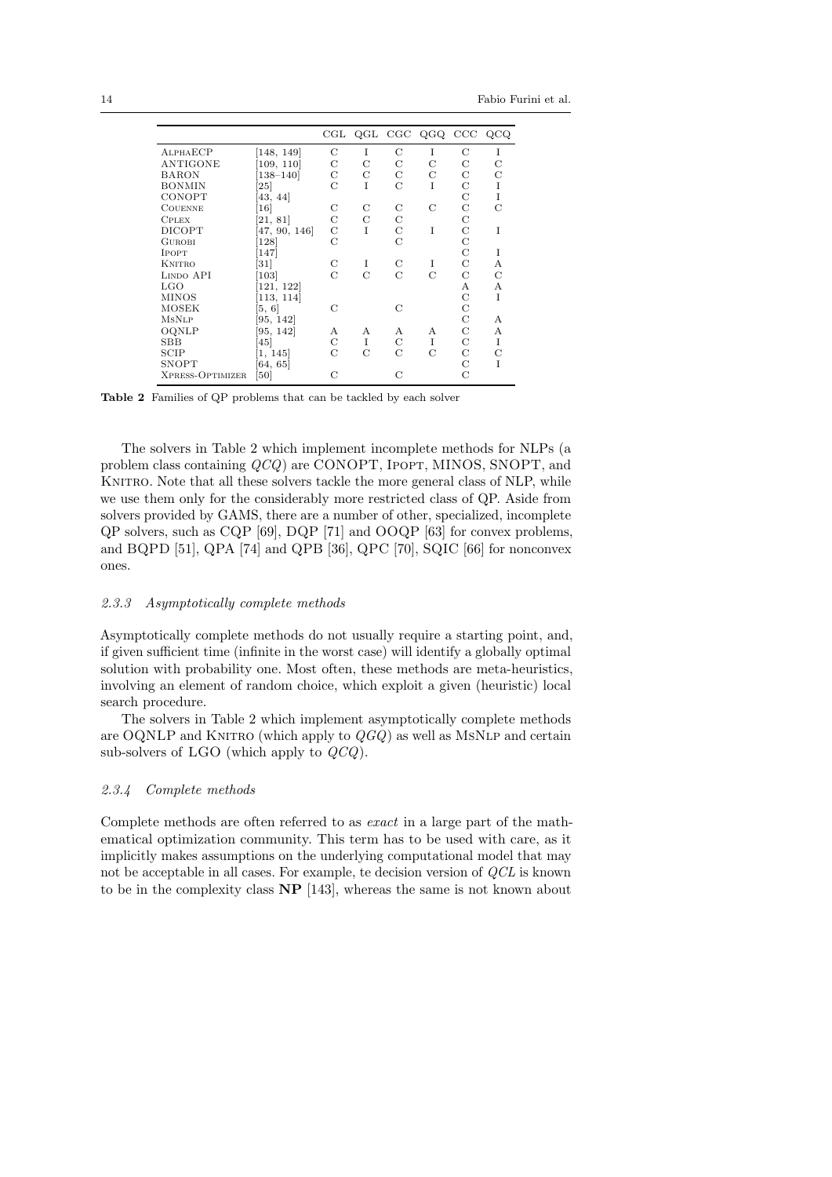| | | CGL | QGL | CGC | QGQ | CCC | QCQ |
|---|---|---|---|---|---|---|---|
| AlphaECP | [148, 149] | C | I | C | I | C | I |
| ANTIGONE | [109, 110] | C | C | C | C | C | C |
| BARON | [138–140] | C | C | C | C | C | C |
| BONMIN | [25] | C | I | C | I | C | I |
| CONOPT | [43, 44] | | | | | C | I |
| Couenne | [16] | C | C | C | C | C | C |
| Cplex | [21, 81] | C | C | C | | C | |
| DICOPT | [47, 90, 146] | C | I | C | I | C | I |
| Gurobi | [128] | C | | C | | C | |
| Ipopt | [147] | | | | | C | I |
| Knitro | [31] | C | I | C | I | C | A |
| Lindo API | [103] | C | C | C | C | C | C |
| LGO | [121, 122] | | | | | A | A |
| MINOS | [113, 114] | | | | | C | I |
| MOSEK | [5, 6] | C | | C | | C | |
| MsNlp | [95, 142] | | | | | C | A |
| OQNLP | [95, 142] | A | A | A | A | C | A |
| SBB | [45] | C | I | C | I | C | I |
| SCIP | [1, 145] | C | C | C | C | C | C |
| SNOPT | [64, 65] | | | | | C | I |
| Xpress-Optimizer | [50] | C | | C | | C | |

**Table 2** Families of QP problems that can be tackled by each solver

The solvers in Table 2 which implement incomplete methods for NLPs (a problem class containing *QCQ*) are CONOPT, Ipopt, MINOS, SNOPT, and Knitro. Note that all these solvers tackle the more general class of NLP, while we use them only for the considerably more restricted class of QP. Aside from solvers provided by GAMS, there are a number of other, specialized, incomplete QP solvers, such as CQP [69], DQP [71] and OOQP [63] for convex problems, and BQPD [51], QPA [74] and QPB [36], QPC [70], SQIC [66] for nonconvex ones.

#### *2.3.3 Asymptotically complete methods*

Asymptotically complete methods do not usually require a starting point, and, if given sufficient time (infinite in the worst case) will identify a globally optimal solution with probability one. Most often, these methods are meta-heuristics, involving an element of random choice, which exploit a given (heuristic) local search procedure.

The solvers in Table 2 which implement asymptotically complete methods are OQNLP and Knitro (which apply to *QGQ*) as well as MsNlp and certain sub-solvers of LGO (which apply to *QCQ*).

#### *2.3.4 Complete methods*

Complete methods are often referred to as *exact* in a large part of the mathematical optimization community. This term has to be used with care, as it implicitly makes assumptions on the underlying computational model that may not be acceptable in all cases. For example, te decision version of *QCL* is known to be in the complexity class **NP** [143], whereas the same is not known about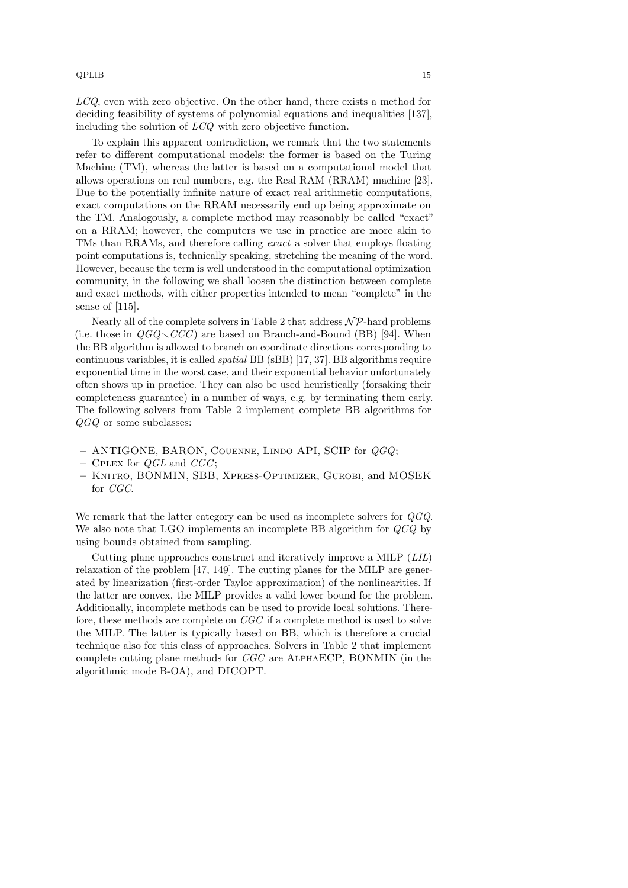*LCQ*, even with zero objective. On the other hand, there exists a method for deciding feasibility of systems of polynomial equations and inequalities [137], including the solution of *LCQ* with zero objective function.

To explain this apparent contradiction, we remark that the two statements refer to different computational models: the former is based on the Turing Machine (TM), whereas the latter is based on a computational model that allows operations on real numbers, e.g. the Real RAM (RRAM) machine [23]. Due to the potentially infinite nature of exact real arithmetic computations, exact computations on the RRAM necessarily end up being approximate on the TM. Analogously, a complete method may reasonably be called "exact" on a RRAM; however, the computers we use in practice are more akin to TMs than RRAMs, and therefore calling *exact* a solver that employs floating point computations is, technically speaking, stretching the meaning of the word. However, because the term is well understood in the computational optimization community, in the following we shall loosen the distinction between complete and exact methods, with either properties intended to mean "complete" in the sense of [115].

Nearly all of the complete solvers in Table 2 that address $\mathcal{NP}$-hard problems (i.e. those in $QGQ \smallsetminus CCC$) are based on Branch-and-Bound (BB) [94]. When the BB algorithm is allowed to branch on coordinate directions corresponding to continuous variables, it is called *spatial* BB (sBB) [17, 37]. BB algorithms require exponential time in the worst case, and their exponential behavior unfortunately often shows up in practice. They can also be used heuristically (forsaking their completeness guarantee) in a number of ways, e.g. by terminating them early. The following solvers from Table 2 implement complete BB algorithms for *QGQ* or some subclasses:

- ANTIGONE, BARON, Couenne, Lindo API, SCIP for *QGQ*;
- Cplex for *QGL* and *CGC*;
- Knitro, BONMIN, SBB, Xpress-Optimizer, Gurobi, and MOSEK for *CGC*.

We remark that the latter category can be used as incomplete solvers for *QGQ*. We also note that LGO implements an incomplete BB algorithm for *QCQ* by using bounds obtained from sampling.

Cutting plane approaches construct and iteratively improve a MILP (*LIL*) relaxation of the problem [47, 149]. The cutting planes for the MILP are generated by linearization (first-order Taylor approximation) of the nonlinearities. If the latter are convex, the MILP provides a valid lower bound for the problem. Additionally, incomplete methods can be used to provide local solutions. Therefore, these methods are complete on *CGC* if a complete method is used to solve the MILP. The latter is typically based on BB, which is therefore a crucial technique also for this class of approaches. Solvers in Table 2 that implement complete cutting plane methods for *CGC* are AlphaECP, BONMIN (in the algorithmic mode B-OA), and DICOPT.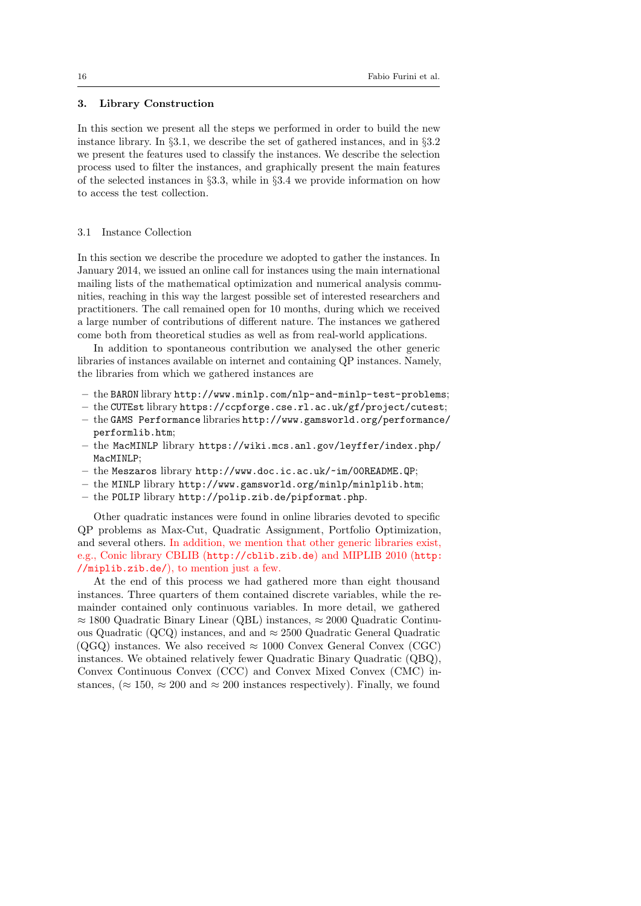## 3. Library Construction

In this section we present all the steps we performed in order to build the new instance library. In §3.1, we describe the set of gathered instances, and in §3.2 we present the features used to classify the instances. We describe the selection process used to filter the instances, and graphically present the main features of the selected instances in §3.3, while in §3.4 we provide information on how to access the test collection.

### 3.1 Instance Collection

In this section we describe the procedure we adopted to gather the instances. In January 2014, we issued an online call for instances using the main international mailing lists of the mathematical optimization and numerical analysis communities, reaching in this way the largest possible set of interested researchers and practitioners. The call remained open for 10 months, during which we received a large number of contributions of different nature. The instances we gathered come both from theoretical studies as well as from real-world applications.

In addition to spontaneous contribution we analysed the other generic libraries of instances available on internet and containing QP instances. Namely, the libraries from which we gathered instances are

- the `BARON` library `http://www.minlp.com/nlp-and-minlp-test-problems`;
- the `CUTEst` library `https://ccpforge.cse.rl.ac.uk/gf/project/cutest`;
- the `GAMS Performance` libraries `http://www.gamsworld.org/performance/performlib.htm`;
- the `MacMINLP` library `https://wiki.mcs.anl.gov/leyffer/index.php/MacMINLP`;
- the `Meszaros` library `http://www.doc.ic.ac.uk/~im/00README.QP`;
- the `MINLP` library `http://www.gamsworld.org/minlp/minlplib.htm`;
- the `POLIP` library `http://polip.zib.de/pipformat.php`.

Other quadratic instances were found in online libraries devoted to specific QP problems as Max-Cut, Quadratic Assignment, Portfolio Optimization, and several others. In addition, we mention that other generic libraries exist, e.g., Conic library CBLIB (`http://cblib.zib.de`) and MIPLIB 2010 (`http://miplib.zib.de/`), to mention just a few.

At the end of this process we had gathered more than eight thousand instances. Three quarters of them contained discrete variables, while the remainder contained only continuous variables. In more detail, we gathered $\approx 1800$ Quadratic Binary Linear (QBL) instances, $\approx 2000$ Quadratic Continuous Quadratic (QCQ) instances, and and $\approx 2500$ Quadratic General Quadratic (QGQ) instances. We also received $\approx 1000$ Convex General Convex (CGC) instances. We obtained relatively fewer Quadratic Binary Quadratic (QBQ), Convex Continuous Convex (CCC) and Convex Mixed Convex (CMC) instances, ($\approx 150$, $\approx 200$ and $\approx 200$ instances respectively). Finally, we found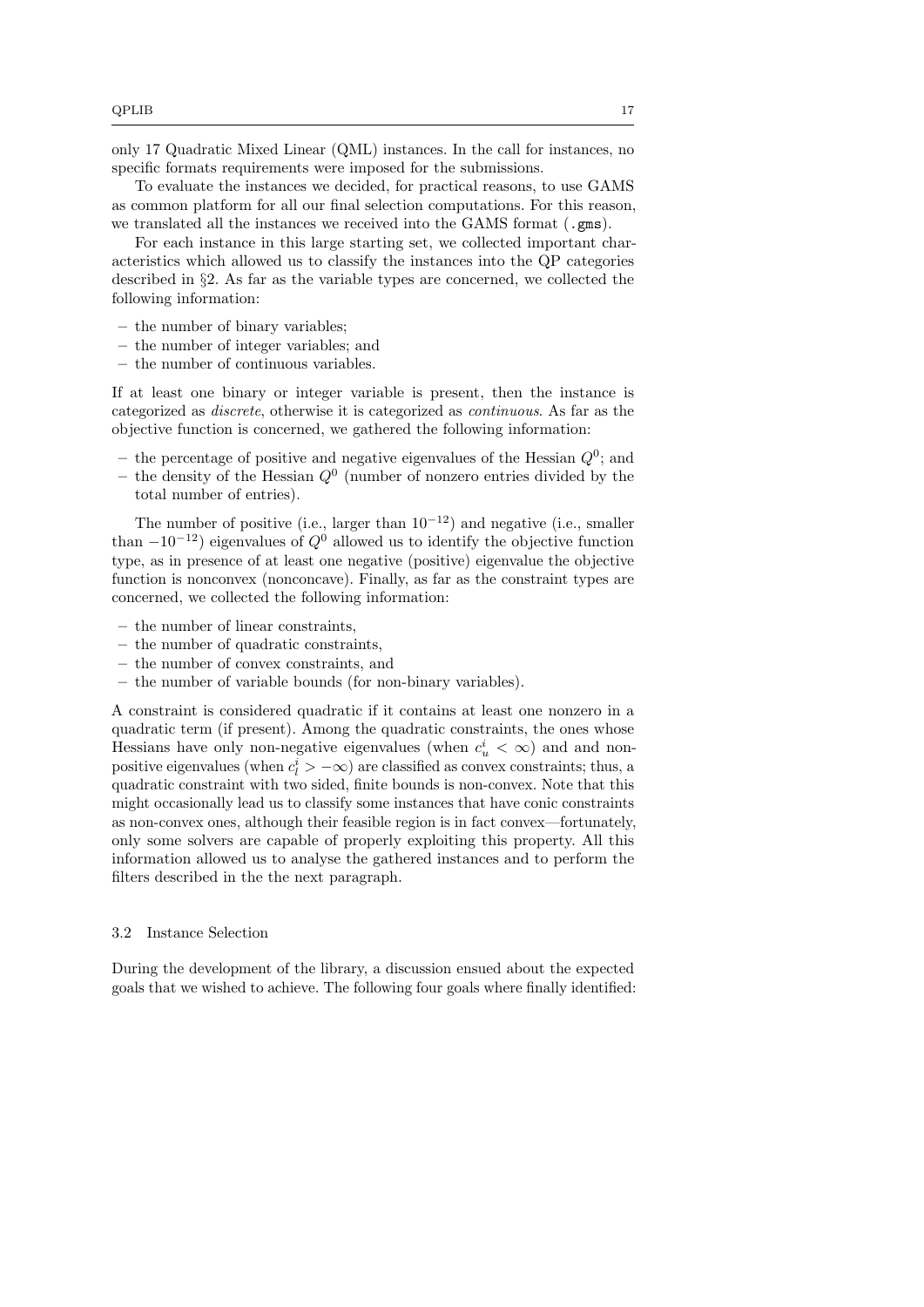only 17 Quadratic Mixed Linear (QML) instances. In the call for instances, no specific formats requirements were imposed for the submissions.

To evaluate the instances we decided, for practical reasons, to use GAMS as common platform for all our final selection computations. For this reason, we translated all the instances we received into the GAMS format (`.gms`).

For each instance in this large starting set, we collected important characteristics which allowed us to classify the instances into the QP categories described in §2. As far as the variable types are concerned, we collected the following information:

– the number of binary variables;
– the number of integer variables; and
– the number of continuous variables.

If at least one binary or integer variable is present, then the instance is categorized as *discrete*, otherwise it is categorized as *continuous*. As far as the objective function is concerned, we gathered the following information:

– the percentage of positive and negative eigenvalues of the Hessian $Q^0$; and
– the density of the Hessian $Q^0$ (number of nonzero entries divided by the total number of entries).

The number of positive (i.e., larger than $10^{-12}$) and negative (i.e., smaller than $-10^{-12}$) eigenvalues of $Q^0$ allowed us to identify the objective function type, as in presence of at least one negative (positive) eigenvalue the objective function is nonconvex (nonconcave). Finally, as far as the constraint types are concerned, we collected the following information:

– the number of linear constraints,
– the number of quadratic constraints,
– the number of convex constraints, and
– the number of variable bounds (for non-binary variables).

A constraint is considered quadratic if it contains at least one nonzero in a quadratic term (if present). Among the quadratic constraints, the ones whose Hessians have only non-negative eigenvalues (when $c_u^i < \infty$) and and non-positive eigenvalues (when $c_l^i > -\infty$) are classified as convex constraints; thus, a quadratic constraint with two sided, finite bounds is non-convex. Note that this might occasionally lead us to classify some instances that have conic constraints as non-convex ones, although their feasible region is in fact convex—fortunately, only some solvers are capable of properly exploiting this property. All this information allowed us to analyse the gathered instances and to perform the filters described in the the next paragraph.

### 3.2 Instance Selection

During the development of the library, a discussion ensued about the expected goals that we wished to achieve. The following four goals where finally identified: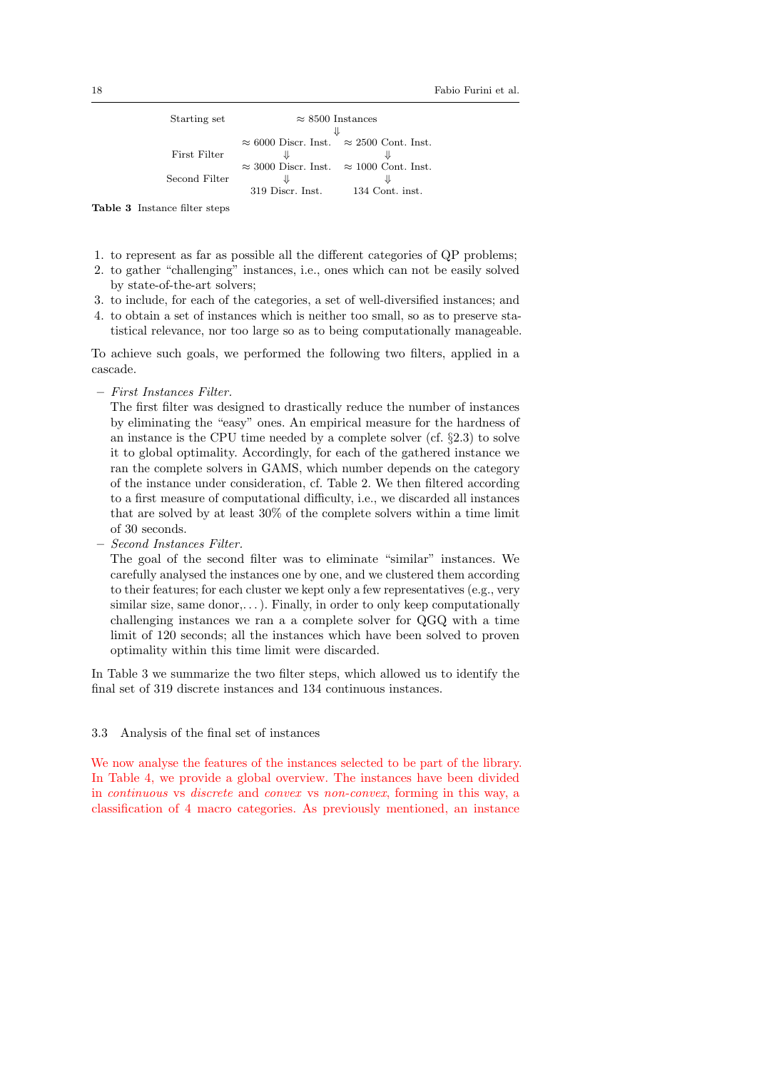| | | |
|---|---|---|
| Starting set | $\approx$ 8500 Instances | |
| | $\Downarrow$ | |
| | $\approx$ 6000 Discr. Inst. | $\approx$ 2500 Cont. Inst. |
| First Filter | $\Downarrow$ | $\Downarrow$ |
| | $\approx$ 3000 Discr. Inst. | $\approx$ 1000 Cont. Inst. |
| Second Filter | $\Downarrow$ | $\Downarrow$ |
| | 319 Discr. Inst. | 134 Cont. inst. |

**Table 3** Instance filter steps

1. to represent as far as possible all the different categories of QP problems;
2. to gather "challenging" instances, i.e., ones which can not be easily solved by state-of-the-art solvers;
3. to include, for each of the categories, a set of well-diversified instances; and
4. to obtain a set of instances which is neither too small, so as to preserve statistical relevance, nor too large so as to being computationally manageable.

To achieve such goals, we performed the following two filters, applied in a cascade.

– *First Instances Filter.*
  The first filter was designed to drastically reduce the number of instances by eliminating the "easy" ones. An empirical measure for the hardness of an instance is the CPU time needed by a complete solver (cf. §2.3) to solve it to global optimality. Accordingly, for each of the gathered instance we ran the complete solvers in GAMS, which number depends on the category of the instance under consideration, cf. Table 2. We then filtered according to a first measure of computational difficulty, i.e., we discarded all instances that are solved by at least 30% of the complete solvers within a time limit of 30 seconds.
– *Second Instances Filter.*
  The goal of the second filter was to eliminate "similar" instances. We carefully analysed the instances one by one, and we clustered them according to their features; for each cluster we kept only a few representatives (e.g., very similar size, same donor,...). Finally, in order to only keep computationally challenging instances we ran a a complete solver for QGQ with a time limit of 120 seconds; all the instances which have been solved to proven optimality within this time limit were discarded.

In Table 3 we summarize the two filter steps, which allowed us to identify the final set of 319 discrete instances and 134 continuous instances.

### 3.3 Analysis of the final set of instances

We now analyse the features of the instances selected to be part of the library. In Table 4, we provide a global overview. The instances have been divided in *continuous* vs *discrete* and *convex* vs *non-convex*, forming in this way, a classification of 4 macro categories. As previously mentioned, an instance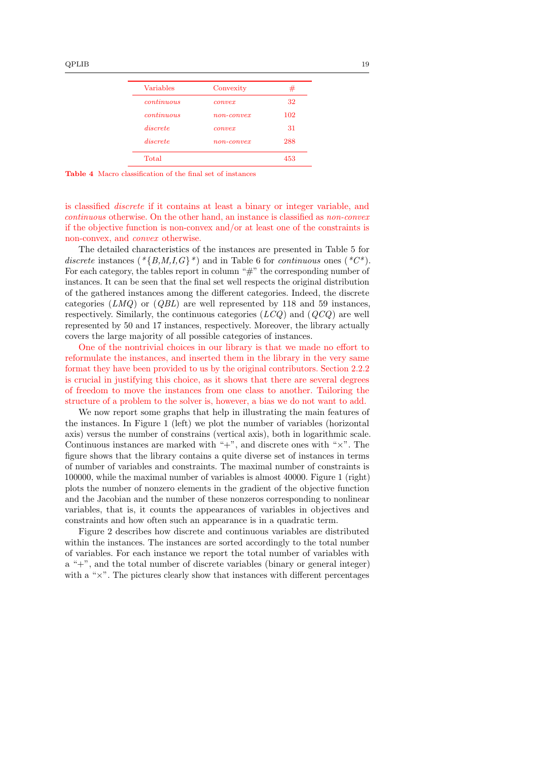| Variables | Convexity | # |
|---|---|---|
| *continuous* | *convex* | 32 |
| *continuous* | *non-convex* | 102 |
| *discrete* | *convex* | 31 |
| *discrete* | *non-convex* | 288 |
| Total | | 453 |

**Table 4** Macro classification of the final set of instances

is classified *discrete* if it contains at least a binary or integer variable, and *continuous* otherwise. On the other hand, an instance is classified as *non-convex* if the objective function is non-convex and/or at least one of the constraints is non-convex, and *convex* otherwise.

The detailed characteristics of the instances are presented in Table 5 for *discrete* instances ($*\{B,M,I,G\}*$) and in Table 6 for *continuous* ones ($*C*$). For each category, the tables report in column "#" the corresponding number of instances. It can be seen that the final set well respects the original distribution of the gathered instances among the different categories. Indeed, the discrete categories ($LMQ$) or ($QBL$) are well represented by 118 and 59 instances, respectively. Similarly, the continuous categories ($LCQ$) and ($QCQ$) are well represented by 50 and 17 instances, respectively. Moreover, the library actually covers the large majority of all possible categories of instances.

One of the nontrivial choices in our library is that we made no effort to reformulate the instances, and inserted them in the library in the very same format they have been provided to us by the original contributors. Section 2.2.2 is crucial in justifying this choice, as it shows that there are several degrees of freedom to move the instances from one class to another. Tailoring the structure of a problem to the solver is, however, a bias we do not want to add.

We now report some graphs that help in illustrating the main features of the instances. In Figure 1 (left) we plot the number of variables (horizontal axis) versus the number of constrains (vertical axis), both in logarithmic scale. Continuous instances are marked with "+", and discrete ones with "×". The figure shows that the library contains a quite diverse set of instances in terms of number of variables and constraints. The maximal number of constraints is 100000, while the maximal number of variables is almost 40000. Figure 1 (right) plots the number of nonzero elements in the gradient of the objective function and the Jacobian and the number of these nonzeros corresponding to nonlinear variables, that is, it counts the appearances of variables in objectives and constraints and how often such an appearance is in a quadratic term.

Figure 2 describes how discrete and continuous variables are distributed within the instances. The instances are sorted accordingly to the total number of variables. For each instance we report the total number of variables with a "+", and the total number of discrete variables (binary or general integer) with a "×". The pictures clearly show that instances with different percentages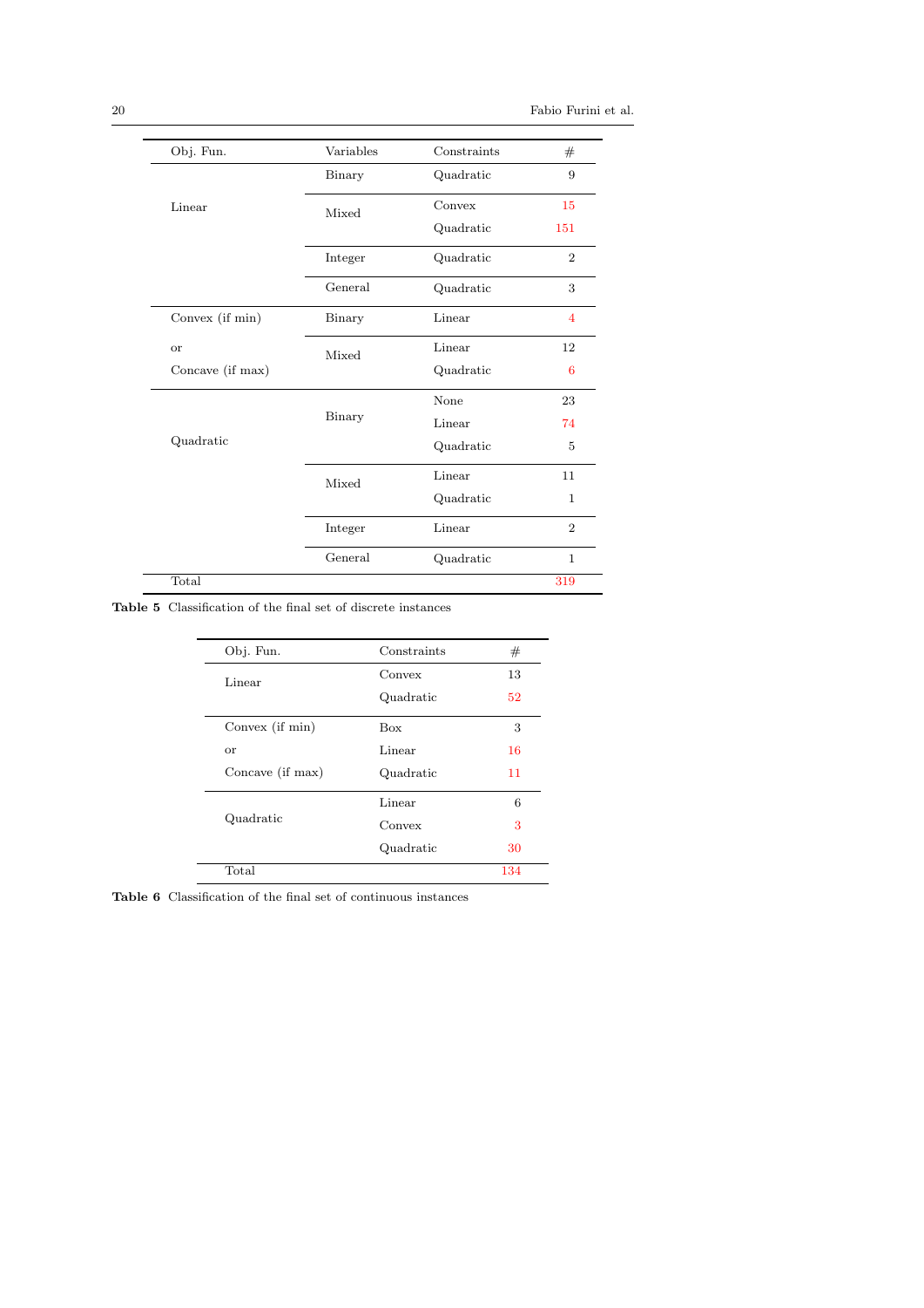| Obj. Fun. | Variables | Constraints | # |
|---|---|---|---|
| Linear | Binary | Quadratic | 9 |
| | Mixed | Convex | 15 |
| | | Quadratic | 151 |
| | Integer | Quadratic | 2 |
| | General | Quadratic | 3 |
| Convex (if min) or Concave (if max) | Binary | Linear | 4 |
| | Mixed | Linear | 12 |
| | | Quadratic | 6 |
| Quadratic | Binary | None | 23 |
| | | Linear | 74 |
| | | Quadratic | 5 |
| | Mixed | Linear | 11 |
| | | Quadratic | 1 |
| | Integer | Linear | 2 |
| | General | Quadratic | 1 |
| Total | | | 319 |

**Table 5** Classification of the final set of discrete instances

| Obj. Fun. | Constraints | # |
|---|---|---|
| Linear | Convex | 13 |
| | Quadratic | 52 |
| Convex (if min) or Concave (if max) | Box | 3 |
| | Linear | 16 |
| | Quadratic | 11 |
| Quadratic | Linear | 6 |
| | Convex | 3 |
| | Quadratic | 30 |
| Total | | 134 |

**Table 6** Classification of the final set of continuous instances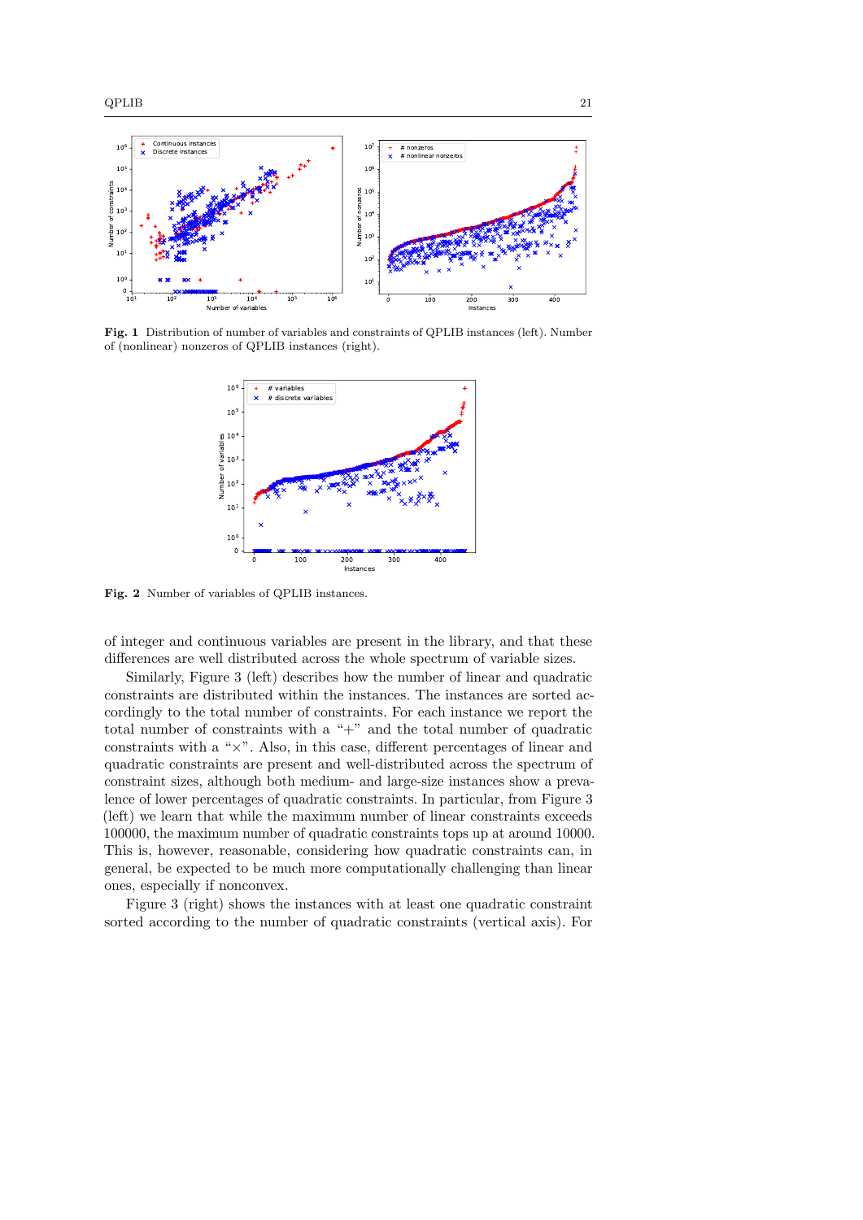**Fig. 1** Distribution of number of variables and constraints of QPLIB instances (left). Number of (nonlinear) nonzeros of QPLIB instances (right).

**Fig. 2** Number of variables of QPLIB instances.

of integer and continuous variables are present in the library, and that these differences are well distributed across the whole spectrum of variable sizes.

Similarly, Figure 3 (left) describes how the number of linear and quadratic constraints are distributed within the instances. The instances are sorted accordingly to the total number of constraints. For each instance we report the total number of constraints with a "+" and the total number of quadratic constraints with a "×". Also, in this case, different percentages of linear and quadratic constraints are present and well-distributed across the spectrum of constraint sizes, although both medium- and large-size instances show a prevalence of lower percentages of quadratic constraints. In particular, from Figure 3 (left) we learn that while the maximum number of linear constraints exceeds 100000, the maximum number of quadratic constraints tops up at around 10000. This is, however, reasonable, considering how quadratic constraints can, in general, be expected to be much more computationally challenging than linear ones, especially if nonconvex.

Figure 3 (right) shows the instances with at least one quadratic constraint sorted according to the number of quadratic constraints (vertical axis). For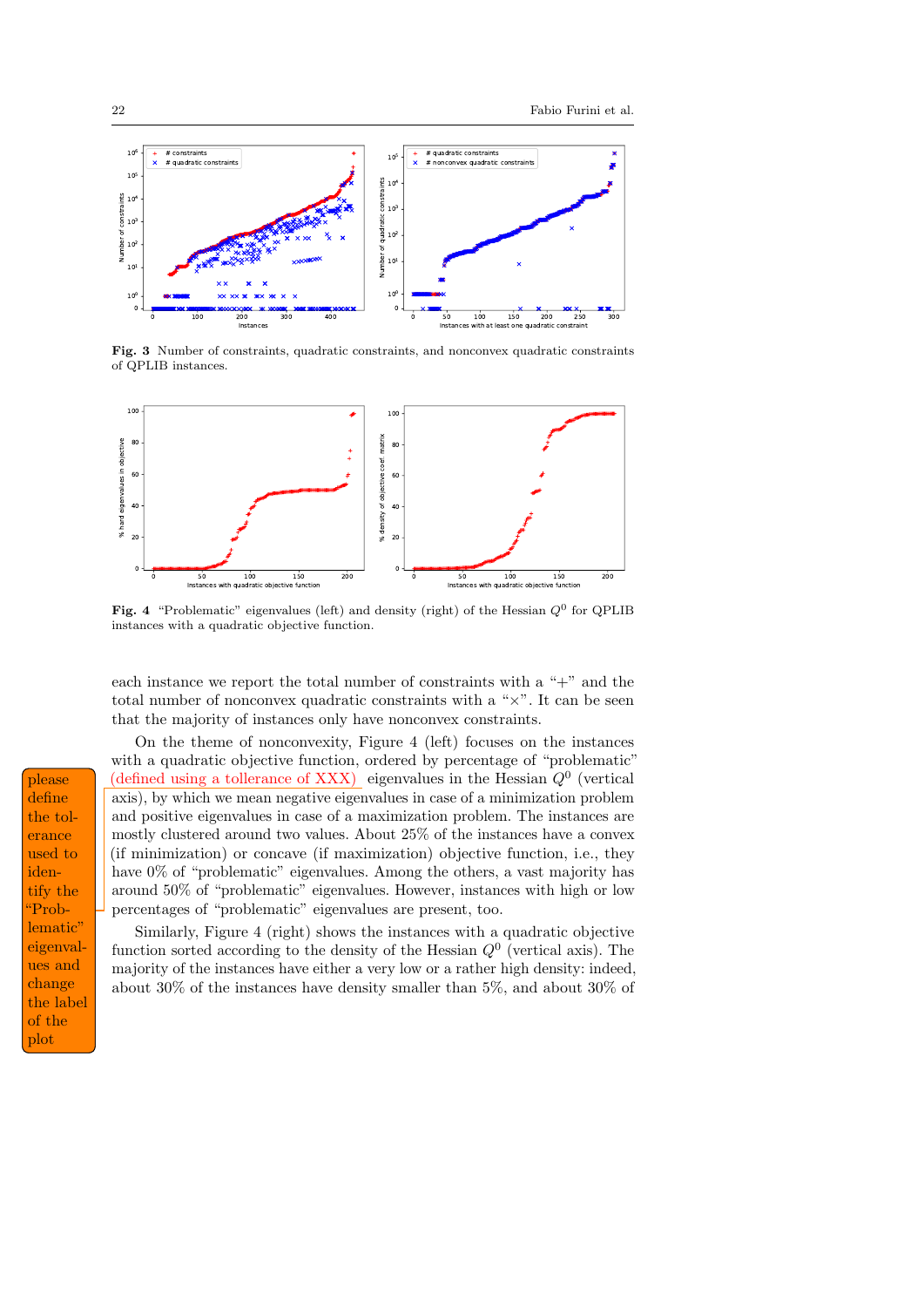**Fig. 3** Number of constraints, quadratic constraints, and nonconvex quadratic constraints of QPLIB instances.

**Fig. 4** "Problematic" eigenvalues (left) and density (right) of the Hessian $Q^0$ for QPLIB instances with a quadratic objective function.

each instance we report the total number of constraints with a "+" and the total number of nonconvex quadratic constraints with a "×". It can be seen that the majority of instances only have nonconvex constraints.

On the theme of nonconvexity, Figure 4 (left) focuses on the instances with a quadratic objective function, ordered by percentage of "problematic" (defined using a tollerance of XXX) eigenvalues in the Hessian $Q^0$ (vertical axis), by which we mean negative eigenvalues in case of a minimization problem and positive eigenvalues in case of a maximization problem. The instances are mostly clustered around two values. About 25% of the instances have a convex (if minimization) or concave (if maximization) objective function, i.e., they have 0% of "problematic" eigenvalues. Among the others, a vast majority has around 50% of "problematic" eigenvalues. However, instances with high or low percentages of "problematic" eigenvalues are present, too.

please define the tolerance used to identify the "Problematic" eigenvalues and change the label of the plot

Similarly, Figure 4 (right) shows the instances with a quadratic objective function sorted according to the density of the Hessian $Q^0$ (vertical axis). The majority of the instances have either a very low or a rather high density: indeed, about 30% of the instances have density smaller than 5%, and about 30% of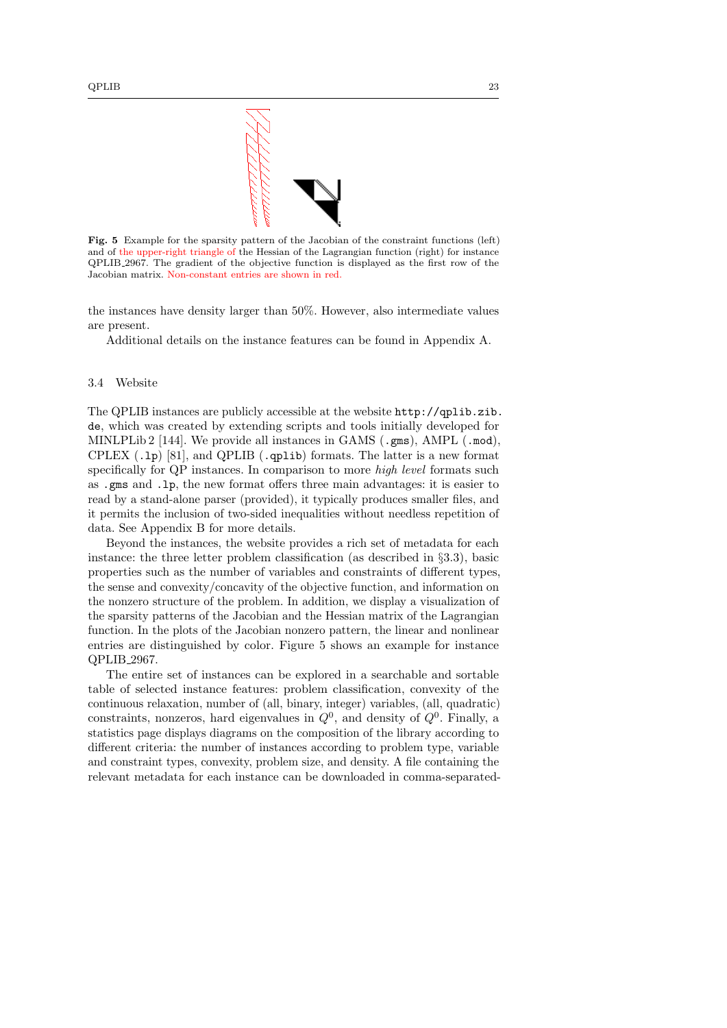**Fig. 5** Example for the sparsity pattern of the Jacobian of the constraint functions (left) and of the upper-right triangle of the Hessian of the Lagrangian function (right) for instance QPLIB_2967. The gradient of the objective function is displayed as the first row of the Jacobian matrix. Non-constant entries are shown in red.

the instances have density larger than 50%. However, also intermediate values are present.

Additional details on the instance features can be found in Appendix A.

### 3.4 Website

The QPLIB instances are publicly accessible at the website `http://qplib.zib.de`, which was created by extending scripts and tools initially developed for MINLPLib 2 [144]. We provide all instances in GAMS (`.gms`), AMPL (`.mod`), CPLEX (`.lp`) [81], and QPLIB (`.qplib`) formats. The latter is a new format specifically for QP instances. In comparison to more *high level* formats such as `.gms` and `.lp`, the new format offers three main advantages: it is easier to read by a stand-alone parser (provided), it typically produces smaller files, and it permits the inclusion of two-sided inequalities without needless repetition of data. See Appendix B for more details.

Beyond the instances, the website provides a rich set of metadata for each instance: the three letter problem classification (as described in §3.3), basic properties such as the number of variables and constraints of different types, the sense and convexity/concavity of the objective function, and information on the nonzero structure of the problem. In addition, we display a visualization of the sparsity patterns of the Jacobian and the Hessian matrix of the Lagrangian function. In the plots of the Jacobian nonzero pattern, the linear and nonlinear entries are distinguished by color. Figure 5 shows an example for instance QPLIB_2967.

The entire set of instances can be explored in a searchable and sortable table of selected instance features: problem classification, convexity of the continuous relaxation, number of (all, binary, integer) variables, (all, quadratic) constraints, nonzeros, hard eigenvalues in $Q^0$, and density of $Q^0$. Finally, a statistics page displays diagrams on the composition of the library according to different criteria: the number of instances according to problem type, variable and constraint types, convexity, problem size, and density. A file containing the relevant metadata for each instance can be downloaded in comma-separated-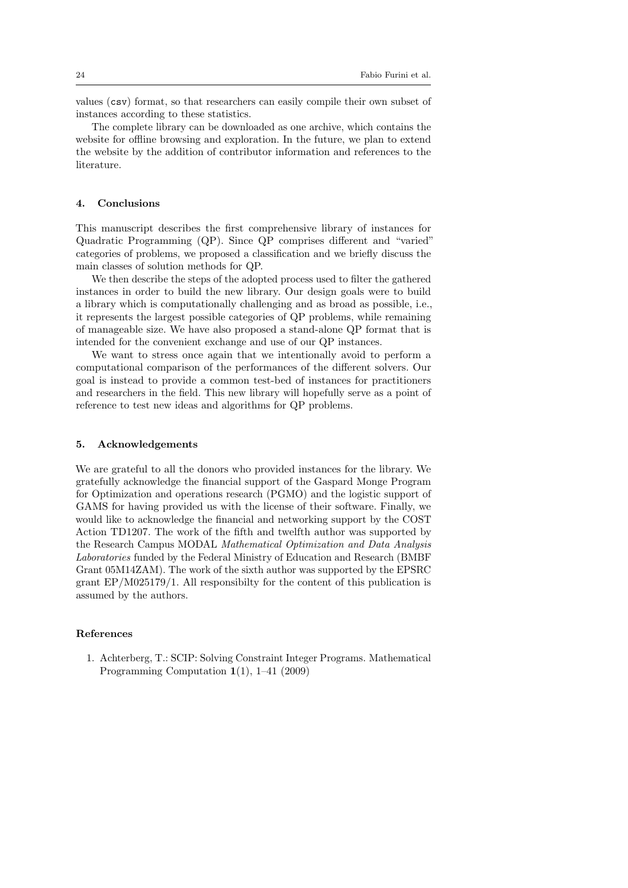values (`csv`) format, so that researchers can easily compile their own subset of instances according to these statistics.

The complete library can be downloaded as one archive, which contains the website for offline browsing and exploration. In the future, we plan to extend the website by the addition of contributor information and references to the literature.

## 4. Conclusions

This manuscript describes the first comprehensive library of instances for Quadratic Programming (QP). Since QP comprises different and "varied" categories of problems, we proposed a classification and we briefly discuss the main classes of solution methods for QP.

We then describe the steps of the adopted process used to filter the gathered instances in order to build the new library. Our design goals were to build a library which is computationally challenging and as broad as possible, i.e., it represents the largest possible categories of QP problems, while remaining of manageable size. We have also proposed a stand-alone QP format that is intended for the convenient exchange and use of our QP instances.

We want to stress once again that we intentionally avoid to perform a computational comparison of the performances of the different solvers. Our goal is instead to provide a common test-bed of instances for practitioners and researchers in the field. This new library will hopefully serve as a point of reference to test new ideas and algorithms for QP problems.

## 5. Acknowledgements

We are grateful to all the donors who provided instances for the library. We gratefully acknowledge the financial support of the Gaspard Monge Program for Optimization and operations research (PGMO) and the logistic support of GAMS for having provided us with the license of their software. Finally, we would like to acknowledge the financial and networking support by the COST Action TD1207. The work of the fifth and twelfth author was supported by the Research Campus MODAL *Mathematical Optimization and Data Analysis Laboratories* funded by the Federal Ministry of Education and Research (BMBF Grant 05M14ZAM). The work of the sixth author was supported by the EPSRC grant EP/M025179/1. All responsibilty for the content of this publication is assumed by the authors.

## References

1. Achterberg, T.: SCIP: Solving Constraint Integer Programs. Mathematical Programming Computation **1**(1), 1–41 (2009)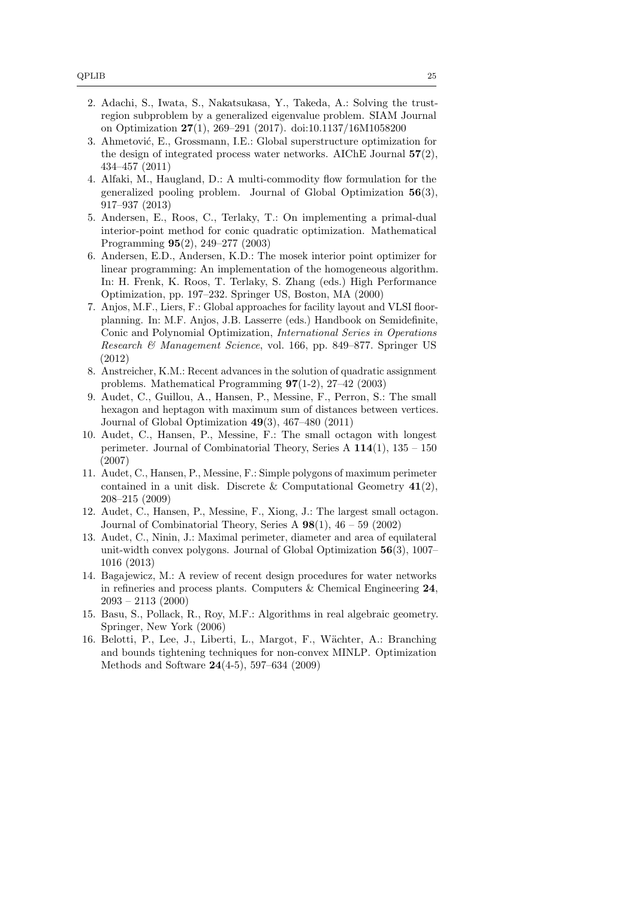2. Adachi, S., Iwata, S., Nakatsukasa, Y., Takeda, A.: Solving the trust-region subproblem by a generalized eigenvalue problem. SIAM Journal on Optimization **27**(1), 269–291 (2017). doi:10.1137/16M1058200
3. Ahmetović, E., Grossmann, I.E.: Global superstructure optimization for the design of integrated process water networks. AIChE Journal **57**(2), 434–457 (2011)
4. Alfaki, M., Haugland, D.: A multi-commodity flow formulation for the generalized pooling problem. Journal of Global Optimization **56**(3), 917–937 (2013)
5. Andersen, E., Roos, C., Terlaky, T.: On implementing a primal-dual interior-point method for conic quadratic optimization. Mathematical Programming **95**(2), 249–277 (2003)
6. Andersen, E.D., Andersen, K.D.: The mosek interior point optimizer for linear programming: An implementation of the homogeneous algorithm. In: H. Frenk, K. Roos, T. Terlaky, S. Zhang (eds.) High Performance Optimization, pp. 197–232. Springer US, Boston, MA (2000)
7. Anjos, M.F., Liers, F.: Global approaches for facility layout and VLSI floorplanning. In: M.F. Anjos, J.B. Lasserre (eds.) Handbook on Semidefinite, Conic and Polynomial Optimization, *International Series in Operations Research & Management Science*, vol. 166, pp. 849–877. Springer US (2012)
8. Anstreicher, K.M.: Recent advances in the solution of quadratic assignment problems. Mathematical Programming **97**(1-2), 27–42 (2003)
9. Audet, C., Guillou, A., Hansen, P., Messine, F., Perron, S.: The small hexagon and heptagon with maximum sum of distances between vertices. Journal of Global Optimization **49**(3), 467–480 (2011)
10. Audet, C., Hansen, P., Messine, F.: The small octagon with longest perimeter. Journal of Combinatorial Theory, Series A **114**(1), 135 – 150 (2007)
11. Audet, C., Hansen, P., Messine, F.: Simple polygons of maximum perimeter contained in a unit disk. Discrete & Computational Geometry **41**(2), 208–215 (2009)
12. Audet, C., Hansen, P., Messine, F., Xiong, J.: The largest small octagon. Journal of Combinatorial Theory, Series A **98**(1), 46 – 59 (2002)
13. Audet, C., Ninin, J.: Maximal perimeter, diameter and area of equilateral unit-width convex polygons. Journal of Global Optimization **56**(3), 1007–1016 (2013)
14. Bagajewicz, M.: A review of recent design procedures for water networks in refineries and process plants. Computers & Chemical Engineering **24**, 2093 – 2113 (2000)
15. Basu, S., Pollack, R., Roy, M.F.: Algorithms in real algebraic geometry. Springer, New York (2006)
16. Belotti, P., Lee, J., Liberti, L., Margot, F., Wächter, A.: Branching and bounds tightening techniques for non-convex MINLP. Optimization Methods and Software **24**(4-5), 597–634 (2009)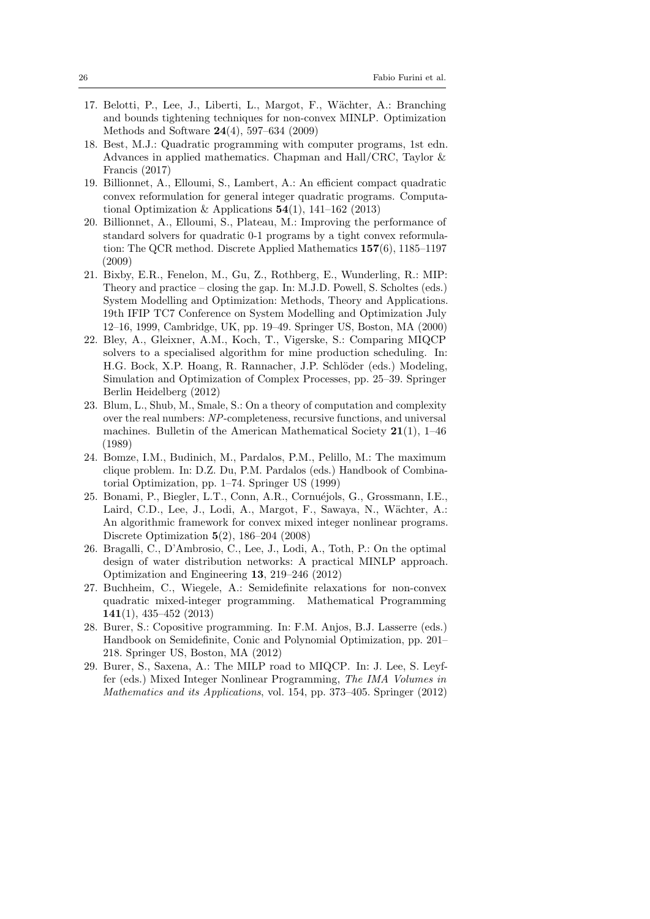17. Belotti, P., Lee, J., Liberti, L., Margot, F., Wächter, A.: Branching and bounds tightening techniques for non-convex MINLP. Optimization Methods and Software **24**(4), 597–634 (2009)
18. Best, M.J.: Quadratic programming with computer programs, 1st edn. Advances in applied mathematics. Chapman and Hall/CRC, Taylor & Francis (2017)
19. Billionnet, A., Elloumi, S., Lambert, A.: An efficient compact quadratic convex reformulation for general integer quadratic programs. Computational Optimization & Applications **54**(1), 141–162 (2013)
20. Billionnet, A., Elloumi, S., Plateau, M.: Improving the performance of standard solvers for quadratic 0-1 programs by a tight convex reformulation: The QCR method. Discrete Applied Mathematics **157**(6), 1185–1197 (2009)
21. Bixby, E.R., Fenelon, M., Gu, Z., Rothberg, E., Wunderling, R.: MIP: Theory and practice – closing the gap. In: M.J.D. Powell, S. Scholtes (eds.) System Modelling and Optimization: Methods, Theory and Applications. 19th IFIP TC7 Conference on System Modelling and Optimization July 12–16, 1999, Cambridge, UK, pp. 19–49. Springer US, Boston, MA (2000)
22. Bley, A., Gleixner, A.M., Koch, T., Vigerske, S.: Comparing MIQCP solvers to a specialised algorithm for mine production scheduling. In: H.G. Bock, X.P. Hoang, R. Rannacher, J.P. Schlöder (eds.) Modeling, Simulation and Optimization of Complex Processes, pp. 25–39. Springer Berlin Heidelberg (2012)
23. Blum, L., Shub, M., Smale, S.: On a theory of computation and complexity over the real numbers: *NP*-completeness, recursive functions, and universal machines. Bulletin of the American Mathematical Society **21**(1), 1–46 (1989)
24. Bomze, I.M., Budinich, M., Pardalos, P.M., Pelillo, M.: The maximum clique problem. In: D.Z. Du, P.M. Pardalos (eds.) Handbook of Combinatorial Optimization, pp. 1–74. Springer US (1999)
25. Bonami, P., Biegler, L.T., Conn, A.R., Cornuéjols, G., Grossmann, I.E., Laird, C.D., Lee, J., Lodi, A., Margot, F., Sawaya, N., Wächter, A.: An algorithmic framework for convex mixed integer nonlinear programs. Discrete Optimization **5**(2), 186–204 (2008)
26. Bragalli, C., D'Ambrosio, C., Lee, J., Lodi, A., Toth, P.: On the optimal design of water distribution networks: A practical MINLP approach. Optimization and Engineering **13**, 219–246 (2012)
27. Buchheim, C., Wiegele, A.: Semidefinite relaxations for non-convex quadratic mixed-integer programming. Mathematical Programming **141**(1), 435–452 (2013)
28. Burer, S.: Copositive programming. In: F.M. Anjos, B.J. Lasserre (eds.) Handbook on Semidefinite, Conic and Polynomial Optimization, pp. 201–218. Springer US, Boston, MA (2012)
29. Burer, S., Saxena, A.: The MILP road to MIQCP. In: J. Lee, S. Leyffer (eds.) Mixed Integer Nonlinear Programming, *The IMA Volumes in Mathematics and its Applications*, vol. 154, pp. 373–405. Springer (2012)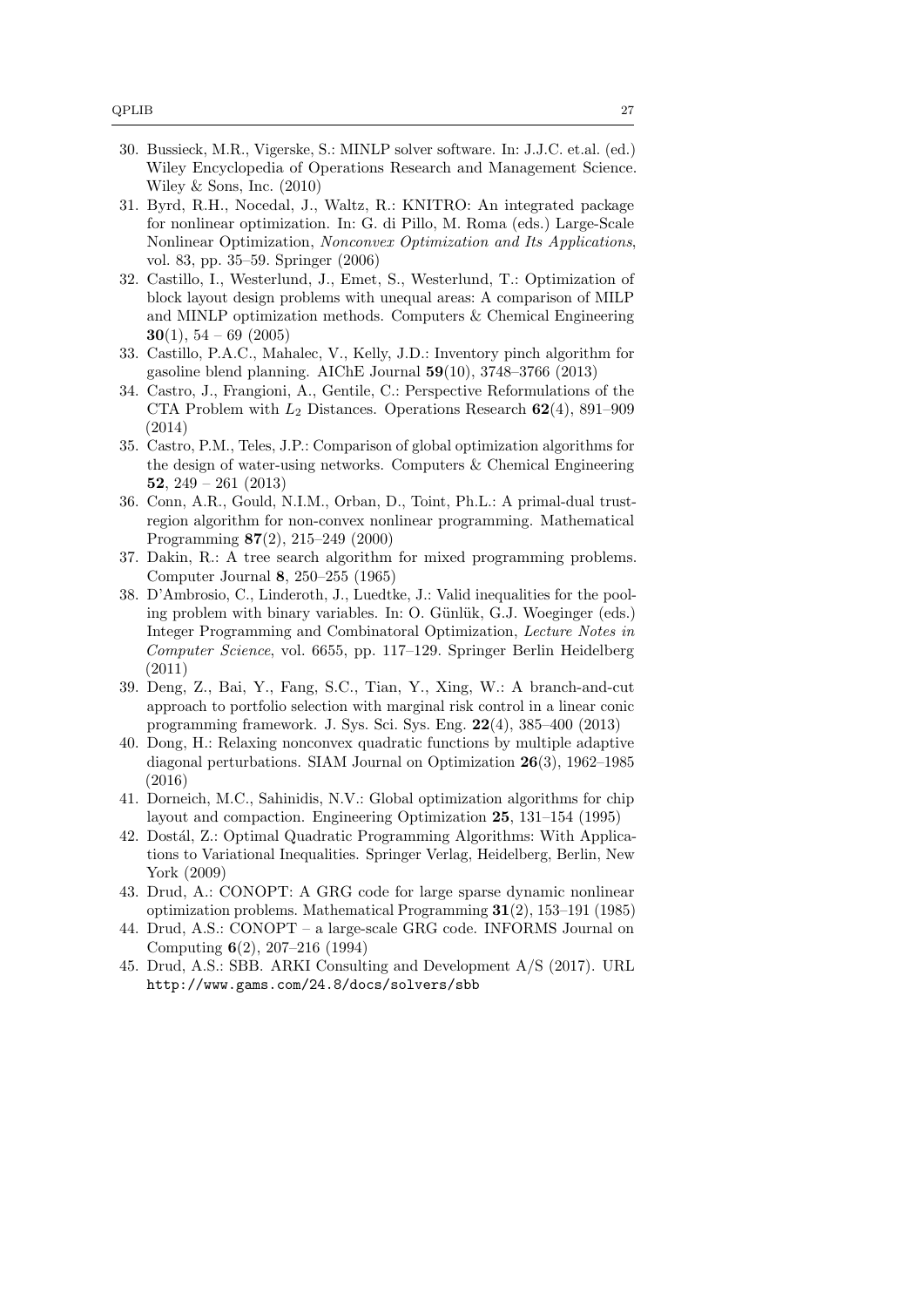30. Bussieck, M.R., Vigerske, S.: MINLP solver software. In: J.J.C. et.al. (ed.) Wiley Encyclopedia of Operations Research and Management Science. Wiley & Sons, Inc. (2010)
31. Byrd, R.H., Nocedal, J., Waltz, R.: KNITRO: An integrated package for nonlinear optimization. In: G. di Pillo, M. Roma (eds.) Large-Scale Nonlinear Optimization, *Nonconvex Optimization and Its Applications*, vol. 83, pp. 35–59. Springer (2006)
32. Castillo, I., Westerlund, J., Emet, S., Westerlund, T.: Optimization of block layout design problems with unequal areas: A comparison of MILP and MINLP optimization methods. Computers & Chemical Engineering **30**(1), 54 – 69 (2005)
33. Castillo, P.A.C., Mahalec, V., Kelly, J.D.: Inventory pinch algorithm for gasoline blend planning. AIChE Journal **59**(10), 3748–3766 (2013)
34. Castro, J., Frangioni, A., Gentile, C.: Perspective Reformulations of the CTA Problem with $L_2$ Distances. Operations Research **62**(4), 891–909 (2014)
35. Castro, P.M., Teles, J.P.: Comparison of global optimization algorithms for the design of water-using networks. Computers & Chemical Engineering **52**, 249 – 261 (2013)
36. Conn, A.R., Gould, N.I.M., Orban, D., Toint, Ph.L.: A primal-dual trust-region algorithm for non-convex nonlinear programming. Mathematical Programming **87**(2), 215–249 (2000)
37. Dakin, R.: A tree search algorithm for mixed programming problems. Computer Journal **8**, 250–255 (1965)
38. D'Ambrosio, C., Linderoth, J., Luedtke, J.: Valid inequalities for the pooling problem with binary variables. In: O. Günlük, G.J. Woeginger (eds.) Integer Programming and Combinatoral Optimization, *Lecture Notes in Computer Science*, vol. 6655, pp. 117–129. Springer Berlin Heidelberg (2011)
39. Deng, Z., Bai, Y., Fang, S.C., Tian, Y., Xing, W.: A branch-and-cut approach to portfolio selection with marginal risk control in a linear conic programming framework. J. Sys. Sci. Sys. Eng. **22**(4), 385–400 (2013)
40. Dong, H.: Relaxing nonconvex quadratic functions by multiple adaptive diagonal perturbations. SIAM Journal on Optimization **26**(3), 1962–1985 (2016)
41. Dorneich, M.C., Sahinidis, N.V.: Global optimization algorithms for chip layout and compaction. Engineering Optimization **25**, 131–154 (1995)
42. Dostál, Z.: Optimal Quadratic Programming Algorithms: With Applications to Variational Inequalities. Springer Verlag, Heidelberg, Berlin, New York (2009)
43. Drud, A.: CONOPT: A GRG code for large sparse dynamic nonlinear optimization problems. Mathematical Programming **31**(2), 153–191 (1985)
44. Drud, A.S.: CONOPT – a large-scale GRG code. INFORMS Journal on Computing **6**(2), 207–216 (1994)
45. Drud, A.S.: SBB. ARKI Consulting and Development A/S (2017). URL http://www.gams.com/24.8/docs/solvers/sbb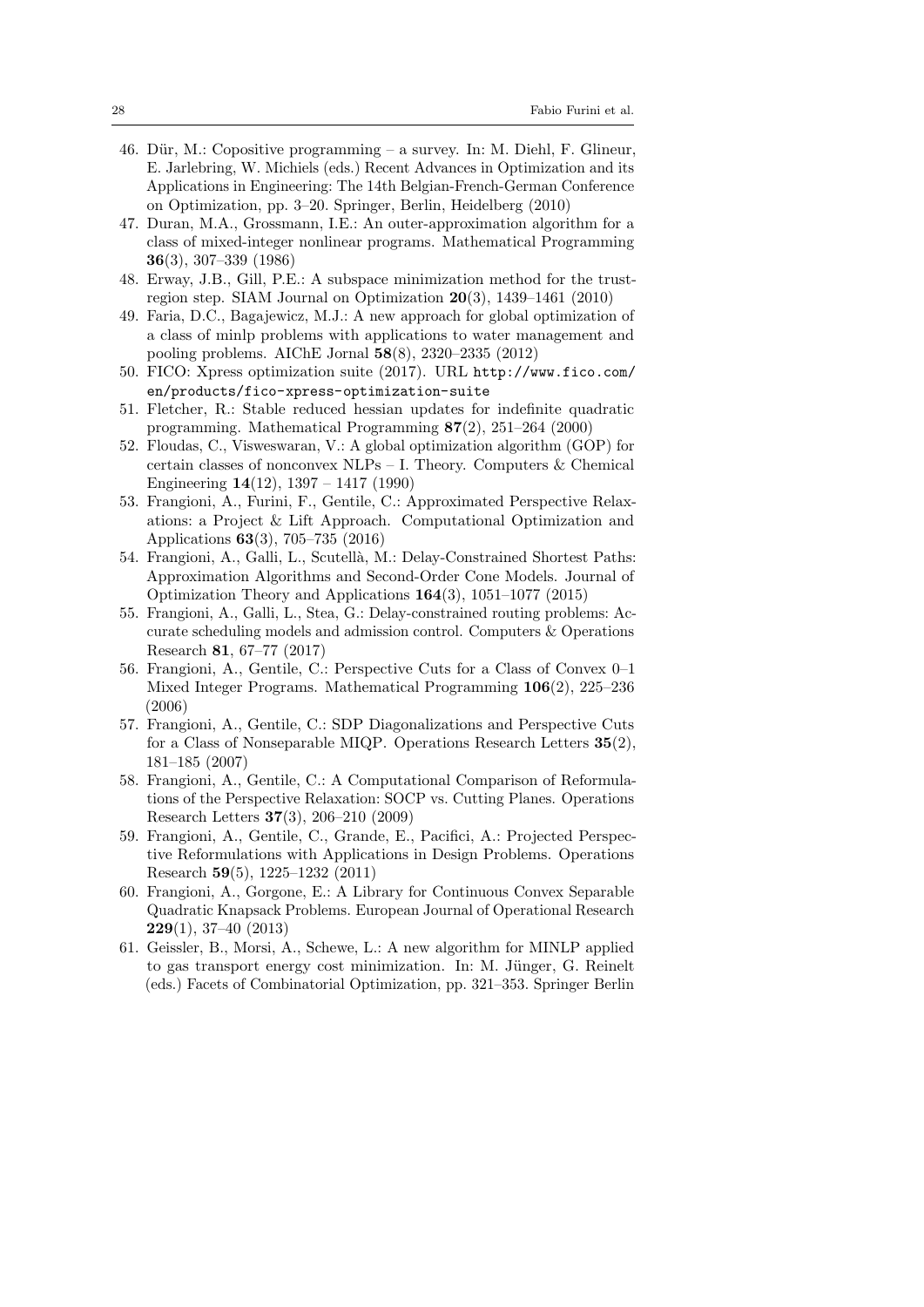46. Dür, M.: Copositive programming – a survey. In: M. Diehl, F. Glineur, E. Jarlebring, W. Michiels (eds.) Recent Advances in Optimization and its Applications in Engineering: The 14th Belgian-French-German Conference on Optimization, pp. 3–20. Springer, Berlin, Heidelberg (2010)
47. Duran, M.A., Grossmann, I.E.: An outer-approximation algorithm for a class of mixed-integer nonlinear programs. Mathematical Programming **36**(3), 307–339 (1986)
48. Erway, J.B., Gill, P.E.: A subspace minimization method for the trust-region step. SIAM Journal on Optimization **20**(3), 1439–1461 (2010)
49. Faria, D.C., Bagajewicz, M.J.: A new approach for global optimization of a class of minlp problems with applications to water management and pooling problems. AIChE Jornal **58**(8), 2320–2335 (2012)
50. FICO: Xpress optimization suite (2017). URL `http://www.fico.com/en/products/fico-xpress-optimization-suite`
51. Fletcher, R.: Stable reduced hessian updates for indefinite quadratic programming. Mathematical Programming **87**(2), 251–264 (2000)
52. Floudas, C., Visweswaran, V.: A global optimization algorithm (GOP) for certain classes of nonconvex NLPs – I. Theory. Computers & Chemical Engineering **14**(12), 1397 – 1417 (1990)
53. Frangioni, A., Furini, F., Gentile, C.: Approximated Perspective Relaxations: a Project & Lift Approach. Computational Optimization and Applications **63**(3), 705–735 (2016)
54. Frangioni, A., Galli, L., Scutellà, M.: Delay-Constrained Shortest Paths: Approximation Algorithms and Second-Order Cone Models. Journal of Optimization Theory and Applications **164**(3), 1051–1077 (2015)
55. Frangioni, A., Galli, L., Stea, G.: Delay-constrained routing problems: Accurate scheduling models and admission control. Computers & Operations Research **81**, 67–77 (2017)
56. Frangioni, A., Gentile, C.: Perspective Cuts for a Class of Convex 0–1 Mixed Integer Programs. Mathematical Programming **106**(2), 225–236 (2006)
57. Frangioni, A., Gentile, C.: SDP Diagonalizations and Perspective Cuts for a Class of Nonseparable MIQP. Operations Research Letters **35**(2), 181–185 (2007)
58. Frangioni, A., Gentile, C.: A Computational Comparison of Reformulations of the Perspective Relaxation: SOCP vs. Cutting Planes. Operations Research Letters **37**(3), 206–210 (2009)
59. Frangioni, A., Gentile, C., Grande, E., Pacifici, A.: Projected Perspective Reformulations with Applications in Design Problems. Operations Research **59**(5), 1225–1232 (2011)
60. Frangioni, A., Gorgone, E.: A Library for Continuous Convex Separable Quadratic Knapsack Problems. European Journal of Operational Research **229**(1), 37–40 (2013)
61. Geissler, B., Morsi, A., Schewe, L.: A new algorithm for MINLP applied to gas transport energy cost minimization. In: M. Jünger, G. Reinelt (eds.) Facets of Combinatorial Optimization, pp. 321–353. Springer Berlin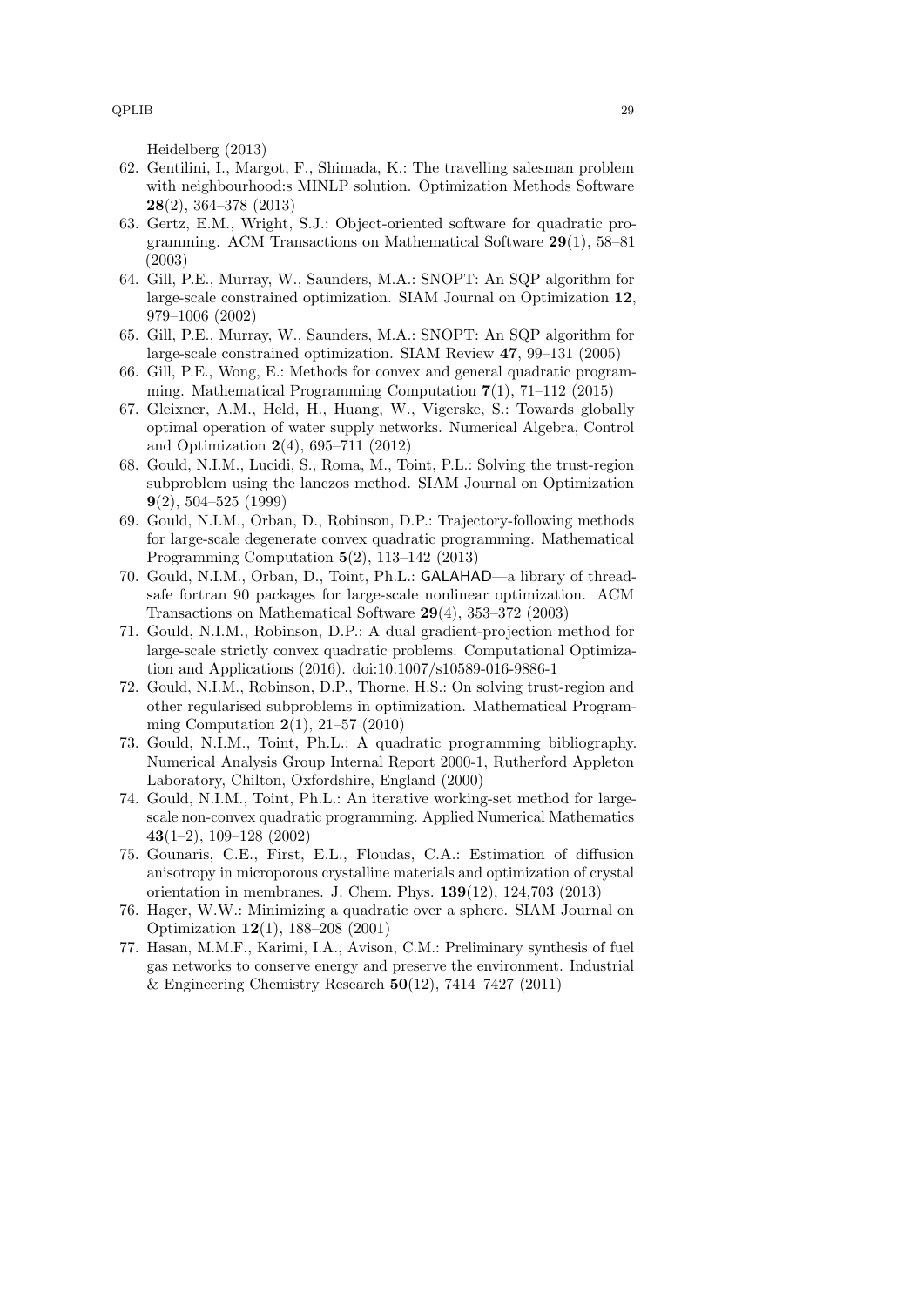Heidelberg (2013)

62. Gentilini, I., Margot, F., Shimada, K.: The travelling salesman problem with neighbourhood:s MINLP solution. Optimization Methods Software **28**(2), 364–378 (2013)
63. Gertz, E.M., Wright, S.J.: Object-oriented software for quadratic programming. ACM Transactions on Mathematical Software **29**(1), 58–81 (2003)
64. Gill, P.E., Murray, W., Saunders, M.A.: SNOPT: An SQP algorithm for large-scale constrained optimization. SIAM Journal on Optimization **12**, 979–1006 (2002)
65. Gill, P.E., Murray, W., Saunders, M.A.: SNOPT: An SQP algorithm for large-scale constrained optimization. SIAM Review **47**, 99–131 (2005)
66. Gill, P.E., Wong, E.: Methods for convex and general quadratic programming. Mathematical Programming Computation **7**(1), 71–112 (2015)
67. Gleixner, A.M., Held, H., Huang, W., Vigerske, S.: Towards globally optimal operation of water supply networks. Numerical Algebra, Control and Optimization **2**(4), 695–711 (2012)
68. Gould, N.I.M., Lucidi, S., Roma, M., Toint, P.L.: Solving the trust-region subproblem using the lanczos method. SIAM Journal on Optimization **9**(2), 504–525 (1999)
69. Gould, N.I.M., Orban, D., Robinson, D.P.: Trajectory-following methods for large-scale degenerate convex quadratic programming. Mathematical Programming Computation **5**(2), 113–142 (2013)
70. Gould, N.I.M., Orban, D., Toint, Ph.L.: GALAHAD—a library of thread-safe fortran 90 packages for large-scale nonlinear optimization. ACM Transactions on Mathematical Software **29**(4), 353–372 (2003)
71. Gould, N.I.M., Robinson, D.P.: A dual gradient-projection method for large-scale strictly convex quadratic problems. Computational Optimization and Applications (2016). doi:10.1007/s10589-016-9886-1
72. Gould, N.I.M., Robinson, D.P., Thorne, H.S.: On solving trust-region and other regularised subproblems in optimization. Mathematical Programming Computation **2**(1), 21–57 (2010)
73. Gould, N.I.M., Toint, Ph.L.: A quadratic programming bibliography. Numerical Analysis Group Internal Report 2000-1, Rutherford Appleton Laboratory, Chilton, Oxfordshire, England (2000)
74. Gould, N.I.M., Toint, Ph.L.: An iterative working-set method for large-scale non-convex quadratic programming. Applied Numerical Mathematics **43**(1–2), 109–128 (2002)
75. Gounaris, C.E., First, E.L., Floudas, C.A.: Estimation of diffusion anisotropy in microporous crystalline materials and optimization of crystal orientation in membranes. J. Chem. Phys. **139**(12), 124,703 (2013)
76. Hager, W.W.: Minimizing a quadratic over a sphere. SIAM Journal on Optimization **12**(1), 188–208 (2001)
77. Hasan, M.M.F., Karimi, I.A., Avison, C.M.: Preliminary synthesis of fuel gas networks to conserve energy and preserve the environment. Industrial & Engineering Chemistry Research **50**(12), 7414–7427 (2011)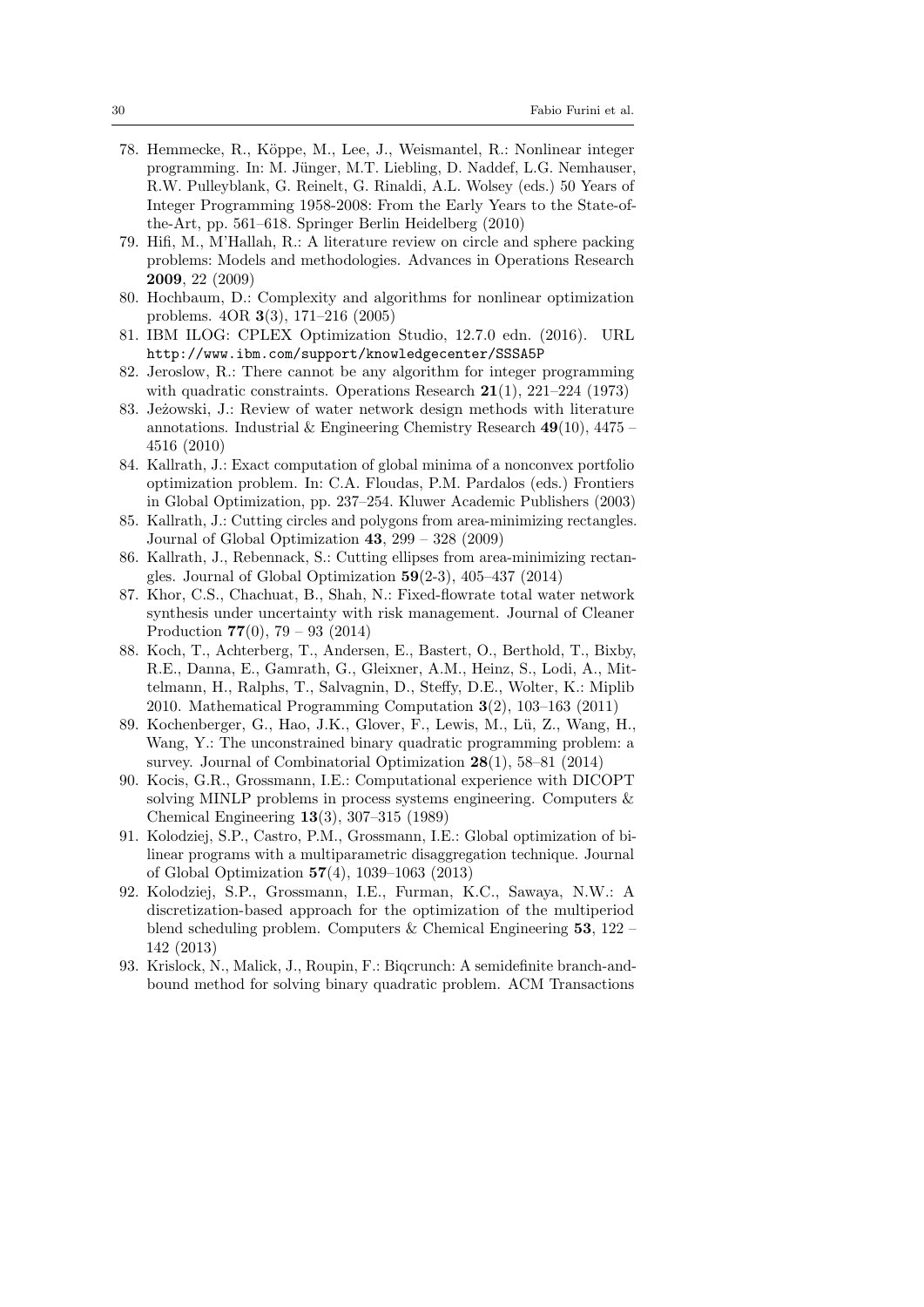78. Hemmecke, R., Köppe, M., Lee, J., Weismantel, R.: Nonlinear integer programming. In: M. Jünger, M.T. Liebling, D. Naddef, L.G. Nemhauser, R.W. Pulleyblank, G. Reinelt, G. Rinaldi, A.L. Wolsey (eds.) 50 Years of Integer Programming 1958-2008: From the Early Years to the State-of-the-Art, pp. 561–618. Springer Berlin Heidelberg (2010)
79. Hifi, M., M'Hallah, R.: A literature review on circle and sphere packing problems: Models and methodologies. Advances in Operations Research **2009**, 22 (2009)
80. Hochbaum, D.: Complexity and algorithms for nonlinear optimization problems. 4OR **3**(3), 171–216 (2005)
81. IBM ILOG: CPLEX Optimization Studio, 12.7.0 edn. (2016). URL `http://www.ibm.com/support/knowledgecenter/SSSA5P`
82. Jeroslow, R.: There cannot be any algorithm for integer programming with quadratic constraints. Operations Research **21**(1), 221–224 (1973)
83. Jeżowski, J.: Review of water network design methods with literature annotations. Industrial & Engineering Chemistry Research **49**(10), 4475 – 4516 (2010)
84. Kallrath, J.: Exact computation of global minima of a nonconvex portfolio optimization problem. In: C.A. Floudas, P.M. Pardalos (eds.) Frontiers in Global Optimization, pp. 237–254. Kluwer Academic Publishers (2003)
85. Kallrath, J.: Cutting circles and polygons from area-minimizing rectangles. Journal of Global Optimization **43**, 299 – 328 (2009)
86. Kallrath, J., Rebennack, S.: Cutting ellipses from area-minimizing rectangles. Journal of Global Optimization **59**(2-3), 405–437 (2014)
87. Khor, C.S., Chachuat, B., Shah, N.: Fixed-flowrate total water network synthesis under uncertainty with risk management. Journal of Cleaner Production **77**(0), 79 – 93 (2014)
88. Koch, T., Achterberg, T., Andersen, E., Bastert, O., Berthold, T., Bixby, R.E., Danna, E., Gamrath, G., Gleixner, A.M., Heinz, S., Lodi, A., Mittelmann, H., Ralphs, T., Salvagnin, D., Steffy, D.E., Wolter, K.: Miplib 2010. Mathematical Programming Computation **3**(2), 103–163 (2011)
89. Kochenberger, G., Hao, J.K., Glover, F., Lewis, M., Lü, Z., Wang, H., Wang, Y.: The unconstrained binary quadratic programming problem: a survey. Journal of Combinatorial Optimization **28**(1), 58–81 (2014)
90. Kocis, G.R., Grossmann, I.E.: Computational experience with DICOPT solving MINLP problems in process systems engineering. Computers & Chemical Engineering **13**(3), 307–315 (1989)
91. Kolodziej, S.P., Castro, P.M., Grossmann, I.E.: Global optimization of bilinear programs with a multiparametric disaggregation technique. Journal of Global Optimization **57**(4), 1039–1063 (2013)
92. Kolodziej, S.P., Grossmann, I.E., Furman, K.C., Sawaya, N.W.: A discretization-based approach for the optimization of the multiperiod blend scheduling problem. Computers & Chemical Engineering **53**, 122 – 142 (2013)
93. Krislock, N., Malick, J., Roupin, F.: Biqcrunch: A semidefinite branch-and-bound method for solving binary quadratic problem. ACM Transactions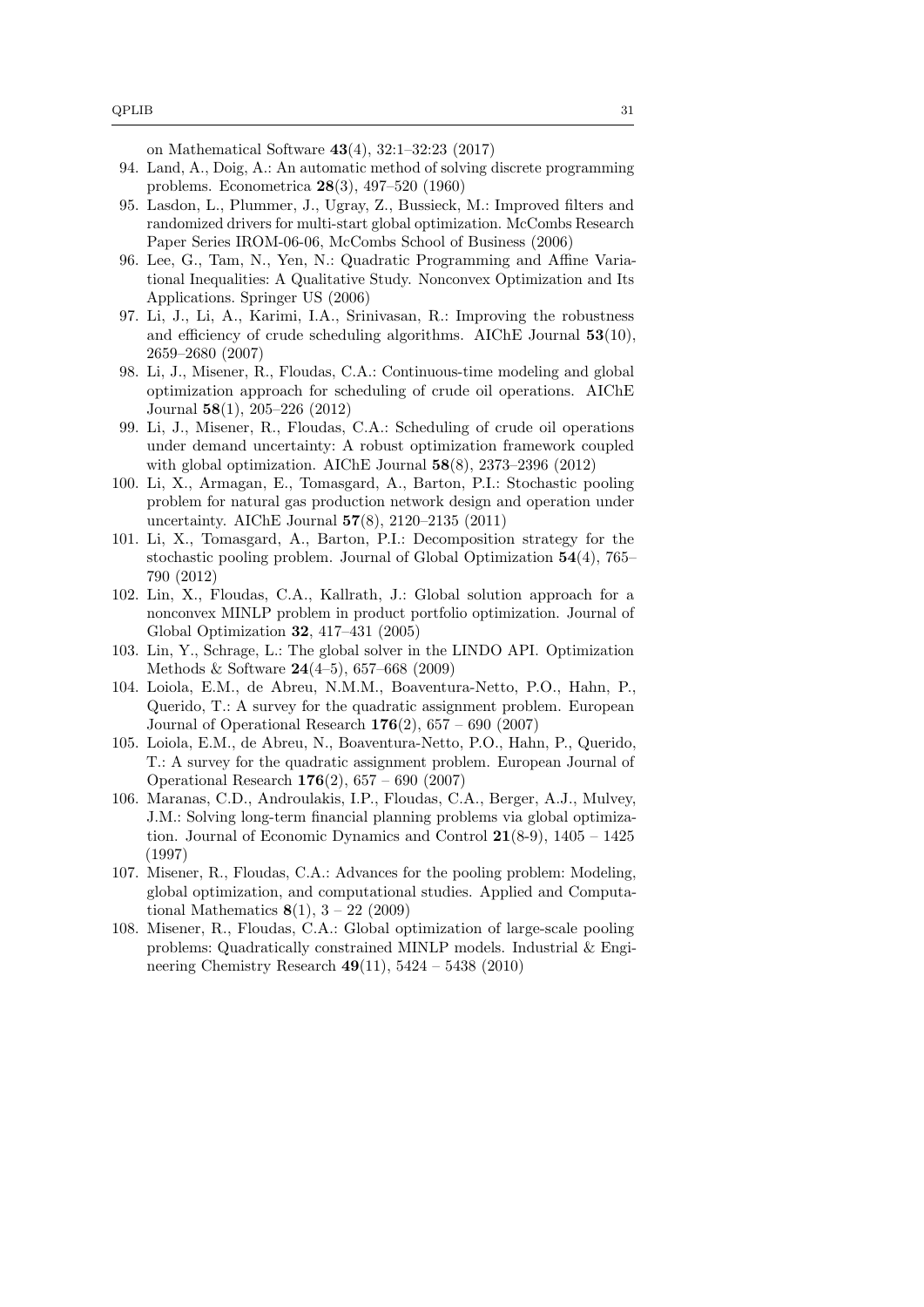on Mathematical Software **43**(4), 32:1–32:23 (2017)

94. Land, A., Doig, A.: An automatic method of solving discrete programming problems. Econometrica **28**(3), 497–520 (1960)
95. Lasdon, L., Plummer, J., Ugray, Z., Bussieck, M.: Improved filters and randomized drivers for multi-start global optimization. McCombs Research Paper Series IROM-06-06, McCombs School of Business (2006)
96. Lee, G., Tam, N., Yen, N.: Quadratic Programming and Affine Variational Inequalities: A Qualitative Study. Nonconvex Optimization and Its Applications. Springer US (2006)
97. Li, J., Li, A., Karimi, I.A., Srinivasan, R.: Improving the robustness and efficiency of crude scheduling algorithms. AIChE Journal **53**(10), 2659–2680 (2007)
98. Li, J., Misener, R., Floudas, C.A.: Continuous-time modeling and global optimization approach for scheduling of crude oil operations. AIChE Journal **58**(1), 205–226 (2012)
99. Li, J., Misener, R., Floudas, C.A.: Scheduling of crude oil operations under demand uncertainty: A robust optimization framework coupled with global optimization. AIChE Journal **58**(8), 2373–2396 (2012)
100. Li, X., Armagan, E., Tomasgard, A., Barton, P.I.: Stochastic pooling problem for natural gas production network design and operation under uncertainty. AIChE Journal **57**(8), 2120–2135 (2011)
101. Li, X., Tomasgard, A., Barton, P.I.: Decomposition strategy for the stochastic pooling problem. Journal of Global Optimization **54**(4), 765–790 (2012)
102. Lin, X., Floudas, C.A., Kallrath, J.: Global solution approach for a nonconvex MINLP problem in product portfolio optimization. Journal of Global Optimization **32**, 417–431 (2005)
103. Lin, Y., Schrage, L.: The global solver in the LINDO API. Optimization Methods & Software **24**(4–5), 657–668 (2009)
104. Loiola, E.M., de Abreu, N.M.M., Boaventura-Netto, P.O., Hahn, P., Querido, T.: A survey for the quadratic assignment problem. European Journal of Operational Research **176**(2), 657 – 690 (2007)
105. Loiola, E.M., de Abreu, N., Boaventura-Netto, P.O., Hahn, P., Querido, T.: A survey for the quadratic assignment problem. European Journal of Operational Research **176**(2), 657 – 690 (2007)
106. Maranas, C.D., Androulakis, I.P., Floudas, C.A., Berger, A.J., Mulvey, J.M.: Solving long-term financial planning problems via global optimization. Journal of Economic Dynamics and Control **21**(8-9), 1405 – 1425 (1997)
107. Misener, R., Floudas, C.A.: Advances for the pooling problem: Modeling, global optimization, and computational studies. Applied and Computational Mathematics **8**(1), 3 – 22 (2009)
108. Misener, R., Floudas, C.A.: Global optimization of large-scale pooling problems: Quadratically constrained MINLP models. Industrial & Engineering Chemistry Research **49**(11), 5424 – 5438 (2010)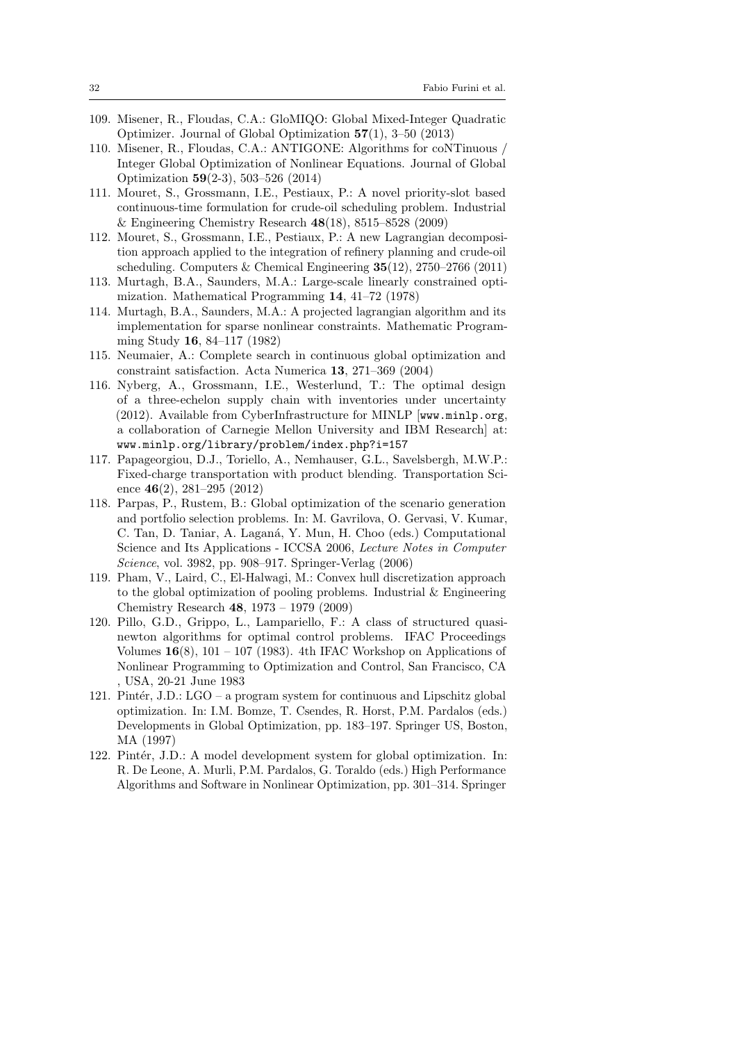109. Misener, R., Floudas, C.A.: GloMIQO: Global Mixed-Integer Quadratic Optimizer. Journal of Global Optimization **57**(1), 3–50 (2013)
110. Misener, R., Floudas, C.A.: ANTIGONE: Algorithms for coNTinuous / Integer Global Optimization of Nonlinear Equations. Journal of Global Optimization **59**(2-3), 503–526 (2014)
111. Mouret, S., Grossmann, I.E., Pestiaux, P.: A novel priority-slot based continuous-time formulation for crude-oil scheduling problem. Industrial & Engineering Chemistry Research **48**(18), 8515–8528 (2009)
112. Mouret, S., Grossmann, I.E., Pestiaux, P.: A new Lagrangian decomposition approach applied to the integration of refinery planning and crude-oil scheduling. Computers & Chemical Engineering **35**(12), 2750–2766 (2011)
113. Murtagh, B.A., Saunders, M.A.: Large-scale linearly constrained optimization. Mathematical Programming **14**, 41–72 (1978)
114. Murtagh, B.A., Saunders, M.A.: A projected lagrangian algorithm and its implementation for sparse nonlinear constraints. Mathematic Programming Study **16**, 84–117 (1982)
115. Neumaier, A.: Complete search in continuous global optimization and constraint satisfaction. Acta Numerica **13**, 271–369 (2004)
116. Nyberg, A., Grossmann, I.E., Westerlund, T.: The optimal design of a three-echelon supply chain with inventories under uncertainty (2012). Available from CyberInfrastructure for MINLP [`www.minlp.org`, a collaboration of Carnegie Mellon University and IBM Research] at: `www.minlp.org/library/problem/index.php?i=157`
117. Papageorgiou, D.J., Toriello, A., Nemhauser, G.L., Savelsbergh, M.W.P.: Fixed-charge transportation with product blending. Transportation Science **46**(2), 281–295 (2012)
118. Parpas, P., Rustem, B.: Global optimization of the scenario generation and portfolio selection problems. In: M. Gavrilova, O. Gervasi, V. Kumar, C. Tan, D. Taniar, A. Laganá, Y. Mun, H. Choo (eds.) Computational Science and Its Applications - ICCSA 2006, *Lecture Notes in Computer Science*, vol. 3982, pp. 908–917. Springer-Verlag (2006)
119. Pham, V., Laird, C., El-Halwagi, M.: Convex hull discretization approach to the global optimization of pooling problems. Industrial & Engineering Chemistry Research **48**, 1973 – 1979 (2009)
120. Pillo, G.D., Grippo, L., Lampariello, F.: A class of structured quasi-newton algorithms for optimal control problems. IFAC Proceedings Volumes **16**(8), 101 – 107 (1983). 4th IFAC Workshop on Applications of Nonlinear Programming to Optimization and Control, San Francisco, CA , USA, 20-21 June 1983
121. Pintér, J.D.: LGO – a program system for continuous and Lipschitz global optimization. In: I.M. Bomze, T. Csendes, R. Horst, P.M. Pardalos (eds.) Developments in Global Optimization, pp. 183–197. Springer US, Boston, MA (1997)
122. Pintér, J.D.: A model development system for global optimization. In: R. De Leone, A. Murli, P.M. Pardalos, G. Toraldo (eds.) High Performance Algorithms and Software in Nonlinear Optimization, pp. 301–314. Springer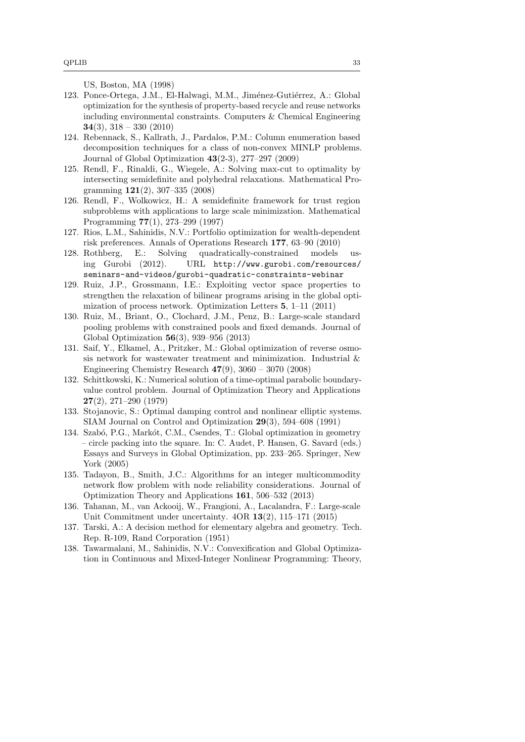US, Boston, MA (1998)

123. Ponce-Ortega, J.M., El-Halwagi, M.M., Jiménez-Gutiérrez, A.: Global optimization for the synthesis of property-based recycle and reuse networks including environmental constraints. Computers & Chemical Engineering **34**(3), 318 – 330 (2010)
124. Rebennack, S., Kallrath, J., Pardalos, P.M.: Column enumeration based decomposition techniques for a class of non-convex MINLP problems. Journal of Global Optimization **43**(2-3), 277–297 (2009)
125. Rendl, F., Rinaldi, G., Wiegele, A.: Solving max-cut to optimality by intersecting semidefinite and polyhedral relaxations. Mathematical Programming **121**(2), 307–335 (2008)
126. Rendl, F., Wolkowicz, H.: A semidefinite framework for trust region subproblems with applications to large scale minimization. Mathematical Programming **77**(1), 273–299 (1997)
127. Rios, L.M., Sahinidis, N.V.: Portfolio optimization for wealth-dependent risk preferences. Annals of Operations Research **177**, 63–90 (2010)
128. Rothberg, E.: Solving quadratically-constrained models using Gurobi (2012). URL http://www.gurobi.com/resources/seminars-and-videos/gurobi-quadratic-constraints-webinar
129. Ruiz, J.P., Grossmann, I.E.: Exploiting vector space properties to strengthen the relaxation of bilinear programs arising in the global optimization of process network. Optimization Letters **5**, 1–11 (2011)
130. Ruiz, M., Briant, O., Clochard, J.M., Penz, B.: Large-scale standard pooling problems with constrained pools and fixed demands. Journal of Global Optimization **56**(3), 939–956 (2013)
131. Saif, Y., Elkamel, A., Pritzker, M.: Global optimization of reverse osmosis network for wastewater treatment and minimization. Industrial & Engineering Chemistry Research **47**(9), 3060 – 3070 (2008)
132. Schittkowski, K.: Numerical solution of a time-optimal parabolic boundary-value control problem. Journal of Optimization Theory and Applications **27**(2), 271–290 (1979)
133. Stojanovic, S.: Optimal damping control and nonlinear elliptic systems. SIAM Journal on Control and Optimization **29**(3), 594–608 (1991)
134. Szabó, P.G., Markót, C.M., Csendes, T.: Global optimization in geometry – circle packing into the square. In: C. Audet, P. Hansen, G. Savard (eds.) Essays and Surveys in Global Optimization, pp. 233–265. Springer, New York (2005)
135. Tadayon, B., Smith, J.C.: Algorithms for an integer multicommodity network flow problem with node reliability considerations. Journal of Optimization Theory and Applications **161**, 506–532 (2013)
136. Tahanan, M., van Ackooij, W., Frangioni, A., Lacalandra, F.: Large-scale Unit Commitment under uncertainty. 4OR **13**(2), 115–171 (2015)
137. Tarski, A.: A decision method for elementary algebra and geometry. Tech. Rep. R-109, Rand Corporation (1951)
138. Tawarmalani, M., Sahinidis, N.V.: Convexification and Global Optimization in Continuous and Mixed-Integer Nonlinear Programming: Theory,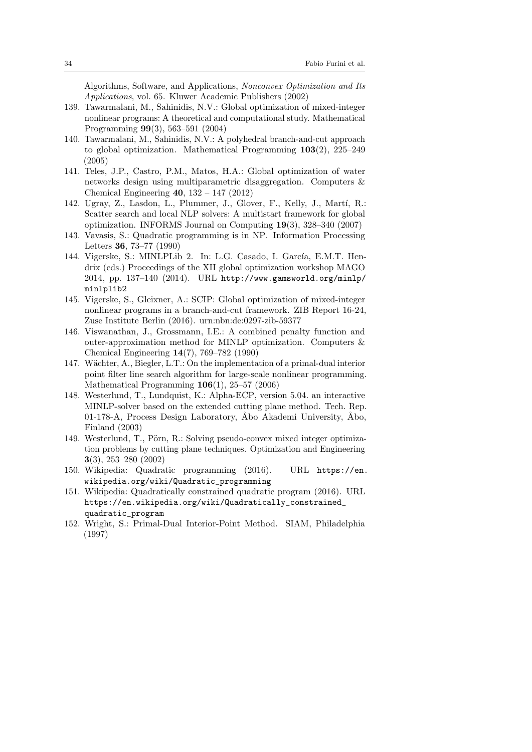Algorithms, Software, and Applications, *Nonconvex Optimization and Its Applications*, vol. 65. Kluwer Academic Publishers (2002)

139. Tawarmalani, M., Sahinidis, N.V.: Global optimization of mixed-integer nonlinear programs: A theoretical and computational study. Mathematical Programming **99**(3), 563–591 (2004)
140. Tawarmalani, M., Sahinidis, N.V.: A polyhedral branch-and-cut approach to global optimization. Mathematical Programming **103**(2), 225–249 (2005)
141. Teles, J.P., Castro, P.M., Matos, H.A.: Global optimization of water networks design using multiparametric disaggregation. Computers & Chemical Engineering **40**, 132 – 147 (2012)
142. Ugray, Z., Lasdon, L., Plummer, J., Glover, F., Kelly, J., Martí, R.: Scatter search and local NLP solvers: A multistart framework for global optimization. INFORMS Journal on Computing **19**(3), 328–340 (2007)
143. Vavasis, S.: Quadratic programming is in NP. Information Processing Letters **36**, 73–77 (1990)
144. Vigerske, S.: MINLPLib 2. In: L.G. Casado, I. García, E.M.T. Hendrix (eds.) Proceedings of the XII global optimization workshop MAGO 2014, pp. 137–140 (2014). URL http://www.gamsworld.org/minlp/minlplib2
145. Vigerske, S., Gleixner, A.: SCIP: Global optimization of mixed-integer nonlinear programs in a branch-and-cut framework. ZIB Report 16-24, Zuse Institute Berlin (2016). urn:nbn:de:0297-zib-59377
146. Viswanathan, J., Grossmann, I.E.: A combined penalty function and outer-approximation method for MINLP optimization. Computers & Chemical Engineering **14**(7), 769–782 (1990)
147. Wächter, A., Biegler, L.T.: On the implementation of a primal-dual interior point filter line search algorithm for large-scale nonlinear programming. Mathematical Programming **106**(1), 25–57 (2006)
148. Westerlund, T., Lundquist, K.: Alpha-ECP, version 5.04. an interactive MINLP-solver based on the extended cutting plane method. Tech. Rep. 01-178-A, Process Design Laboratory, Åbo Akademi University, Åbo, Finland (2003)
149. Westerlund, T., Pörn, R.: Solving pseudo-convex mixed integer optimization problems by cutting plane techniques. Optimization and Engineering **3**(3), 253–280 (2002)
150. Wikipedia: Quadratic programming (2016). URL https://en.wikipedia.org/wiki/Quadratic_programming
151. Wikipedia: Quadratically constrained quadratic program (2016). URL https://en.wikipedia.org/wiki/Quadratically_constrained_quadratic_program
152. Wright, S.: Primal-Dual Interior-Point Method. SIAM, Philadelphia (1997)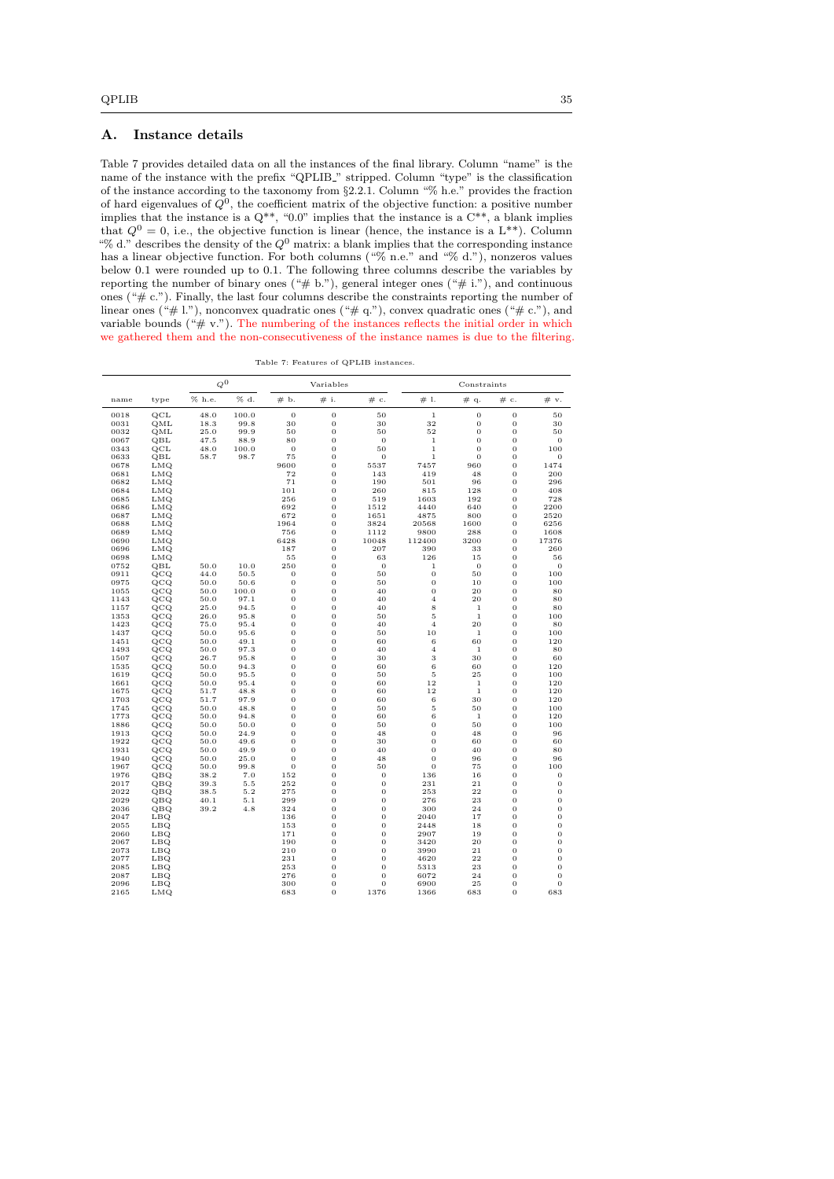## A. Instance details

Table 7 provides detailed data on all the instances of the final library. Column "name" is the name of the instance with the prefix "QPLIB_" stripped. Column "type" is the classification of the instance according to the taxonomy from §2.2.1. Column "% h.e." provides the fraction of hard eigenvalues of $Q^0$, the coefficient matrix of the objective function: a positive number implies that the instance is a Q**, "0.0" implies that the instance is a C**, a blank implies that $Q^0 = 0$, i.e., the objective function is linear (hence, the instance is a L**). Column "% d." describes the density of the $Q^0$ matrix: a blank implies that the corresponding instance has a linear objective function. For both columns ("% n.e." and "% d."), nonzeros values below 0.1 were rounded up to 0.1. The following three columns describe the variables by reporting the number of binary ones ("# b."), general integer ones ("# i."), and continuous ones ("# c."). Finally, the last four columns describe the constraints reporting the number of linear ones ("# l."), nonconvex quadratic ones ("# q."), convex quadratic ones ("# c."), and variable bounds ("# v."). The numbering of the instances reflects the initial order in which we gathered them and the non-consecutiveness of the instance names is due to the filtering.

Table 7: Features of QPLIB instances.

| | | $Q^0$ | | Variables | | | Constraints | | | |
|---|---|---|---|---|---|---|---|---|---|---|
| name | type | % h.e. | % d. | # b. | # i. | # c. | # l. | # q. | # c. | # v. |
| 0018 | QCL | 48.0 | 100.0 | 0 | 0 | 50 | 1 | 0 | 0 | 50 |
| 0031 | QML | 18.3 | 99.8 | 30 | 0 | 30 | 32 | 0 | 0 | 30 |
| 0032 | QML | 25.0 | 99.9 | 50 | 0 | 50 | 52 | 0 | 0 | 50 |
| 0067 | QBL | 47.5 | 88.9 | 80 | 0 | 0 | 1 | 0 | 0 | 0 |
| 0343 | QCL | 48.0 | 100.0 | 0 | 0 | 50 | 1 | 0 | 0 | 100 |
| 0633 | QBL | 58.7 | 98.7 | 75 | 0 | 0 | 1 | 0 | 0 | 0 |
| 0678 | LMQ | | | 9600 | 0 | 5537 | 7457 | 960 | 0 | 1474 |
| 0681 | LMQ | | | 72 | 0 | 143 | 419 | 48 | 0 | 200 |
| 0682 | LMQ | | | 71 | 0 | 190 | 501 | 96 | 0 | 296 |
| 0684 | LMQ | | | 101 | 0 | 260 | 815 | 128 | 0 | 408 |
| 0685 | LMQ | | | 256 | 0 | 519 | 1603 | 192 | 0 | 728 |
| 0686 | LMQ | | | 692 | 0 | 1512 | 4440 | 640 | 0 | 2200 |
| 0687 | LMQ | | | 672 | 0 | 1651 | 4875 | 800 | 0 | 2520 |
| 0688 | LMQ | | | 1964 | 0 | 3824 | 20568 | 1600 | 0 | 6256 |
| 0689 | LMQ | | | 756 | 0 | 1112 | 9800 | 288 | 0 | 1608 |
| 0690 | LMQ | | | 6428 | 0 | 10048 | 112400 | 3200 | 0 | 17376 |
| 0696 | LMQ | | | 187 | 0 | 207 | 390 | 33 | 0 | 260 |
| 0698 | LMQ | | | 55 | 0 | 63 | 126 | 15 | 0 | 56 |
| 0752 | QBL | 50.0 | 10.0 | 250 | 0 | 0 | 1 | 0 | 0 | 0 |
| 0911 | QCQ | 44.0 | 50.5 | 0 | 0 | 50 | 0 | 50 | 0 | 100 |
| 0975 | QCQ | 50.0 | 50.6 | 0 | 0 | 50 | 0 | 10 | 0 | 100 |
| 1055 | QCQ | 50.0 | 100.0 | 0 | 0 | 40 | 0 | 20 | 0 | 80 |
| 1143 | QCQ | 50.0 | 97.1 | 0 | 0 | 40 | 4 | 20 | 0 | 80 |
| 1157 | QCQ | 25.0 | 94.5 | 0 | 0 | 40 | 8 | 1 | 0 | 80 |
| 1353 | QCQ | 26.0 | 95.8 | 0 | 0 | 50 | 5 | 1 | 0 | 100 |
| 1423 | QCQ | 75.0 | 95.4 | 0 | 0 | 40 | 4 | 20 | 0 | 80 |
| 1437 | QCQ | 50.0 | 95.6 | 0 | 0 | 50 | 10 | 1 | 0 | 100 |
| 1451 | QCQ | 50.0 | 49.1 | 0 | 0 | 60 | 6 | 60 | 0 | 120 |
| 1493 | QCQ | 50.0 | 97.3 | 0 | 0 | 40 | 4 | 1 | 0 | 80 |
| 1507 | QCQ | 26.7 | 95.8 | 0 | 0 | 30 | 3 | 30 | 0 | 60 |
| 1535 | QCQ | 50.0 | 94.3 | 0 | 0 | 60 | 6 | 60 | 0 | 120 |
| 1619 | QCQ | 50.0 | 95.5 | 0 | 0 | 50 | 5 | 25 | 0 | 100 |
| 1661 | QCQ | 50.0 | 95.4 | 0 | 0 | 60 | 12 | 1 | 0 | 120 |
| 1675 | QCQ | 51.7 | 48.8 | 0 | 0 | 60 | 12 | 1 | 0 | 120 |
| 1703 | QCQ | 51.7 | 97.9 | 0 | 0 | 60 | 6 | 30 | 0 | 120 |
| 1745 | QCQ | 50.0 | 48.8 | 0 | 0 | 50 | 5 | 50 | 0 | 100 |
| 1773 | QCQ | 50.0 | 94.8 | 0 | 0 | 60 | 6 | 1 | 0 | 120 |
| 1886 | QCQ | 50.0 | 50.0 | 0 | 0 | 50 | 0 | 50 | 0 | 100 |
| 1913 | QCQ | 50.0 | 24.9 | 0 | 0 | 48 | 0 | 48 | 0 | 96 |
| 1922 | QCQ | 50.0 | 49.6 | 0 | 0 | 30 | 0 | 60 | 0 | 60 |
| 1931 | QCQ | 50.0 | 49.9 | 0 | 0 | 40 | 0 | 40 | 0 | 80 |
| 1940 | QCQ | 50.0 | 25.0 | 0 | 0 | 48 | 0 | 96 | 0 | 96 |
| 1967 | QCQ | 50.0 | 99.8 | 0 | 0 | 50 | 0 | 75 | 0 | 100 |
| 1976 | QBQ | 38.2 | 7.0 | 152 | 0 | 0 | 136 | 16 | 0 | 0 |
| 2017 | QBQ | 39.3 | 5.5 | 252 | 0 | 0 | 231 | 21 | 0 | 0 |
| 2022 | QBQ | 38.5 | 5.2 | 275 | 0 | 0 | 253 | 22 | 0 | 0 |
| 2029 | QBQ | 40.1 | 5.1 | 299 | 0 | 0 | 276 | 23 | 0 | 0 |
| 2036 | QBQ | 39.2 | 4.8 | 324 | 0 | 0 | 300 | 24 | 0 | 0 |
| 2047 | LBQ | | | 136 | 0 | 0 | 2040 | 17 | 0 | 0 |
| 2055 | LBQ | | | 153 | 0 | 0 | 2448 | 18 | 0 | 0 |
| 2060 | LBQ | | | 171 | 0 | 0 | 2907 | 19 | 0 | 0 |
| 2067 | LBQ | | | 190 | 0 | 0 | 3420 | 20 | 0 | 0 |
| 2073 | LBQ | | | 210 | 0 | 0 | 3990 | 21 | 0 | 0 |
| 2077 | LBQ | | | 231 | 0 | 0 | 4620 | 22 | 0 | 0 |
| 2085 | LBQ | | | 253 | 0 | 0 | 5313 | 23 | 0 | 0 |
| 2087 | LBQ | | | 276 | 0 | 0 | 6072 | 24 | 0 | 0 |
| 2096 | LBQ | | | 300 | 0 | 0 | 6900 | 25 | 0 | 0 |
| 2165 | LMQ | | | 683 | 0 | 1376 | 1366 | 683 | 0 | 683 |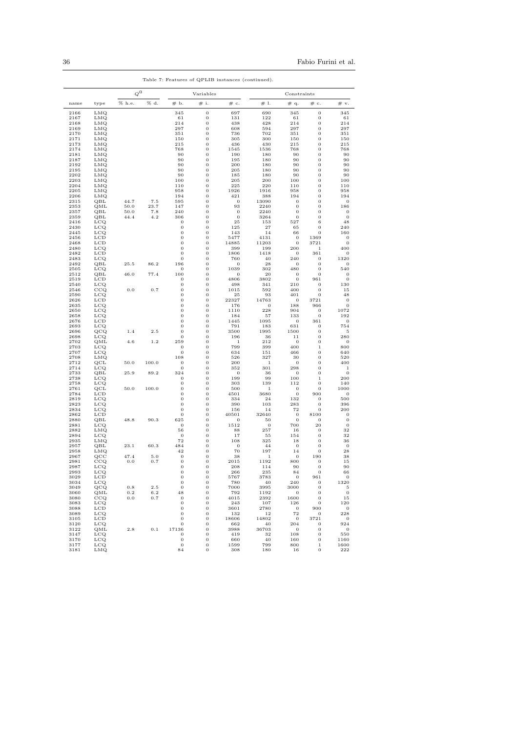Table 7: Features of QPLIB instances (continued).

| | | $Q^0$ | | Variables | | | Constraints | | | |
|---|---|---|---|---|---|---|---|---|---|---|
| name | type | % h.e. | % d. | # b. | # i. | # c. | # l. | # q. | # c. | # v. |
| 2166 | LMQ | | | 345 | 0 | 697 | 690 | 345 | 0 | 345 |
| 2167 | LMQ | | | 61 | 0 | 131 | 122 | 61 | 0 | 61 |
| 2168 | LMQ | | | 214 | 0 | 438 | 428 | 214 | 0 | 214 |
| 2169 | LMQ | | | 297 | 0 | 608 | 594 | 297 | 0 | 297 |
| 2170 | LMQ | | | 351 | 0 | 736 | 702 | 351 | 0 | 351 |
| 2171 | LMQ | | | 150 | 0 | 305 | 300 | 150 | 0 | 150 |
| 2173 | LMQ | | | 215 | 0 | 436 | 430 | 215 | 0 | 215 |
| 2174 | LMQ | | | 768 | 0 | 1545 | 1536 | 768 | 0 | 768 |
| 2181 | LMQ | | | 90 | 0 | 190 | 180 | 90 | 0 | 90 |
| 2187 | LMQ | | | 90 | 0 | 195 | 180 | 90 | 0 | 90 |
| 2192 | LMQ | | | 90 | 0 | 200 | 180 | 90 | 0 | 90 |
| 2195 | LMQ | | | 90 | 0 | 205 | 180 | 90 | 0 | 90 |
| 2202 | LMQ | | | 90 | 0 | 185 | 180 | 90 | 0 | 90 |
| 2203 | LMQ | | | 100 | 0 | 205 | 200 | 100 | 0 | 100 |
| 2204 | LMQ | | | 110 | 0 | 225 | 220 | 110 | 0 | 110 |
| 2205 | LMQ | | | 958 | 0 | 1926 | 1916 | 958 | 0 | 958 |
| 2206 | LMQ | | | 194 | 0 | 421 | 388 | 194 | 0 | 194 |
| 2315 | QBL | 44.7 | 7.5 | 595 | 0 | 0 | 13090 | 0 | 0 | 0 |
| 2353 | QML | 50.0 | 23.7 | 147 | 0 | 93 | 2240 | 0 | 0 | 186 |
| 2357 | QBL | 50.0 | 7.8 | 240 | 0 | 0 | 2240 | 0 | 0 | 0 |
| 2359 | QBL | 44.4 | 4.2 | 306 | 0 | 0 | 3264 | 0 | 0 | 0 |
| 2416 | LCQ | | | 0 | 0 | 25 | 153 | 527 | 6 | 48 |
| 2430 | LCQ | | | 0 | 0 | 125 | 27 | 65 | 0 | 240 |
| 2445 | LCQ | | | 0 | 0 | 143 | 14 | 66 | 0 | 160 |
| 2456 | LCD | | | 0 | 0 | 5477 | 4131 | 0 | 1369 | 0 |
| 2468 | LCD | | | 0 | 0 | 14885 | 11203 | 0 | 3721 | 0 |
| 2480 | LCQ | | | 0 | 0 | 399 | 199 | 200 | 1 | 400 |
| 2482 | LCD | | | 0 | 0 | 1806 | 1418 | 0 | 361 | 0 |
| 2483 | LCQ | | | 0 | 0 | 760 | 40 | 240 | 0 | 1320 |
| 2492 | QBL | 25.5 | 86.2 | 196 | 0 | 0 | 28 | 0 | 0 | 0 |
| 2505 | LCQ | | | 0 | 0 | 1039 | 302 | 480 | 0 | 540 |
| 2512 | QBL | 46.0 | 77.4 | 100 | 0 | 0 | 20 | 0 | 0 | 0 |
| 2519 | LCD | | | 0 | 0 | 4806 | 3802 | 0 | 961 | 0 |
| 2540 | LCQ | | | 0 | 0 | 498 | 341 | 210 | 0 | 130 |
| 2546 | CCQ | 0.0 | 0.7 | 0 | 0 | 1015 | 592 | 400 | 0 | 15 |
| 2590 | LCQ | | | 0 | 0 | 25 | 93 | 401 | 0 | 48 |
| 2626 | LCD | | | 0 | 0 | 22327 | 14763 | 0 | 3721 | 0 |
| 2635 | LCQ | | | 0 | 0 | 176 | 0 | 188 | 966 | 0 |
| 2650 | LCQ | | | 0 | 0 | 1110 | 228 | 904 | 0 | 1072 |
| 2658 | LCQ | | | 0 | 0 | 184 | 57 | 133 | 0 | 192 |
| 2676 | LCD | | | 0 | 0 | 1445 | 1095 | 0 | 361 | 0 |
| 2693 | LCQ | | | 0 | 0 | 791 | 183 | 631 | 0 | 754 |
| 2696 | QCQ | 1.4 | 2.5 | 0 | 0 | 3500 | 1995 | 1500 | 0 | 5 |
| 2698 | LCQ | | | 0 | 0 | 196 | 36 | 11 | 0 | 280 |
| 2702 | QML | 4.6 | 1.2 | 259 | 0 | 1 | 212 | 0 | 0 | 0 |
| 2703 | LCQ | | | 0 | 0 | 799 | 399 | 400 | 1 | 800 |
| 2707 | LCQ | | | 0 | 0 | 634 | 151 | 466 | 0 | 640 |
| 2708 | LMQ | | | 108 | 0 | 526 | 327 | 30 | 0 | 520 |
| 2712 | QCL | 50.0 | 100.0 | 0 | 0 | 200 | 1 | 0 | 0 | 400 |
| 2714 | LCQ | | | 0 | 0 | 352 | 301 | 298 | 0 | 1 |
| 2733 | QBL | 25.9 | 89.2 | 324 | 0 | 0 | 36 | 0 | 0 | 0 |
| 2738 | LCQ | | | 0 | 0 | 199 | 99 | 100 | 1 | 200 |
| 2758 | LCQ | | | 0 | 0 | 303 | 139 | 112 | 0 | 140 |
| 2761 | QCL | 50.0 | 100.0 | 0 | 0 | 500 | 1 | 0 | 0 | 1000 |
| 2784 | LCD | | | 0 | 0 | 4501 | 3680 | 0 | 900 | 0 |
| 2819 | LCQ | | | 0 | 0 | 334 | 24 | 132 | 0 | 500 |
| 2823 | LCQ | | | 0 | 0 | 390 | 103 | 283 | 0 | 396 |
| 2834 | LCQ | | | 0 | 0 | 156 | 14 | 72 | 0 | 200 |
| 2862 | LCD | | | 0 | 0 | 40501 | 32640 | 0 | 8100 | 0 |
| 2880 | QBL | 48.8 | 90.3 | 625 | 0 | 0 | 50 | 0 | 0 | 0 |
| 2881 | LCQ | | | 0 | 0 | 1512 | 0 | 700 | 20 | 0 |
| 2882 | LMQ | | | 56 | 0 | 88 | 257 | 16 | 0 | 32 |
| 2894 | LCQ | | | 0 | 0 | 17 | 55 | 154 | 0 | 32 |
| 2935 | LMQ | | | 72 | 0 | 108 | 325 | 18 | 0 | 36 |
| 2957 | QBL | 23.1 | 60.3 | 484 | 0 | 0 | 44 | 0 | 0 | 0 |
| 2958 | LMQ | | | 42 | 0 | 70 | 197 | 14 | 0 | 28 |
| 2967 | QCC | 47.4 | 5.0 | 0 | 0 | 38 | 1 | 0 | 190 | 38 |
| 2981 | CCQ | 0.0 | 0.7 | 0 | 0 | 2015 | 1192 | 800 | 0 | 15 |
| 2987 | LCQ | | | 0 | 0 | 208 | 114 | 90 | 0 | 90 |
| 2993 | LCQ | | | 0 | 0 | 266 | 235 | 84 | 0 | 66 |
| 3029 | LCD | | | 0 | 0 | 5767 | 3783 | 0 | 961 | 0 |
| 3034 | LCQ | | | 0 | 0 | 780 | 40 | 240 | 0 | 1320 |
| 3049 | QCQ | 0.8 | 2.5 | 0 | 0 | 7000 | 3995 | 3000 | 0 | 5 |
| 3060 | QML | 0.2 | 6.2 | 48 | 0 | 792 | 1192 | 0 | 0 | 0 |
| 3080 | CCQ | 0.0 | 0.7 | 0 | 0 | 4015 | 2392 | 1600 | 0 | 15 |
| 3083 | LCQ | | | 0 | 0 | 243 | 107 | 126 | 0 | 120 |
| 3088 | LCD | | | 0 | 0 | 3601 | 2780 | 0 | 900 | 0 |
| 3089 | LCQ | | | 0 | 0 | 132 | 12 | 72 | 0 | 228 |
| 3105 | LCD | | | 0 | 0 | 18606 | 14802 | 0 | 3721 | 0 |
| 3120 | LCQ | | | 0 | 0 | 662 | 40 | 204 | 0 | 924 |
| 3122 | QML | 2.8 | 0.1 | 17136 | 0 | 3988 | 36703 | 0 | 0 | 0 |
| 3147 | LCQ | | | 0 | 0 | 419 | 32 | 108 | 0 | 550 |
| 3170 | LCQ | | | 0 | 0 | 660 | 40 | 160 | 0 | 1160 |
| 3177 | LCQ | | | 0 | 0 | 1599 | 799 | 800 | 1 | 1600 |
| 3181 | LMQ | | | 84 | 0 | 308 | 180 | 16 | 0 | 222 |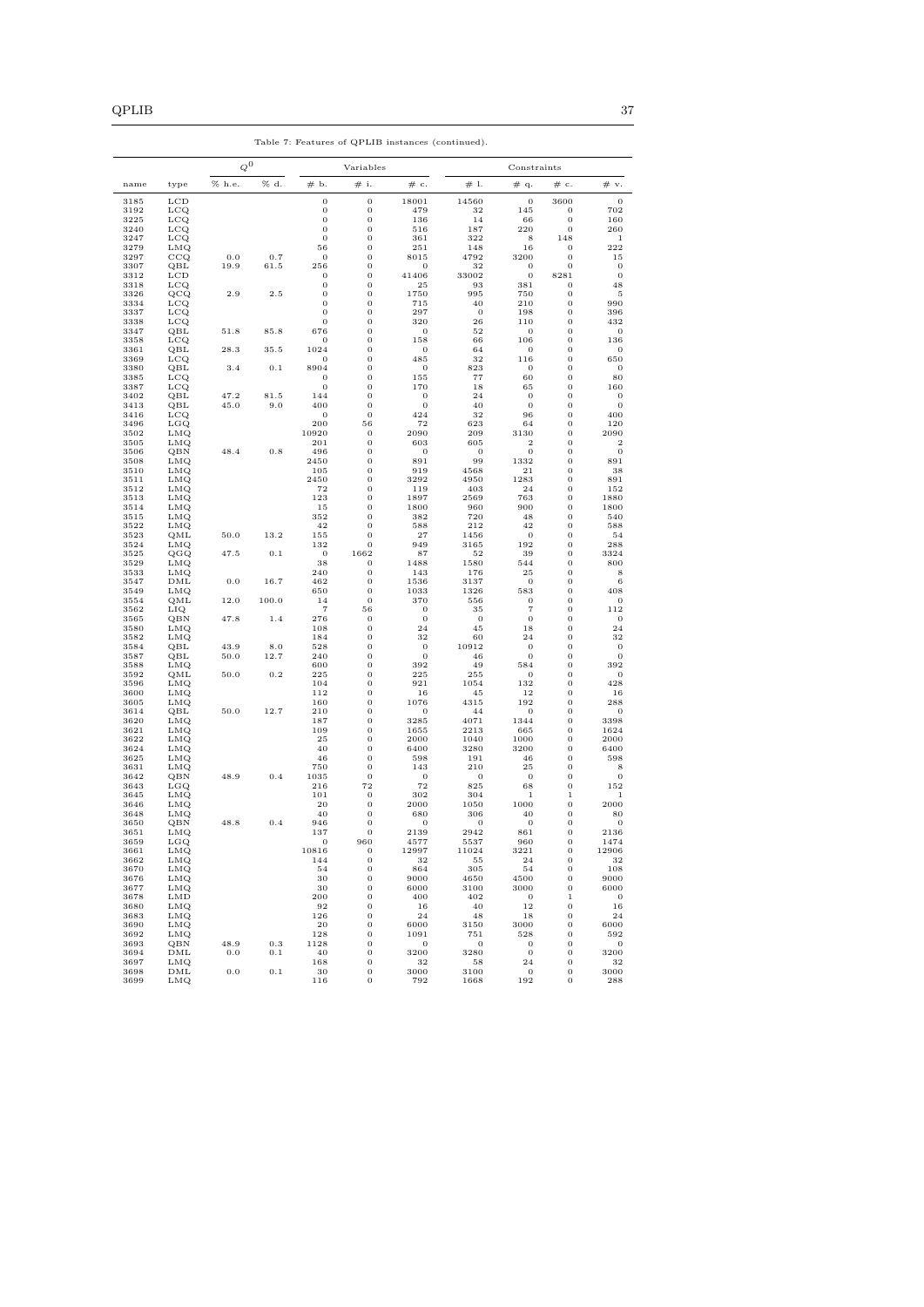Table 7: Features of QPLIB instances (continued).

| | | $Q^0$ | | Variables | | | Constraints | | | |
|---|---|---|---|---|---|---|---|---|---|---|
| name | type | % h.e. | % d. | # b. | # i. | # c. | # l. | # q. | # c. | # v. |
| 3185 | LCD | | | 0 | 0 | 18001 | 14560 | 0 | 3600 | 0 |
| 3192 | LCQ | | | 0 | 0 | 479 | 32 | 145 | 0 | 702 |
| 3225 | LCQ | | | 0 | 0 | 136 | 14 | 66 | 0 | 160 |
| 3240 | LCQ | | | 0 | 0 | 516 | 187 | 220 | 0 | 260 |
| 3247 | LCQ | | | 0 | 0 | 361 | 322 | 8 | 148 | 1 |
| 3279 | LMQ | | | 56 | 0 | 251 | 148 | 16 | 0 | 222 |
| 3297 | CCQ | 0.0 | 0.7 | 0 | 0 | 8015 | 4792 | 3200 | 0 | 15 |
| 3307 | QBL | 19.9 | 61.5 | 256 | 0 | 0 | 32 | 0 | 0 | 0 |
| 3312 | LCD | | | 0 | 0 | 41406 | 33002 | 0 | 8281 | 0 |
| 3318 | LCQ | | | 0 | 0 | 25 | 93 | 381 | 0 | 48 |
| 3326 | QCQ | 2.9 | 2.5 | 0 | 0 | 1750 | 995 | 750 | 0 | 5 |
| 3334 | LCQ | | | 0 | 0 | 715 | 40 | 210 | 0 | 990 |
| 3337 | LCQ | | | 0 | 0 | 297 | 0 | 198 | 0 | 396 |
| 3338 | LCQ | | | 0 | 0 | 320 | 26 | 110 | 0 | 432 |
| 3347 | QBL | 51.8 | 85.8 | 676 | 0 | 0 | 52 | 0 | 0 | 0 |
| 3358 | LCQ | | | 0 | 0 | 158 | 66 | 106 | 0 | 136 |
| 3361 | QBL | 28.3 | 35.5 | 1024 | 0 | 0 | 64 | 0 | 0 | 0 |
| 3369 | LCQ | | | 0 | 0 | 485 | 32 | 116 | 0 | 650 |
| 3380 | QBL | 3.4 | 0.1 | 8904 | 0 | 0 | 823 | 0 | 0 | 0 |
| 3385 | LCQ | | | 0 | 0 | 155 | 77 | 60 | 0 | 80 |
| 3387 | LCQ | | | 0 | 0 | 170 | 18 | 65 | 0 | 160 |
| 3402 | QBL | 47.2 | 81.5 | 144 | 0 | 0 | 24 | 0 | 0 | 0 |
| 3413 | QBL | 45.0 | 9.0 | 400 | 0 | 0 | 40 | 0 | 0 | 0 |
| 3416 | LCQ | | | 0 | 0 | 424 | 32 | 96 | 0 | 400 |
| 3496 | LGQ | | | 200 | 56 | 72 | 623 | 64 | 0 | 120 |
| 3502 | LMQ | | | 10920 | 0 | 2090 | 209 | 3130 | 0 | 2090 |
| 3505 | LMQ | | | 201 | 0 | 603 | 605 | 2 | 0 | 2 |
| 3506 | QBN | 48.4 | 0.8 | 496 | 0 | 0 | 0 | 0 | 0 | 0 |
| 3508 | LMQ | | | 2450 | 0 | 891 | 99 | 1332 | 0 | 891 |
| 3510 | LMQ | | | 105 | 0 | 919 | 4568 | 21 | 0 | 38 |
| 3511 | LMQ | | | 2450 | 0 | 3292 | 4950 | 1283 | 0 | 891 |
| 3512 | LMQ | | | 72 | 0 | 119 | 403 | 24 | 0 | 152 |
| 3513 | LMQ | | | 123 | 0 | 1897 | 2569 | 763 | 0 | 1880 |
| 3514 | LMQ | | | 15 | 0 | 1800 | 960 | 900 | 0 | 1800 |
| 3515 | LMQ | | | 352 | 0 | 382 | 720 | 48 | 0 | 540 |
| 3522 | LMQ | | | 42 | 0 | 588 | 212 | 42 | 0 | 588 |
| 3523 | QML | 50.0 | 13.2 | 155 | 0 | 27 | 1456 | 0 | 0 | 54 |
| 3524 | LMQ | | | 132 | 0 | 949 | 3165 | 192 | 0 | 288 |
| 3525 | QGQ | 47.5 | 0.1 | 0 | 1662 | 87 | 52 | 39 | 0 | 3324 |
| 3529 | LMQ | | | 38 | 0 | 1488 | 1580 | 544 | 0 | 800 |
| 3533 | LMQ | | | 240 | 0 | 143 | 176 | 25 | 0 | 8 |
| 3547 | DML | 0.0 | 16.7 | 462 | 0 | 1536 | 3137 | 0 | 0 | 6 |
| 3549 | LMQ | | | 650 | 0 | 1033 | 1326 | 583 | 0 | 408 |
| 3554 | QML | 12.0 | 100.0 | 14 | 0 | 370 | 556 | 0 | 0 | 0 |
| 3562 | LIQ | | | 7 | 56 | 0 | 35 | 7 | 0 | 112 |
| 3565 | QBN | 47.8 | 1.4 | 276 | 0 | 0 | 0 | 0 | 0 | 0 |
| 3580 | LMQ | | | 108 | 0 | 24 | 45 | 18 | 0 | 24 |
| 3582 | LMQ | | | 184 | 0 | 32 | 60 | 24 | 0 | 32 |
| 3584 | QBL | 43.9 | 8.0 | 528 | 0 | 0 | 10912 | 0 | 0 | 0 |
| 3587 | QBL | 50.0 | 12.7 | 240 | 0 | 0 | 46 | 0 | 0 | 0 |
| 3588 | LMQ | | | 600 | 0 | 392 | 49 | 584 | 0 | 392 |
| 3592 | QML | 50.0 | 0.2 | 225 | 0 | 225 | 255 | 0 | 0 | 0 |
| 3596 | LMQ | | | 104 | 0 | 921 | 1054 | 132 | 0 | 428 |
| 3600 | LMQ | | | 112 | 0 | 16 | 45 | 12 | 0 | 16 |
| 3605 | LMQ | | | 160 | 0 | 1076 | 4315 | 192 | 0 | 288 |
| 3614 | QBL | 50.0 | 12.7 | 210 | 0 | 0 | 44 | 0 | 0 | 0 |
| 3620 | LMQ | | | 187 | 0 | 3285 | 4071 | 1344 | 0 | 3398 |
| 3621 | LMQ | | | 109 | 0 | 1655 | 2213 | 665 | 0 | 1624 |
| 3622 | LMQ | | | 25 | 0 | 2000 | 1040 | 1000 | 0 | 2000 |
| 3624 | LMQ | | | 40 | 0 | 6400 | 3280 | 3200 | 0 | 6400 |
| 3625 | LMQ | | | 46 | 0 | 598 | 191 | 46 | 0 | 598 |
| 3631 | LMQ | | | 750 | 0 | 143 | 210 | 25 | 0 | 8 |
| 3642 | QBN | 48.9 | 0.4 | 1035 | 0 | 0 | 0 | 0 | 0 | 0 |
| 3643 | LGQ | | | 216 | 72 | 72 | 825 | 68 | 0 | 152 |
| 3645 | LMQ | | | 101 | 0 | 302 | 304 | 1 | 1 | 1 |
| 3646 | LMQ | | | 20 | 0 | 2000 | 1050 | 1000 | 0 | 2000 |
| 3648 | LMQ | | | 40 | 0 | 680 | 306 | 40 | 0 | 80 |
| 3650 | QBN | 48.8 | 0.4 | 946 | 0 | 0 | 0 | 0 | 0 | 0 |
| 3651 | LMQ | | | 137 | 0 | 2139 | 2942 | 861 | 0 | 2136 |
| 3659 | LGQ | | | 0 | 960 | 4577 | 5537 | 960 | 0 | 1474 |
| 3661 | LMQ | | | 10816 | 0 | 12997 | 11024 | 3221 | 0 | 12906 |
| 3662 | LMQ | | | 144 | 0 | 32 | 55 | 24 | 0 | 32 |
| 3670 | LMQ | | | 54 | 0 | 864 | 305 | 54 | 0 | 108 |
| 3676 | LMQ | | | 30 | 0 | 9000 | 4650 | 4500 | 0 | 9000 |
| 3677 | LMQ | | | 30 | 0 | 6000 | 3100 | 3000 | 0 | 6000 |
| 3678 | LMD | | | 200 | 0 | 400 | 402 | 0 | 1 | 0 |
| 3680 | LMQ | | | 92 | 0 | 16 | 40 | 12 | 0 | 16 |
| 3683 | LMQ | | | 126 | 0 | 24 | 48 | 18 | 0 | 24 |
| 3690 | LMQ | | | 20 | 0 | 6000 | 3150 | 3000 | 0 | 6000 |
| 3692 | LMQ | | | 128 | 0 | 1091 | 751 | 528 | 0 | 592 |
| 3693 | QBN | 48.9 | 0.3 | 1128 | 0 | 0 | 0 | 0 | 0 | 0 |
| 3694 | DML | 0.0 | 0.1 | 40 | 0 | 3200 | 3280 | 0 | 0 | 3200 |
| 3697 | LMQ | | | 168 | 0 | 32 | 58 | 24 | 0 | 32 |
| 3698 | DML | 0.0 | 0.1 | 30 | 0 | 3000 | 3100 | 0 | 0 | 3000 |
| 3699 | LMQ | | | 116 | 0 | 792 | 1668 | 192 | 0 | 288 |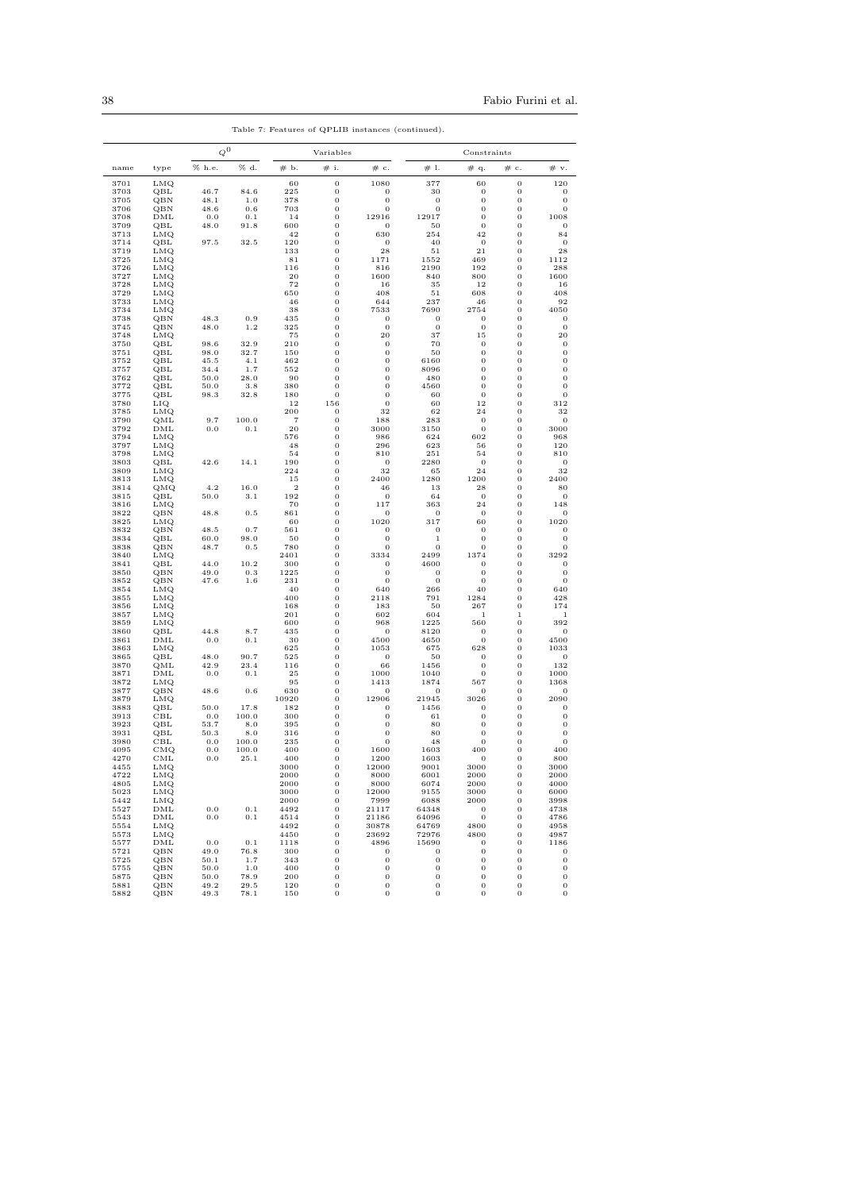Table 7: Features of QPLIB instances (continued).

| | | $Q^0$ | | Variables | | | Constraints | | | |
|---|---|---|---|---|---|---|---|---|---|---|
| name | type | % h.e. | % d. | # b. | # i. | # c. | # l. | # q. | # c. | # v. |
| 3701 | LMQ | | | 60 | 0 | 1080 | 377 | 60 | 0 | 120 |
| 3703 | QBL | 46.7 | 84.6 | 225 | 0 | 0 | 30 | 0 | 0 | 0 |
| 3705 | QBN | 48.1 | 1.0 | 378 | 0 | 0 | 0 | 0 | 0 | 0 |
| 3706 | QBN | 48.6 | 0.6 | 703 | 0 | 0 | 0 | 0 | 0 | 0 |
| 3708 | DML | 0.0 | 0.1 | 14 | 0 | 12916 | 12917 | 0 | 0 | 1008 |
| 3709 | QBL | 48.0 | 91.8 | 600 | 0 | 0 | 50 | 0 | 0 | 0 |
| 3713 | LMQ | | | 42 | 0 | 630 | 254 | 42 | 0 | 84 |
| 3714 | QBL | 97.5 | 32.5 | 120 | 0 | 0 | 40 | 0 | 0 | 0 |
| 3719 | LMQ | | | 133 | 0 | 28 | 51 | 21 | 0 | 28 |
| 3725 | LMQ | | | 81 | 0 | 1171 | 1552 | 469 | 0 | 1112 |
| 3726 | LMQ | | | 116 | 0 | 816 | 2190 | 192 | 0 | 288 |
| 3727 | LMQ | | | 20 | 0 | 1600 | 840 | 800 | 0 | 1600 |
| 3728 | LMQ | | | 72 | 0 | 16 | 35 | 12 | 0 | 16 |
| 3729 | LMQ | | | 650 | 0 | 408 | 51 | 608 | 0 | 408 |
| 3733 | LMQ | | | 46 | 0 | 644 | 237 | 46 | 0 | 92 |
| 3734 | LMQ | | | 38 | 0 | 7533 | 7690 | 2754 | 0 | 4050 |
| 3738 | QBN | 48.3 | 0.9 | 435 | 0 | 0 | 0 | 0 | 0 | 0 |
| 3745 | QBN | 48.0 | 1.2 | 325 | 0 | 0 | 0 | 0 | 0 | 0 |
| 3748 | LMQ | | | 75 | 0 | 20 | 37 | 15 | 0 | 20 |
| 3750 | QBL | 98.6 | 32.9 | 210 | 0 | 0 | 70 | 0 | 0 | 0 |
| 3751 | QBL | 98.0 | 32.7 | 150 | 0 | 0 | 50 | 0 | 0 | 0 |
| 3752 | QBL | 45.5 | 4.1 | 462 | 0 | 0 | 6160 | 0 | 0 | 0 |
| 3757 | QBL | 34.4 | 1.7 | 552 | 0 | 0 | 8096 | 0 | 0 | 0 |
| 3762 | QBL | 50.0 | 28.0 | 90 | 0 | 0 | 480 | 0 | 0 | 0 |
| 3772 | QBL | 50.0 | 3.8 | 380 | 0 | 0 | 4560 | 0 | 0 | 0 |
| 3775 | QBL | 98.3 | 32.8 | 180 | 0 | 0 | 60 | 0 | 0 | 0 |
| 3780 | LIQ | | | 12 | 156 | 0 | 60 | 12 | 0 | 312 |
| 3785 | LMQ | | | 200 | 0 | 32 | 62 | 24 | 0 | 32 |
| 3790 | QML | 9.7 | 100.0 | 7 | 0 | 188 | 283 | 0 | 0 | 0 |
| 3792 | DML | 0.0 | 0.1 | 20 | 0 | 3000 | 3150 | 0 | 0 | 3000 |
| 3794 | LMQ | | | 576 | 0 | 986 | 624 | 602 | 0 | 968 |
| 3797 | LMQ | | | 48 | 0 | 296 | 623 | 56 | 0 | 120 |
| 3798 | LMQ | | | 54 | 0 | 810 | 251 | 54 | 0 | 810 |
| 3803 | QBL | 42.6 | 14.1 | 190 | 0 | 0 | 2280 | 0 | 0 | 0 |
| 3809 | LMQ | | | 224 | 0 | 32 | 65 | 24 | 0 | 32 |
| 3813 | LMQ | | | 15 | 0 | 2400 | 1280 | 1200 | 0 | 2400 |
| 3814 | QMQ | 4.2 | 16.0 | 2 | 0 | 46 | 13 | 28 | 0 | 80 |
| 3815 | QBL | 50.0 | 3.1 | 192 | 0 | 0 | 64 | 0 | 0 | 0 |
| 3816 | LMQ | | | 70 | 0 | 117 | 363 | 24 | 0 | 148 |
| 3822 | QBN | 48.8 | 0.5 | 861 | 0 | 0 | 0 | 0 | 0 | 0 |
| 3825 | LMQ | | | 60 | 0 | 1020 | 317 | 60 | 0 | 1020 |
| 3832 | QBN | 48.5 | 0.7 | 561 | 0 | 0 | 0 | 0 | 0 | 0 |
| 3834 | QBL | 60.0 | 98.0 | 50 | 0 | 0 | 1 | 0 | 0 | 0 |
| 3838 | QBN | 48.7 | 0.5 | 780 | 0 | 0 | 0 | 0 | 0 | 0 |
| 3840 | LMQ | | | 2401 | 0 | 3334 | 2499 | 1374 | 0 | 3292 |
| 3841 | QBL | 44.0 | 10.2 | 300 | 0 | 0 | 4600 | 0 | 0 | 0 |
| 3850 | QBN | 49.0 | 0.3 | 1225 | 0 | 0 | 0 | 0 | 0 | 0 |
| 3852 | QBN | 47.6 | 1.6 | 231 | 0 | 0 | 0 | 0 | 0 | 0 |
| 3854 | LMQ | | | 40 | 0 | 640 | 266 | 40 | 0 | 640 |
| 3855 | LMQ | | | 400 | 0 | 2118 | 791 | 1284 | 0 | 428 |
| 3856 | LMQ | | | 168 | 0 | 183 | 50 | 267 | 0 | 174 |
| 3857 | LMQ | | | 201 | 0 | 602 | 604 | 1 | 1 | 1 |
| 3859 | LMQ | | | 600 | 0 | 968 | 1225 | 560 | 0 | 392 |
| 3860 | QBL | 44.8 | 8.7 | 435 | 0 | 0 | 8120 | 0 | 0 | 0 |
| 3861 | DML | 0.0 | 0.1 | 30 | 0 | 4500 | 4650 | 0 | 0 | 4500 |
| 3863 | LMQ | | | 625 | 0 | 1053 | 675 | 628 | 0 | 1033 |
| 3865 | QBL | 48.0 | 90.7 | 525 | 0 | 0 | 50 | 0 | 0 | 0 |
| 3870 | QML | 42.9 | 23.4 | 116 | 0 | 66 | 1456 | 0 | 0 | 132 |
| 3871 | DML | 0.0 | 0.1 | 25 | 0 | 1000 | 1040 | 0 | 0 | 1000 |
| 3872 | LMQ | | | 95 | 0 | 1413 | 1874 | 567 | 0 | 1368 |
| 3877 | QBN | 48.6 | 0.6 | 630 | 0 | 0 | 0 | 0 | 0 | 0 |
| 3879 | LMQ | | | 10920 | 0 | 12906 | 21945 | 3026 | 0 | 2090 |
| 3883 | QBL | 50.0 | 17.8 | 182 | 0 | 0 | 1456 | 0 | 0 | 0 |
| 3913 | CBL | 0.0 | 100.0 | 300 | 0 | 0 | 61 | 0 | 0 | 0 |
| 3923 | QBL | 53.7 | 8.0 | 395 | 0 | 0 | 80 | 0 | 0 | 0 |
| 3931 | QBL | 50.3 | 8.0 | 316 | 0 | 0 | 80 | 0 | 0 | 0 |
| 3980 | CBL | 0.0 | 100.0 | 235 | 0 | 0 | 48 | 0 | 0 | 0 |
| 4095 | CMQ | 0.0 | 100.0 | 400 | 0 | 1600 | 1603 | 400 | 0 | 400 |
| 4270 | CML | 0.0 | 25.1 | 400 | 0 | 1200 | 1603 | 0 | 0 | 800 |
| 4455 | LMQ | | | 3000 | 0 | 12000 | 9001 | 3000 | 0 | 3000 |
| 4722 | LMQ | | | 2000 | 0 | 8000 | 6001 | 2000 | 0 | 2000 |
| 4805 | LMQ | | | 2000 | 0 | 8000 | 6074 | 2000 | 0 | 4000 |
| 5023 | LMQ | | | 3000 | 0 | 12000 | 9155 | 3000 | 0 | 6000 |
| 5442 | LMQ | | | 2000 | 0 | 7999 | 6088 | 2000 | 0 | 3998 |
| 5527 | DML | 0.0 | 0.1 | 4492 | 0 | 21117 | 64348 | 0 | 0 | 4738 |
| 5543 | DML | 0.0 | 0.1 | 4514 | 0 | 21186 | 64096 | 0 | 0 | 4786 |
| 5554 | LMQ | | | 4492 | 0 | 30878 | 64769 | 4800 | 0 | 4958 |
| 5573 | LMQ | | | 4450 | 0 | 23692 | 72976 | 4800 | 0 | 4987 |
| 5577 | DML | 0.0 | 0.1 | 1118 | 0 | 4896 | 15690 | 0 | 0 | 1186 |
| 5721 | QBN | 49.0 | 76.8 | 300 | 0 | 0 | 0 | 0 | 0 | 0 |
| 5725 | QBN | 50.1 | 1.7 | 343 | 0 | 0 | 0 | 0 | 0 | 0 |
| 5755 | QBN | 50.0 | 1.0 | 400 | 0 | 0 | 0 | 0 | 0 | 0 |
| 5875 | QBN | 50.0 | 78.9 | 200 | 0 | 0 | 0 | 0 | 0 | 0 |
| 5881 | QBN | 49.2 | 29.5 | 120 | 0 | 0 | 0 | 0 | 0 | 0 |
| 5882 | QBN | 49.3 | 78.1 | 150 | 0 | 0 | 0 | 0 | 0 | 0 |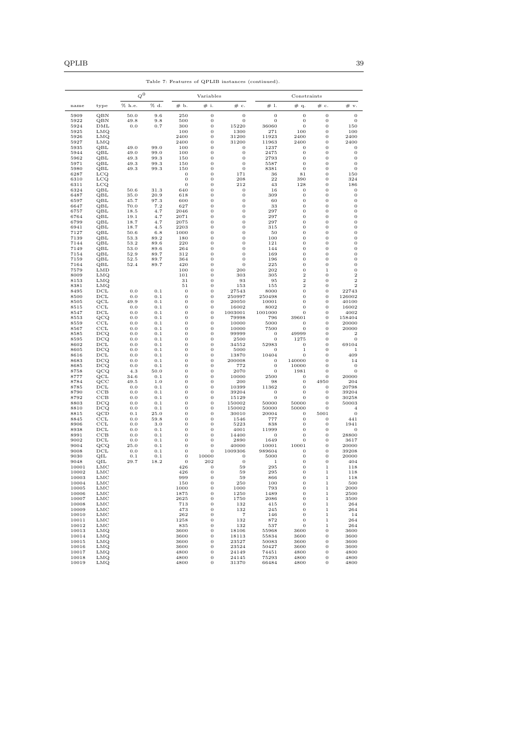Table 7: Features of QPLIB instances (continued).

| | | $Q^0$ | | Variables | | | Constraints | | | |
|---|---|---|---|---|---|---|---|---|---|---|
| name | type | % h.e. | % d. | # b. | # i. | # c. | # l. | # q. | # c. | # v. |
| 5909 | QBN | 50.0 | 9.6 | 250 | 0 | 0 | 0 | 0 | 0 | 0 |
| 5922 | QBN | 49.8 | 9.8 | 500 | 0 | 0 | 0 | 0 | 0 | 0 |
| 5924 | DML | 0.0 | 0.7 | 300 | 0 | 15220 | 36060 | 0 | 0 | 150 |
| 5925 | LMQ | | | 100 | 0 | 1300 | 271 | 100 | 0 | 100 |
| 5926 | LMQ | | | 2400 | 0 | 31200 | 11923 | 2400 | 0 | 2400 |
| 5927 | LMQ | | | 2400 | 0 | 31200 | 11963 | 2400 | 0 | 2400 |
| 5935 | QBL | 49.0 | 99.0 | 100 | 0 | 0 | 1237 | 0 | 0 | 0 |
| 5944 | QBL | 49.0 | 99.0 | 100 | 0 | 0 | 2475 | 0 | 0 | 0 |
| 5962 | QBL | 49.3 | 99.3 | 150 | 0 | 0 | 2793 | 0 | 0 | 0 |
| 5971 | QBL | 49.3 | 99.3 | 150 | 0 | 0 | 5587 | 0 | 0 | 0 |
| 5980 | QBL | 49.3 | 99.3 | 150 | 0 | 0 | 8381 | 0 | 0 | 0 |
| 6287 | LCQ | | | 0 | 0 | 171 | 36 | 81 | 0 | 150 |
| 6310 | LCQ | | | 0 | 0 | 208 | 22 | 390 | 0 | 324 |
| 6311 | LCQ | | | 0 | 0 | 212 | 43 | 128 | 0 | 186 |
| 6324 | QBL | 50.6 | 31.3 | 640 | 0 | 0 | 16 | 0 | 0 | 0 |
| 6487 | QBL | 35.0 | 20.9 | 618 | 0 | 0 | 309 | 0 | 0 | 0 |
| 6597 | QBL | 45.7 | 97.3 | 600 | 0 | 0 | 60 | 0 | 0 | 0 |
| 6647 | QBL | 70.0 | 7.2 | 627 | 0 | 0 | 33 | 0 | 0 | 0 |
| 6757 | QBL | 18.5 | 4.7 | 2046 | 0 | 0 | 297 | 0 | 0 | 0 |
| 6764 | QBL | 19.1 | 4.7 | 2071 | 0 | 0 | 297 | 0 | 0 | 0 |
| 6799 | QBL | 18.7 | 4.7 | 2075 | 0 | 0 | 297 | 0 | 0 | 0 |
| 6941 | QBL | 18.7 | 4.5 | 2203 | 0 | 0 | 315 | 0 | 0 | 0 |
| 7127 | QBL | 50.6 | 6.8 | 1000 | 0 | 0 | 50 | 0 | 0 | 0 |
| 7139 | QBL | 53.3 | 89.2 | 180 | 0 | 0 | 100 | 0 | 0 | 0 |
| 7144 | QBL | 53.2 | 89.6 | 220 | 0 | 0 | 121 | 0 | 0 | 0 |
| 7149 | QBL | 53.0 | 89.6 | 264 | 0 | 0 | 144 | 0 | 0 | 0 |
| 7154 | QBL | 52.9 | 89.7 | 312 | 0 | 0 | 169 | 0 | 0 | 0 |
| 7159 | QBL | 52.5 | 89.7 | 364 | 0 | 0 | 196 | 0 | 0 | 0 |
| 7164 | QBL | 52.4 | 89.7 | 420 | 0 | 0 | 225 | 0 | 0 | 0 |
| 7579 | LMD | | | 100 | 0 | 200 | 202 | 0 | 1 | 0 |
| 8009 | LMQ | | | 101 | 0 | 303 | 305 | 2 | 0 | 2 |
| 8153 | LMQ | | | 31 | 0 | 93 | 95 | 2 | 0 | 2 |
| 8381 | LMQ | | | 51 | 0 | 153 | 155 | 2 | 0 | 2 |
| 8495 | DCL | 0.0 | 0.1 | 0 | 0 | 27543 | 8000 | 0 | 0 | 22743 |
| 8500 | DCL | 0.0 | 0.1 | 0 | 0 | 250997 | 250498 | 0 | 0 | 126002 |
| 8505 | QCL | 49.9 | 0.1 | 0 | 0 | 20050 | 10001 | 0 | 0 | 40100 |
| 8515 | CCL | 0.0 | 0.1 | 0 | 0 | 16002 | 8002 | 0 | 0 | 16002 |
| 8547 | DCL | 0.0 | 0.1 | 0 | 0 | 1003001 | 1001000 | 0 | 0 | 4002 |
| 8553 | QCQ | 0.0 | 0.1 | 0 | 0 | 79998 | 796 | 39601 | 0 | 158404 |
| 8559 | CCL | 0.0 | 0.1 | 0 | 0 | 10000 | 5000 | 0 | 0 | 20000 |
| 8567 | CCL | 0.0 | 0.1 | 0 | 0 | 10000 | 7500 | 0 | 0 | 20000 |
| 8585 | DCQ | 0.0 | 0.1 | 0 | 0 | 99999 | 0 | 49999 | 0 | 2 |
| 8595 | DCQ | 0.0 | 0.1 | 0 | 0 | 2500 | 0 | 1275 | 0 | 0 |
| 8602 | DCL | 0.0 | 0.1 | 0 | 0 | 34552 | 52983 | 0 | 0 | 69104 |
| 8605 | DCQ | 0.0 | 0.1 | 0 | 0 | 5000 | 0 | 1 | 0 | 1 |
| 8616 | DCL | 0.0 | 0.1 | 0 | 0 | 13870 | 10404 | 0 | 0 | 409 |
| 8683 | DCQ | 0.0 | 0.1 | 0 | 0 | 200008 | 0 | 140000 | 0 | 14 |
| 8685 | DCQ | 0.0 | 0.1 | 0 | 0 | 772 | 0 | 10000 | 0 | 0 |
| 8758 | QCQ | 4.3 | 50.0 | 0 | 0 | 2070 | 0 | 1981 | 0 | 0 |
| 8777 | QCL | 34.6 | 0.1 | 0 | 0 | 10000 | 2500 | 0 | 0 | 20000 |
| 8784 | QCC | 49.5 | 1.0 | 0 | 0 | 200 | 98 | 0 | 4950 | 204 |
| 8785 | DCL | 0.0 | 0.1 | 0 | 0 | 10399 | 11362 | 0 | 0 | 20798 |
| 8790 | CCB | 0.0 | 0.1 | 0 | 0 | 39204 | 0 | 0 | 0 | 39204 |
| 8792 | CCB | 0.0 | 0.1 | 0 | 0 | 15129 | 0 | 0 | 0 | 30258 |
| 8803 | DCQ | 0.0 | 0.1 | 0 | 0 | 150002 | 50000 | 50000 | 0 | 50003 |
| 8810 | DCQ | 0.0 | 0.1 | 0 | 0 | 150002 | 50000 | 50000 | 0 | 4 |
| 8815 | QCD | 0.1 | 25.0 | 0 | 0 | 30010 | 20004 | 0 | 5001 | 0 |
| 8845 | CCL | 0.0 | 59.8 | 0 | 0 | 1546 | 777 | 0 | 0 | 441 |
| 8906 | CCL | 0.0 | 3.0 | 0 | 0 | 5223 | 838 | 0 | 0 | 1941 |
| 8938 | DCL | 0.0 | 0.1 | 0 | 0 | 4001 | 11999 | 0 | 0 | 0 |
| 8991 | CCB | 0.0 | 0.1 | 0 | 0 | 14400 | 0 | 0 | 0 | 28800 |
| 9002 | DCL | 0.0 | 0.1 | 0 | 0 | 2890 | 1649 | 0 | 0 | 3617 |
| 9004 | QCQ | 25.0 | 0.1 | 0 | 0 | 40000 | 10001 | 10001 | 0 | 20000 |
| 9008 | DCL | 0.0 | 0.1 | 0 | 0 | 1009306 | 989604 | 0 | 0 | 39208 |
| 9030 | QIL | 0.1 | 0.1 | 0 | 10000 | 0 | 5000 | 0 | 0 | 20000 |
| 9048 | QIL | 29.7 | 18.2 | 0 | 202 | 0 | 1 | 0 | 0 | 404 |
| 10001 | LMC | | | 426 | 0 | 59 | 295 | 0 | 1 | 118 |
| 10002 | LMC | | | 426 | 0 | 59 | 295 | 0 | 1 | 118 |
| 10003 | LMC | | | 999 | 0 | 59 | 866 | 0 | 1 | 118 |
| 10004 | LMC | | | 150 | 0 | 250 | 100 | 0 | 1 | 500 |
| 10005 | LMC | | | 1000 | 0 | 1000 | 793 | 0 | 1 | 2000 |
| 10006 | LMC | | | 1875 | 0 | 1250 | 1489 | 0 | 1 | 2500 |
| 10007 | LMC | | | 2625 | 0 | 1750 | 2086 | 0 | 1 | 3500 |
| 10008 | LMC | | | 713 | 0 | 132 | 415 | 0 | 1 | 264 |
| 10009 | LMC | | | 473 | 0 | 132 | 245 | 0 | 1 | 264 |
| 10010 | LMC | | | 262 | 0 | 7 | 146 | 0 | 1 | 14 |
| 10011 | LMC | | | 1258 | 0 | 132 | 872 | 0 | 1 | 264 |
| 10012 | LMC | | | 835 | 0 | 132 | 537 | 0 | 1 | 264 |
| 10013 | LMQ | | | 3600 | 0 | 18106 | 55968 | 3600 | 0 | 3600 |
| 10014 | LMQ | | | 3600 | 0 | 18113 | 55834 | 3600 | 0 | 3600 |
| 10015 | LMQ | | | 3600 | 0 | 23527 | 50083 | 3600 | 0 | 3600 |
| 10016 | LMQ | | | 3600 | 0 | 23524 | 50427 | 3600 | 0 | 3600 |
| 10017 | LMQ | | | 4800 | 0 | 24149 | 74451 | 4800 | 0 | 4800 |
| 10018 | LMQ | | | 4800 | 0 | 24145 | 75293 | 4800 | 0 | 4800 |
| 10019 | LMQ | | | 4800 | 0 | 31370 | 66484 | 4800 | 0 | 4800 |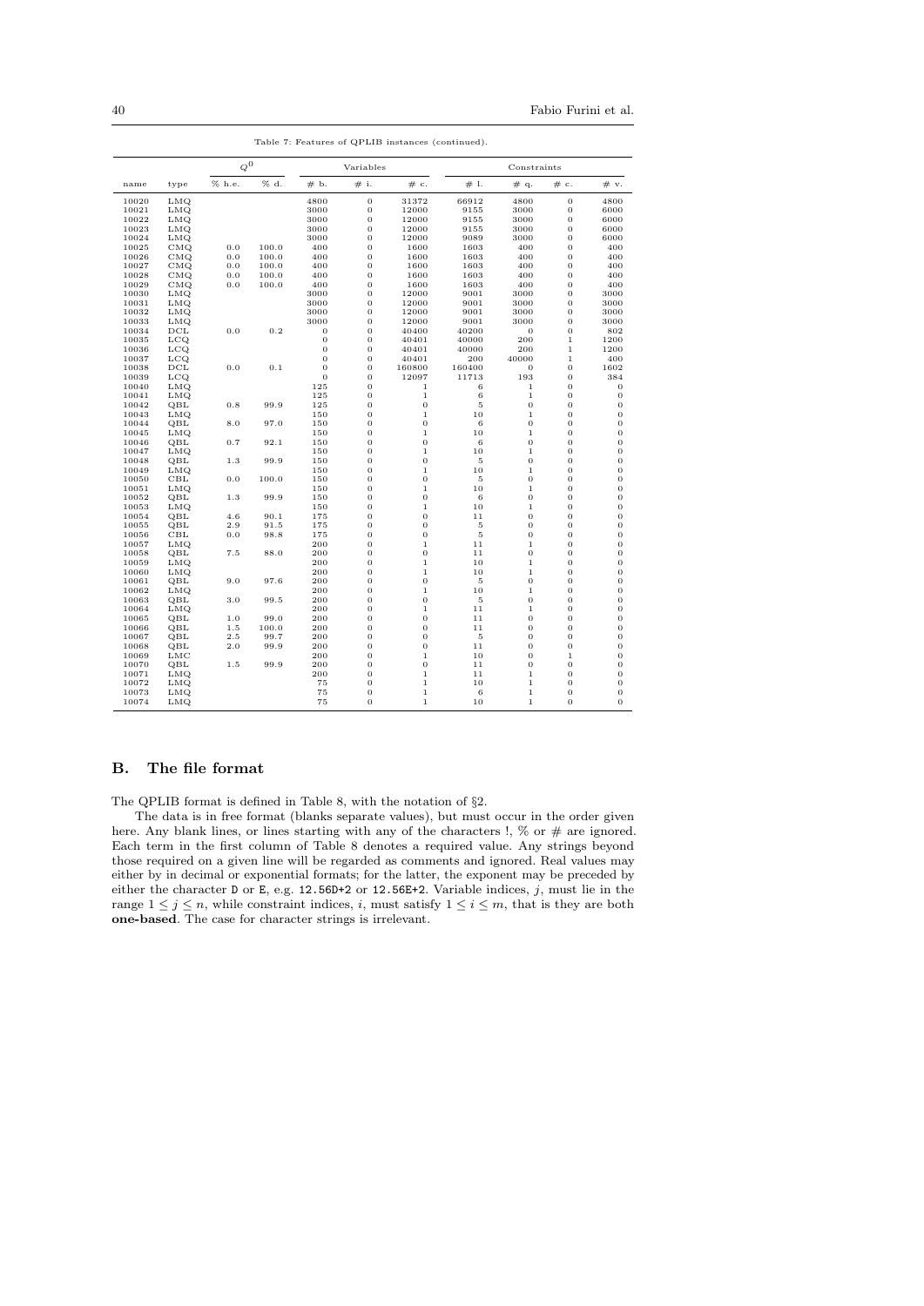Table 7: Features of QPLIB instances (continued).

| | | $Q^0$ | | Variables | | | Constraints | | | |
|---|---|---|---|---|---|---|---|---|---|---|
| name | type | % h.e. | % d. | # b. | # i. | # c. | # l. | # q. | # c. | # v. |
| 10020 | LMQ | | | 4800 | 0 | 31372 | 66912 | 4800 | 0 | 4800 |
| 10021 | LMQ | | | 3000 | 0 | 12000 | 9155 | 3000 | 0 | 6000 |
| 10022 | LMQ | | | 3000 | 0 | 12000 | 9155 | 3000 | 0 | 6000 |
| 10023 | LMQ | | | 3000 | 0 | 12000 | 9155 | 3000 | 0 | 6000 |
| 10024 | LMQ | | | 3000 | 0 | 12000 | 9089 | 3000 | 0 | 6000 |
| 10025 | CMQ | 0.0 | 100.0 | 400 | 0 | 1600 | 1603 | 400 | 0 | 400 |
| 10026 | CMQ | 0.0 | 100.0 | 400 | 0 | 1600 | 1603 | 400 | 0 | 400 |
| 10027 | CMQ | 0.0 | 100.0 | 400 | 0 | 1600 | 1603 | 400 | 0 | 400 |
| 10028 | CMQ | 0.0 | 100.0 | 400 | 0 | 1600 | 1603 | 400 | 0 | 400 |
| 10029 | CMQ | 0.0 | 100.0 | 400 | 0 | 1600 | 1603 | 400 | 0 | 400 |
| 10030 | LMQ | | | 3000 | 0 | 12000 | 9001 | 3000 | 0 | 3000 |
| 10031 | LMQ | | | 3000 | 0 | 12000 | 9001 | 3000 | 0 | 3000 |
| 10032 | LMQ | | | 3000 | 0 | 12000 | 9001 | 3000 | 0 | 3000 |
| 10033 | LMQ | | | 3000 | 0 | 12000 | 9001 | 3000 | 0 | 3000 |
| 10034 | DCL | 0.0 | 0.2 | 0 | 0 | 40400 | 40200 | 0 | 0 | 802 |
| 10035 | LCQ | | | 0 | 0 | 40401 | 40000 | 200 | 1 | 1200 |
| 10036 | LCQ | | | 0 | 0 | 40401 | 40000 | 200 | 1 | 1200 |
| 10037 | LCQ | | | 0 | 0 | 40401 | 200 | 40000 | 1 | 400 |
| 10038 | DCL | 0.0 | 0.1 | 0 | 0 | 160800 | 160400 | 0 | 0 | 1602 |
| 10039 | LCQ | | | 0 | 0 | 12097 | 11713 | 193 | 0 | 384 |
| 10040 | LMQ | | | 125 | 0 | 1 | 6 | 1 | 0 | 0 |
| 10041 | LMQ | | | 125 | 0 | 1 | 6 | 1 | 0 | 0 |
| 10042 | QBL | 0.8 | 99.9 | 125 | 0 | 0 | 5 | 0 | 0 | 0 |
| 10043 | LMQ | | | 150 | 0 | 1 | 10 | 1 | 0 | 0 |
| 10044 | QBL | 8.0 | 97.0 | 150 | 0 | 0 | 6 | 0 | 0 | 0 |
| 10045 | LMQ | | | 150 | 0 | 1 | 10 | 1 | 0 | 0 |
| 10046 | QBL | 0.7 | 92.1 | 150 | 0 | 0 | 6 | 0 | 0 | 0 |
| 10047 | LMQ | | | 150 | 0 | 1 | 10 | 1 | 0 | 0 |
| 10048 | QBL | 1.3 | 99.9 | 150 | 0 | 0 | 5 | 0 | 0 | 0 |
| 10049 | LMQ | | | 150 | 0 | 1 | 10 | 1 | 0 | 0 |
| 10050 | CBL | 0.0 | 100.0 | 150 | 0 | 0 | 5 | 0 | 0 | 0 |
| 10051 | LMQ | | | 150 | 0 | 1 | 10 | 1 | 0 | 0 |
| 10052 | QBL | 1.3 | 99.9 | 150 | 0 | 0 | 6 | 0 | 0 | 0 |
| 10053 | LMQ | | | 150 | 0 | 1 | 10 | 1 | 0 | 0 |
| 10054 | QBL | 4.6 | 90.1 | 175 | 0 | 0 | 11 | 0 | 0 | 0 |
| 10055 | QBL | 2.9 | 91.5 | 175 | 0 | 0 | 5 | 0 | 0 | 0 |
| 10056 | CBL | 0.0 | 98.8 | 175 | 0 | 0 | 5 | 0 | 0 | 0 |
| 10057 | LMQ | | | 200 | 0 | 1 | 11 | 1 | 0 | 0 |
| 10058 | QBL | 7.5 | 88.0 | 200 | 0 | 0 | 11 | 0 | 0 | 0 |
| 10059 | LMQ | | | 200 | 0 | 1 | 10 | 1 | 0 | 0 |
| 10060 | LMQ | | | 200 | 0 | 1 | 10 | 1 | 0 | 0 |
| 10061 | QBL | 9.0 | 97.6 | 200 | 0 | 0 | 5 | 0 | 0 | 0 |
| 10062 | LMQ | | | 200 | 0 | 1 | 10 | 1 | 0 | 0 |
| 10063 | QBL | 3.0 | 99.5 | 200 | 0 | 0 | 5 | 0 | 0 | 0 |
| 10064 | LMQ | | | 200 | 0 | 1 | 11 | 1 | 0 | 0 |
| 10065 | QBL | 1.0 | 99.0 | 200 | 0 | 0 | 11 | 0 | 0 | 0 |
| 10066 | QBL | 1.5 | 100.0 | 200 | 0 | 0 | 11 | 0 | 0 | 0 |
| 10067 | QBL | 2.5 | 99.7 | 200 | 0 | 0 | 5 | 0 | 0 | 0 |
| 10068 | QBL | 2.0 | 99.9 | 200 | 0 | 0 | 11 | 0 | 0 | 0 |
| 10069 | LMC | | | 200 | 0 | 1 | 10 | 0 | 1 | 0 |
| 10070 | QBL | 1.5 | 99.9 | 200 | 0 | 0 | 11 | 0 | 0 | 0 |
| 10071 | LMQ | | | 200 | 0 | 1 | 11 | 1 | 0 | 0 |
| 10072 | LMQ | | | 75 | 0 | 1 | 10 | 1 | 0 | 0 |
| 10073 | LMQ | | | 75 | 0 | 1 | 6 | 1 | 0 | 0 |
| 10074 | LMQ | | | 75 | 0 | 1 | 10 | 1 | 0 | 0 |

## B. The file format

The QPLIB format is defined in Table 8, with the notation of §2.

The data is in free format (blanks separate values), but must occur in the order given here. Any blank lines, or lines starting with any of the characters !, % or # are ignored. Each term in the first column of Table 8 denotes a required value. Any strings beyond those required on a given line will be regarded as comments and ignored. Real values may either by in decimal or exponential formats; for the latter, the exponent may be preceded by either the character `D` or `E`, e.g. `12.56D+2` or `12.56E+2`. Variable indices, $j$, must lie in the range $1 \leq j \leq n$, while constraint indices, $i$, must satisfy $1 \leq i \leq m$, that is they are both **one-based**. The case for character strings is irrelevant.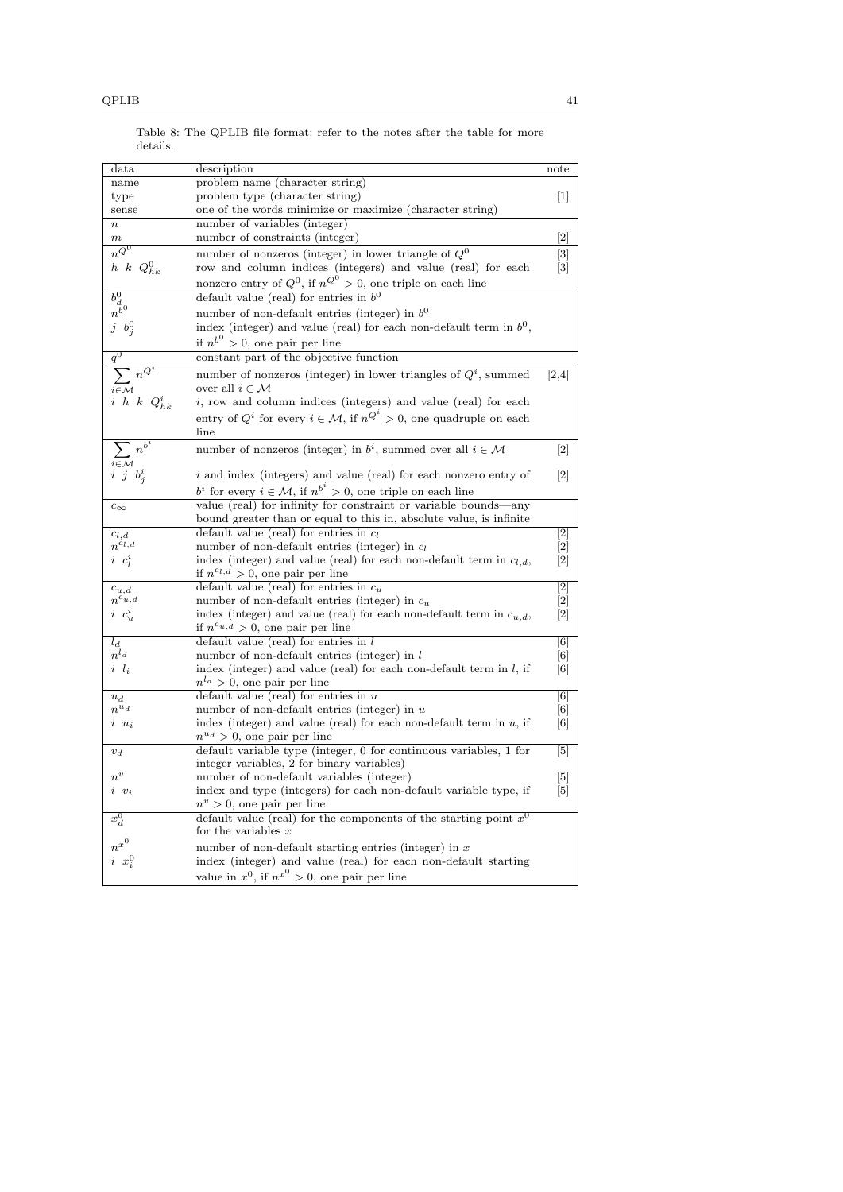Table 8: The QPLIB file format: refer to the notes after the table for more details.

| data | description | note |
|---|---|---|
| name | problem name (character string) | |
| type | problem type (character string) | [1] |
| sense | one of the words minimize or maximize (character string) | |
| $n$ | number of variables (integer) | |
| $m$ | number of constraints (integer) | [2] |
| $n^{Q^0}$ | number of nonzeros (integer) in lower triangle of $Q^0$ | [3] |
| $h\ \ k\ \ Q^0_{hk}$ | row and column indices (integers) and value (real) for each nonzero entry of $Q^0$, if $n^{Q^0} > 0$, one triple on each line | [3] |
| $b^0_d$ | default value (real) for entries in $b^0$ | |
| $n^{b^0}$ | number of non-default entries (integer) in $b^0$ | |
| $j\ \ b^0_j$ | index (integer) and value (real) for each non-default term in $b^0$, if $n^{b^0} > 0$, one pair per line | |
| $q^0$ | constant part of the objective function | |
| $\sum_{i \in \mathcal{M}} n^{Q^i}$ | number of nonzeros (integer) in lower triangles of $Q^i$, summed over all $i \in \mathcal{M}$ | [2,4] |
| $i\ \ h\ \ k\ \ Q^i_{hk}$ | $i$, row and column indices (integers) and value (real) for each entry of $Q^i$ for every $i \in \mathcal{M}$, if $n^{Q^i} > 0$, one quadruple on each line | |
| $\sum_{i \in \mathcal{M}} n^{b^i}$ | number of nonzeros (integer) in $b^i$, summed over all $i \in \mathcal{M}$ | [2] |
| $i\ \ j\ \ b^i_j$ | $i$ and index (integers) and value (real) for each nonzero entry of $b^i$ for every $i \in \mathcal{M}$, if $n^{b^i} > 0$, one triple on each line | [2] |
| $c_\infty$ | value (real) for infinity for constraint or variable bounds—any bound greater than or equal to this in, absolute value, is infinite | |
| $c_{l,d}$ | default value (real) for entries in $c_l$ | [2] |
| $n^{c_{l,d}}$ | number of non-default entries (integer) in $c_l$ | [2] |
| $i\ \ c^i_l$ | index (integer) and value (real) for each non-default term in $c_{l,d}$, if $n^{c_{l,d}} > 0$, one pair per line | [2] |
| $c_{u,d}$ | default value (real) for entries in $c_u$ | [2] |
| $n^{c_{u,d}}$ | number of non-default entries (integer) in $c_u$ | [2] |
| $i\ \ c^i_u$ | index (integer) and value (real) for each non-default term in $c_{u,d}$, if $n^{c_{u,d}} > 0$, one pair per line | [2] |
| $l_d$ | default value (real) for entries in $l$ | [6] |
| $n^{l_d}$ | number of non-default entries (integer) in $l$ | [6] |
| $i\ \ l_i$ | index (integer) and value (real) for each non-default term in $l$, if $n^{l_d} > 0$, one pair per line | [6] |
| $u_d$ | default value (real) for entries in $u$ | [6] |
| $n^{u_d}$ | number of non-default entries (integer) in $u$ | [6] |
| $i\ \ u_i$ | index (integer) and value (real) for each non-default term in $u$, if $n^{u_d} > 0$, one pair per line | [6] |
| $v_d$ | default variable type (integer, 0 for continuous variables, 1 for integer variables, 2 for binary variables) | [5] |
| $n^v$ | number of non-default variables (integer) | [5] |
| $i\ \ v_i$ | index and type (integers) for each non-default variable type, if $n^v > 0$, one pair per line | [5] |
| $x^0_d$ | default value (real) for the components of the starting point $x^0$ for the variables $x$ | |
| $n^{x^0}$ | number of non-default starting entries (integer) in $x$ | |
| $i\ \ x^0_i$ | index (integer) and value (real) for each non-default starting value in $x^0$, if $n^{x^0} > 0$, one pair per line | |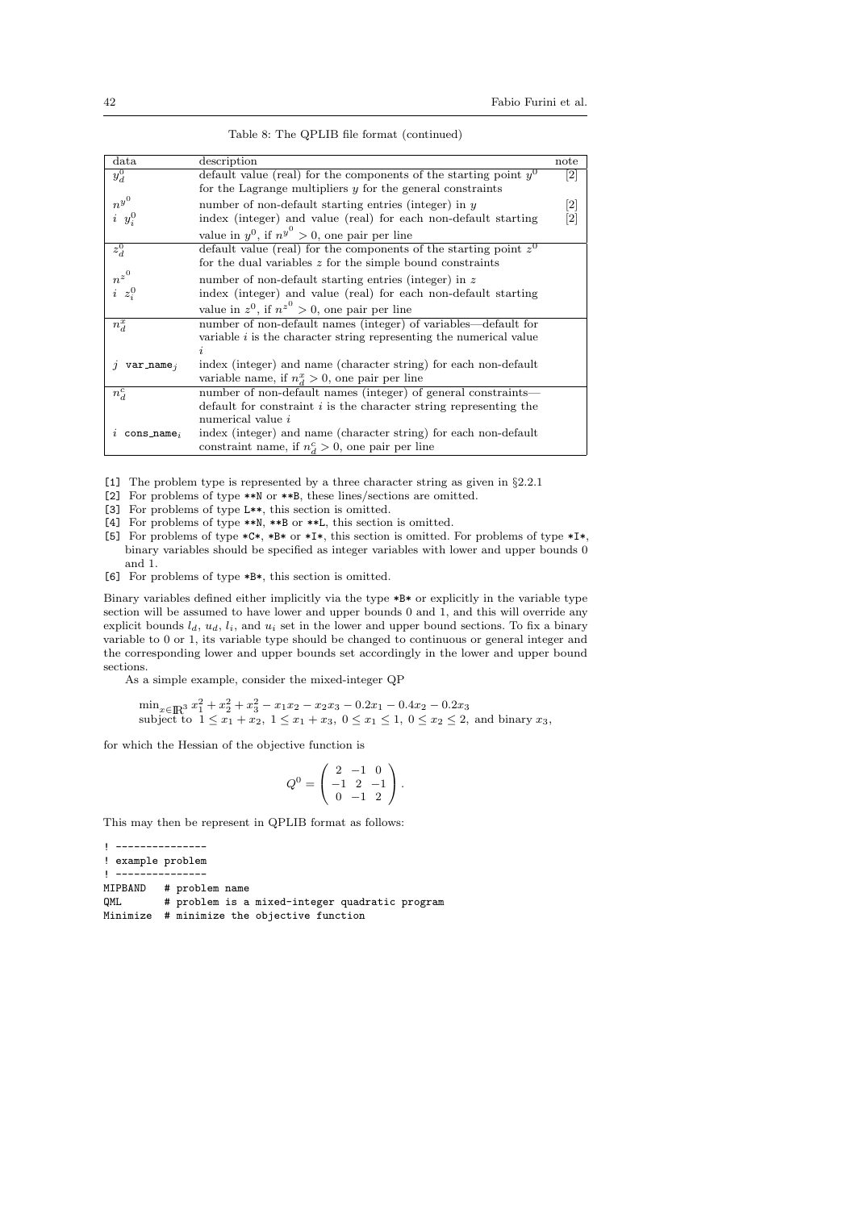Table 8: The QPLIB file format (continued)

| data | description | note |
|---|---|---|
| $y^0_d$ | default value (real) for the components of the starting point $y^0$ for the Lagrange multipliers $y$ for the general constraints | [2] |
| $n^{y^0}$ | number of non-default starting entries (integer) in $y$ | [2] |
| $i$ $y^0_i$ | index (integer) and value (real) for each non-default starting value in $y^0$, if $n^{y^0} > 0$, one pair per line | [2] |
| $z^0_d$ | default value (real) for the components of the starting point $z^0$ for the dual variables $z$ for the simple bound constraints | |
| $n^{z^0}$ | number of non-default starting entries (integer) in $z$ | |
| $i$ $z^0_i$ | index (integer) and value (real) for each non-default starting value in $z^0$, if $n^{z^0} > 0$, one pair per line | |
| $n^x_d$ | number of non-default names (integer) of variables—default for variable $i$ is the character string representing the numerical value $i$ | |
| $j$ `var_name`$_j$ | index (integer) and name (character string) for each non-default variable name, if $n^x_d > 0$, one pair per line | |
| $n^c_d$ | number of non-default names (integer) of general constraints—default for constraint $i$ is the character string representing the numerical value $i$ | |
| $i$ `cons_name`$_i$ | index (integer) and name (character string) for each non-default constraint name, if $n^c_d > 0$, one pair per line | |

[1] The problem type is represented by a three character string as given in §2.2.1
[2] For problems of type **N or **B, these lines/sections are omitted.
[3] For problems of type L**, this section is omitted.
[4] For problems of type **N, **B or **L, this section is omitted.
[5] For problems of type *C*, *B* or *I*, this section is omitted. For problems of type *I*, binary variables should be specified as integer variables with lower and upper bounds 0 and 1.
[6] For problems of type *B*, this section is omitted.

Binary variables defined either implicitly via the type *B* or explicitly in the variable type section will be assumed to have lower and upper bounds 0 and 1, and this will override any explicit bounds $l_d$, $u_d$, $l_i$, and $u_i$ set in the lower and upper bound sections. To fix a binary variable to 0 or 1, its variable type should be changed to continuous or general integer and the corresponding lower and upper bounds set accordingly in the lower and upper bound sections.

As a simple example, consider the mixed-integer QP

$$\min_{x \in \mathbb{R}^3} x_1^2 + x_2^2 + x_3^2 - x_1x_2 - x_2x_3 - 0.2x_1 - 0.4x_2 - 0.2x_3$$
$$\text{subject to } 1 \le x_1 + x_2,\ 1 \le x_1 + x_3,\ 0 \le x_1 \le 1,\ 0 \le x_2 \le 2, \text{ and binary } x_3,$$

for which the Hessian of the objective function is

$$Q^0 = \begin{pmatrix} 2 & -1 & 0 \\ -1 & 2 & -1 \\ 0 & -1 & 2 \end{pmatrix}.$$

This may then be represent in QPLIB format as follows:

```
! ---------------
! example problem
! ---------------
MIPBAND   # problem name
QML       # problem is a mixed-integer quadratic program
Minimize  # minimize the objective function
```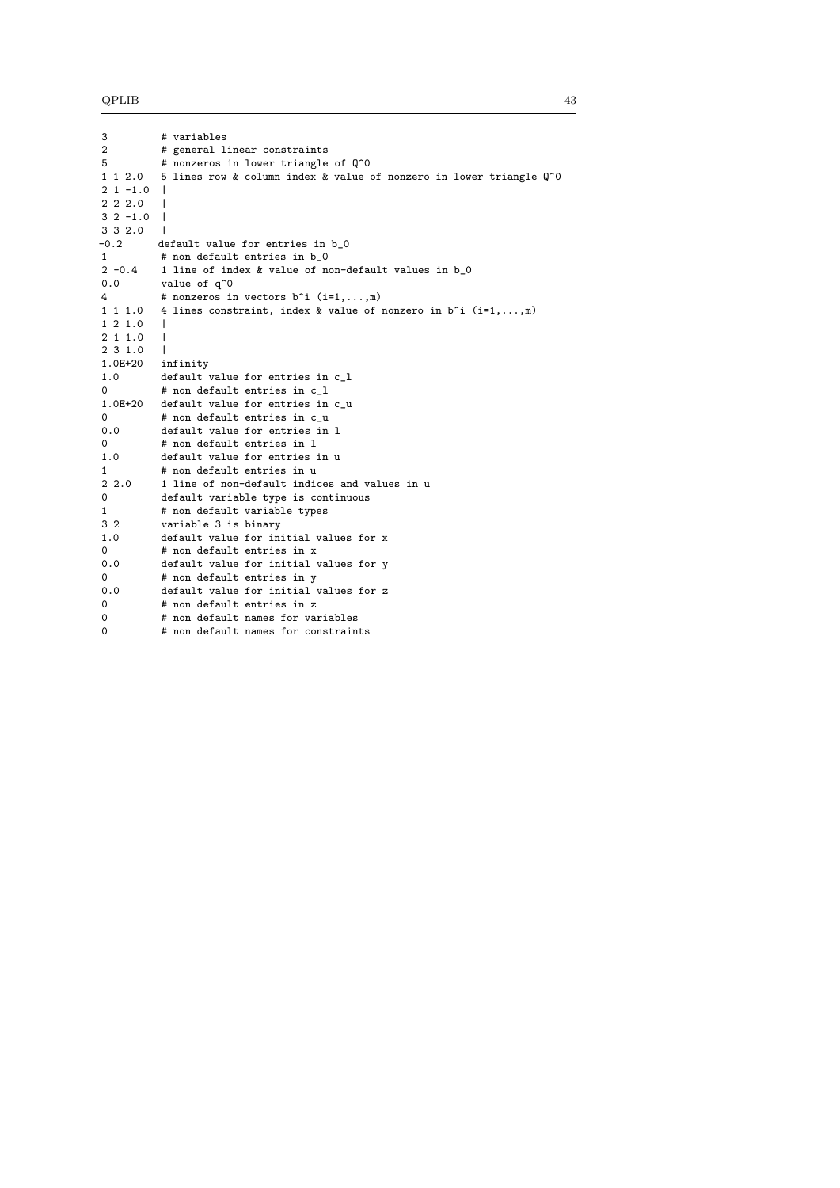```
3         # variables
2         # general linear constraints
5         # nonzeros in lower triangle of Q^0
1 1 2.0   5 lines row & column index & value of nonzero in lower triangle Q^0
2 1 -1.0  |
2 2 2.0   |
3 2 -1.0  |
3 3 2.0   |
-0.2      default value for entries in b_0
1         # non default entries in b_0
2 -0.4    1 line of index & value of non-default values in b_0
0.0       value of q^0
4         # nonzeros in vectors b^i (i=1,...,m)
1 1 1.0   4 lines constraint, index & value of nonzero in b^i (i=1,...,m)
1 2 1.0   |
2 1 1.0   |
2 3 1.0   |
1.0E+20   infinity
1.0       default value for entries in c_l
0         # non default entries in c_l
1.0E+20   default value for entries in c_u
0         # non default entries in c_u
0.0       default value for entries in l
0         # non default entries in l
1.0       default value for entries in u
1         # non default entries in u
2 2.0     1 line of non-default indices and values in u
0         default variable type is continuous
1         # non default variable types
3 2       variable 3 is binary
1.0       default value for initial values for x
0         # non default entries in x
0.0       default value for initial values for y
0         # non default entries in y
0.0       default value for initial values for z
0         # non default entries in z
0         # non default names for variables
0         # non default names for constraints
```